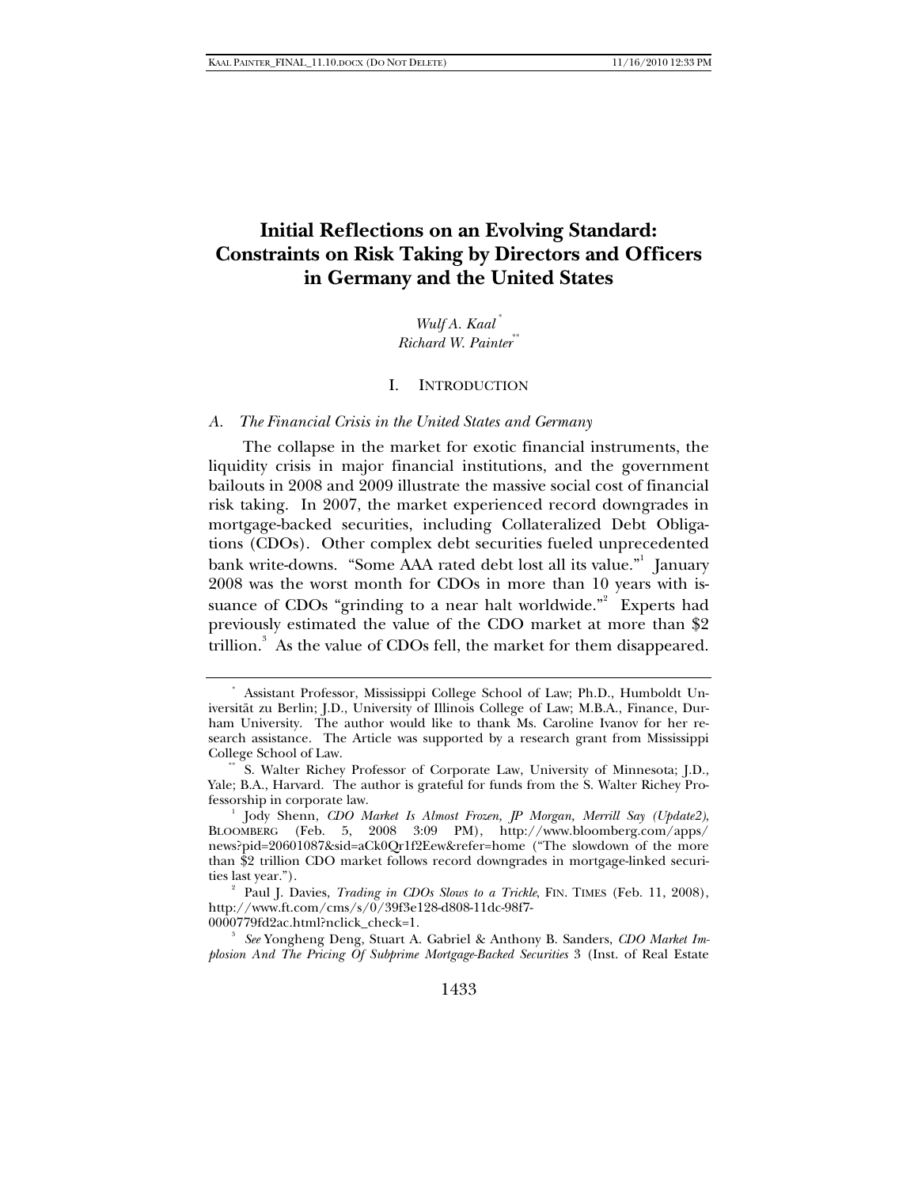# Initial Reflections on an Evolving Standard: Constraints on Risk Taking by Directors and Officers in Germany and the United States

*Wulf A. Kaal*[*]
*Richard W. Painter*[**]

## I. INTRODUCTION

### *A. The Financial Crisis in the United States and Germany*

The collapse in the market for exotic financial instruments, the liquidity crisis in major financial institutions, and the government bailouts in 2008 and 2009 illustrate the massive social cost of financial risk taking. In 2007, the market experienced record downgrades in mortgage-backed securities, including Collateralized Debt Obligations (CDOs). Other complex debt securities fueled unprecedented bank write-downs. "Some AAA rated debt lost all its value."[1] January 2008 was the worst month for CDOs in more than 10 years with issuance of CDOs "grinding to a near halt worldwide."[2] Experts had previously estimated the value of the CDO market at more than $2 trillion.[3] As the value of CDOs fell, the market for them disappeared.

---

[*] Assistant Professor, Mississippi College School of Law; Ph.D., Humboldt Universität zu Berlin; J.D., University of Illinois College of Law; M.B.A., Finance, Durham University. The author would like to thank Ms. Caroline Ivanov for her research assistance. The Article was supported by a research grant from Mississippi College School of Law.

[**] S. Walter Richey Professor of Corporate Law, University of Minnesota; J.D., Yale; B.A., Harvard. The author is grateful for funds from the S. Walter Richey Professorship in corporate law.

[1] Jody Shenn, *CDO Market Is Almost Frozen, JP Morgan, Merrill Say (Update2)*, BLOOMBERG (Feb. 5, 2008 3:09 PM), http://www.bloomberg.com/apps/news?pid=20601087&sid=aCk0Qr1f2Eew&refer=home ("The slowdown of the more than $2 trillion CDO market follows record downgrades in mortgage-linked securities last year.").

[2] Paul J. Davies, *Trading in CDOs Slows to a Trickle*, FIN. TIMES (Feb. 11, 2008), http://www.ft.com/cms/s/0/39f3e128-d808-11dc-98f7-0000779fd2ac.html?nclick_check=1.

[3] *See* Yongheng Deng, Stuart A. Gabriel & Anthony B. Sanders, *CDO Market Implosion And The Pricing Of Subprime Mortgage-Backed Securities* 3 (Inst. of Real Estate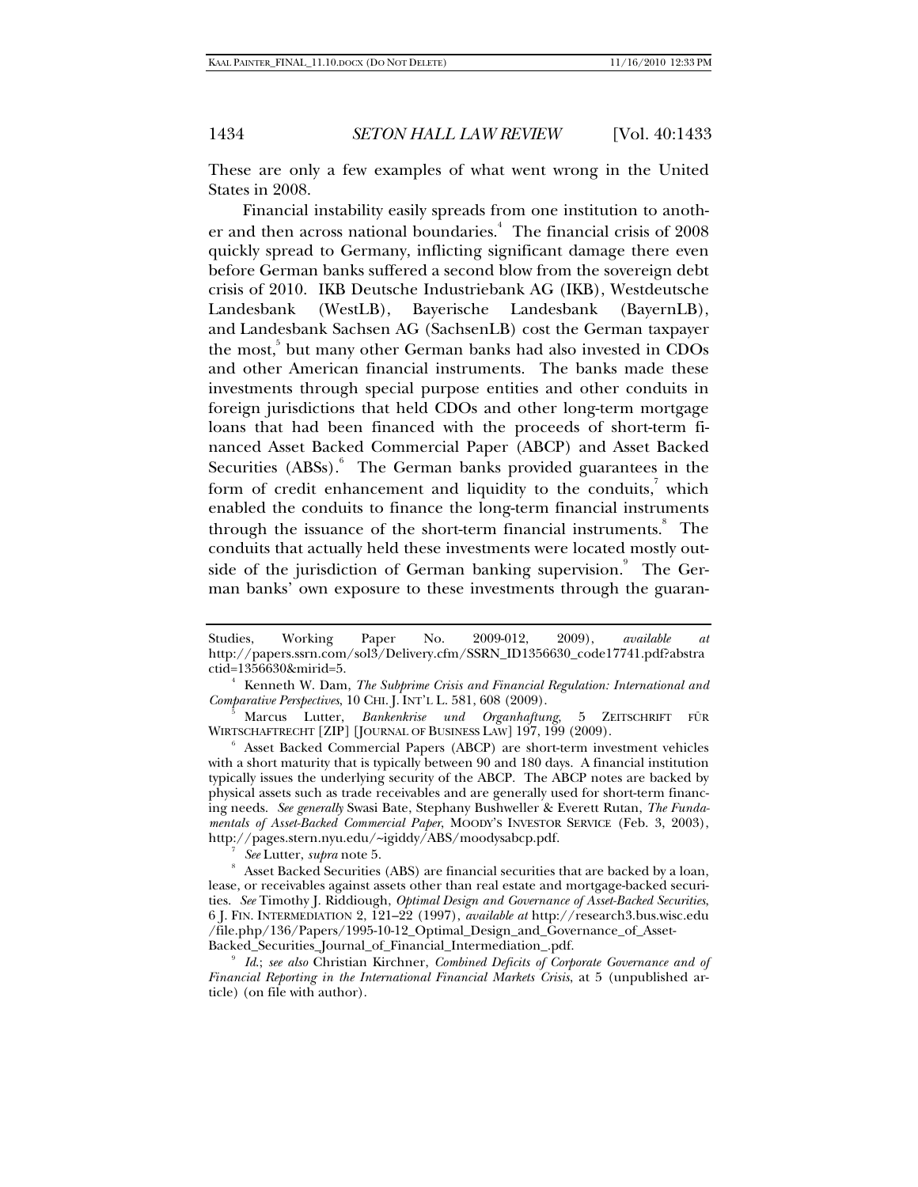These are only a few examples of what went wrong in the United States in 2008.

Financial instability easily spreads from one institution to another and then across national boundaries.[4] The financial crisis of 2008 quickly spread to Germany, inflicting significant damage there even before German banks suffered a second blow from the sovereign debt crisis of 2010. IKB Deutsche Industriebank AG (IKB), Westdeutsche Landesbank (WestLB), Bayerische Landesbank (BayernLB), and Landesbank Sachsen AG (SachsenLB) cost the German taxpayer the most,[5] but many other German banks had also invested in CDOs and other American financial instruments. The banks made these investments through special purpose entities and other conduits in foreign jurisdictions that held CDOs and other long-term mortgage loans that had been financed with the proceeds of short-term financed Asset Backed Commercial Paper (ABCP) and Asset Backed Securities (ABSs).[6] The German banks provided guarantees in the form of credit enhancement and liquidity to the conduits,[7] which enabled the conduits to finance the long-term financial instruments through the issuance of the short-term financial instruments.[8] The conduits that actually held these investments were located mostly outside of the jurisdiction of German banking supervision.[9] The German banks' own exposure to these investments through the guaran-

---

Studies, Working Paper No. 2009-012, 2009), *available at* http://papers.ssrn.com/sol3/Delivery.cfm/SSRN_ID1356630_code17741.pdf?abstractid=1356630&mirid=5.

[4] Kenneth W. Dam, *The Subprime Crisis and Financial Regulation: International and Comparative Perspectives*, 10 CHI. J. INT'L L. 581, 608 (2009).

[5] Marcus Lutter, *Bankenkrise und Organhaftung*, 5 ZEITSCHRIFT FÜR WIRTSCHAFTRECHT [ZIP] [JOURNAL OF BUSINESS LAW] 197, 199 (2009).

[6] Asset Backed Commercial Papers (ABCP) are short-term investment vehicles with a short maturity that is typically between 90 and 180 days. A financial institution typically issues the underlying security of the ABCP. The ABCP notes are backed by physical assets such as trade receivables and are generally used for short-term financing needs. *See generally* Swasi Bate, Stephany Bushweller & Everett Rutan, *The Fundamentals of Asset-Backed Commercial Paper*, MOODY'S INVESTOR SERVICE (Feb. 3, 2003), http://pages.stern.nyu.edu/~igiddy/ABS/moodysabcp.pdf.

[7] *See* Lutter, *supra* note 5.

[8] Asset Backed Securities (ABS) are financial securities that are backed by a loan, lease, or receivables against assets other than real estate and mortgage-backed securities. *See* Timothy J. Riddiough, *Optimal Design and Governance of Asset-Backed Securities*, 6 J. FIN. INTERMEDIATION 2, 121–22 (1997), *available at* http://research3.bus.wisc.edu/file.php/136/Papers/1995-10-12_Optimal_Design_and_Governance_of_Asset-Backed_Securities_Journal_of_Financial_Intermediation_.pdf.

[9] *Id.*; *see also* Christian Kirchner, *Combined Deficits of Corporate Governance and of Financial Reporting in the International Financial Markets Crisis*, at 5 (unpublished article) (on file with author).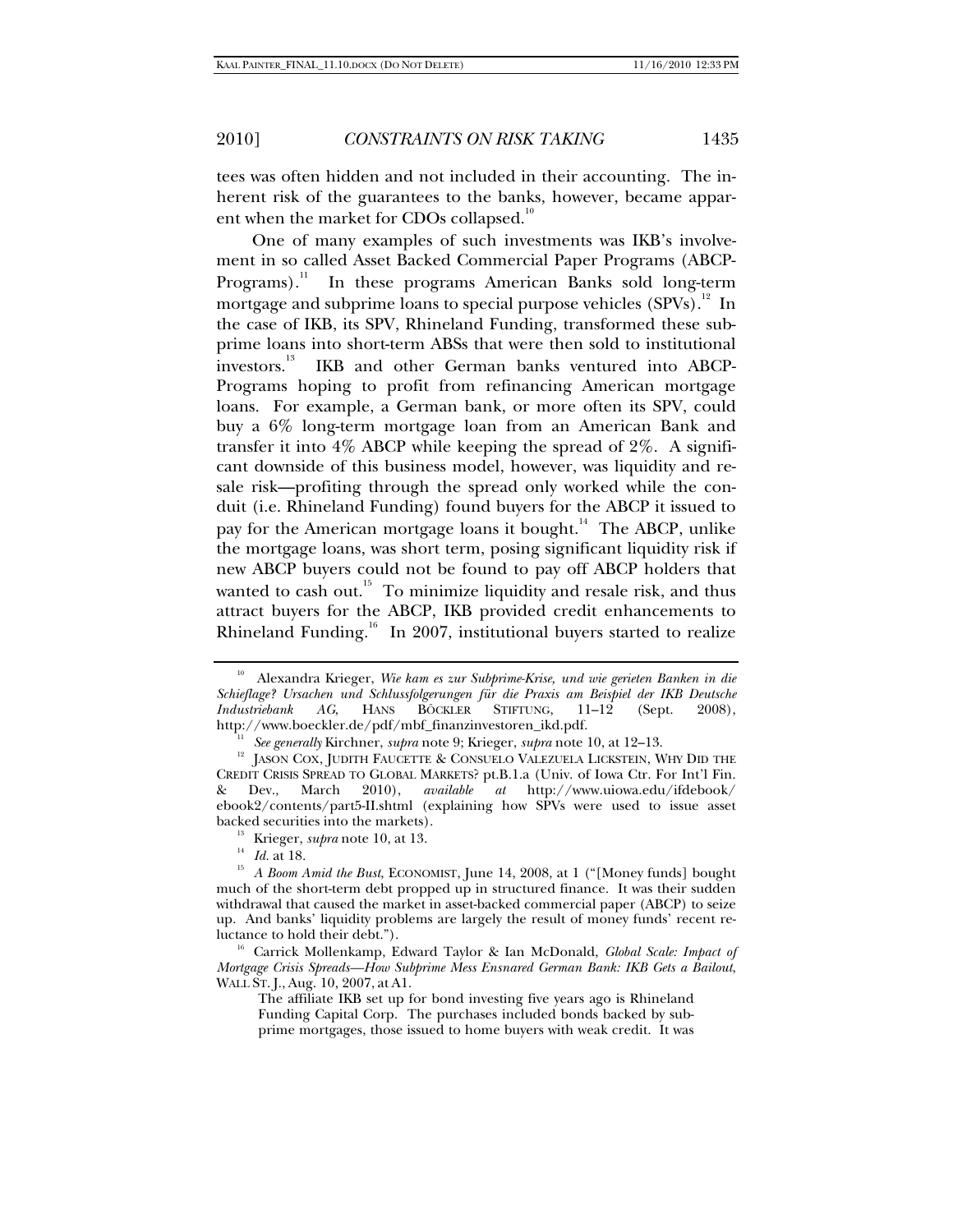tees was often hidden and not included in their accounting. The inherent risk of the guarantees to the banks, however, became apparent when the market for CDOs collapsed.[10]

One of many examples of such investments was IKB's involvement in so called Asset Backed Commercial Paper Programs (ABCP-Programs).[11] In these programs American Banks sold long-term mortgage and subprime loans to special purpose vehicles (SPVs).[12] In the case of IKB, its SPV, Rhineland Funding, transformed these subprime loans into short-term ABSs that were then sold to institutional investors.[13] IKB and other German banks ventured into ABCP-Programs hoping to profit from refinancing American mortgage loans. For example, a German bank, or more often its SPV, could buy a 6% long-term mortgage loan from an American Bank and transfer it into 4% ABCP while keeping the spread of 2%. A significant downside of this business model, however, was liquidity and resale risk—profiting through the spread only worked while the conduit (i.e. Rhineland Funding) found buyers for the ABCP it issued to pay for the American mortgage loans it bought.[14] The ABCP, unlike the mortgage loans, was short term, posing significant liquidity risk if new ABCP buyers could not be found to pay off ABCP holders that wanted to cash out.[15] To minimize liquidity and resale risk, and thus attract buyers for the ABCP, IKB provided credit enhancements to Rhineland Funding.[16] In 2007, institutional buyers started to realize

---

[10] Alexandra Krieger, *Wie kam es zur Subprime-Krise, und wie gerieten Banken in die Schieflage? Ursachen und Schlussfolgerungen für die Praxis am Beispiel der IKB Deutsche Industriebank AG*, HANS BÖCKLER STIFTUNG, 11–12 (Sept. 2008), http://www.boeckler.de/pdf/mbf_finanzinvestoren_ikd.pdf.

[11] *See generally* Kirchner, *supra* note 9; Krieger, *supra* note 10, at 12–13.

[12] JASON COX, JUDITH FAUCETTE & CONSUELO VALEZUELA LICKSTEIN, WHY DID THE CREDIT CRISIS SPREAD TO GLOBAL MARKETS? pt.B.1.a (Univ. of Iowa Ctr. For Int'l Fin. & Dev., March 2010), *available at* http://www.uiowa.edu/ifdebook/ebook2/contents/part5-II.shtml (explaining how SPVs were used to issue asset backed securities into the markets).

[13] Krieger, *supra* note 10, at 13.

[14] *Id.* at 18.

[15] *A Boom Amid the Bust*, ECONOMIST, June 14, 2008, at 1 ("[Money funds] bought much of the short-term debt propped up in structured finance. It was their sudden withdrawal that caused the market in asset-backed commercial paper (ABCP) to seize up. And banks' liquidity problems are largely the result of money funds' recent reluctance to hold their debt.").

[16] Carrick Mollenkamp, Edward Taylor & Ian McDonald, *Global Scale: Impact of Mortgage Crisis Spreads—How Subprime Mess Ensnared German Bank: IKB Gets a Bailout*, WALL ST. J., Aug. 10, 2007, at A1.

> The affiliate IKB set up for bond investing five years ago is Rhineland Funding Capital Corp. The purchases included bonds backed by subprime mortgages, those issued to home buyers with weak credit. It was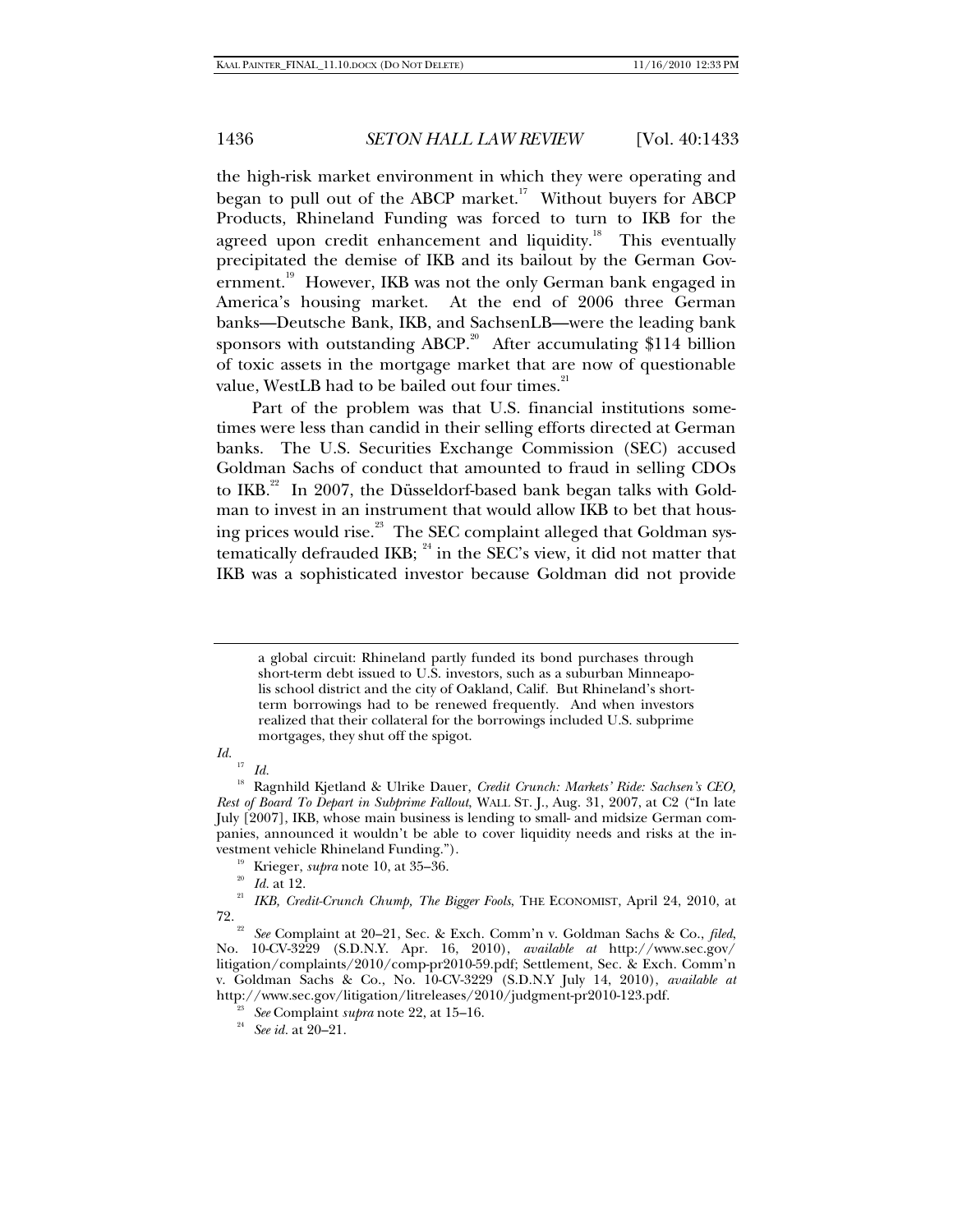the high-risk market environment in which they were operating and began to pull out of the ABCP market.[17] Without buyers for ABCP Products, Rhineland Funding was forced to turn to IKB for the agreed upon credit enhancement and liquidity.[18] This eventually precipitated the demise of IKB and its bailout by the German Government.[19] However, IKB was not the only German bank engaged in America's housing market. At the end of 2006 three German banks—Deutsche Bank, IKB, and SachsenLB—were the leading bank sponsors with outstanding ABCP.[20] After accumulating $114 billion of toxic assets in the mortgage market that are now of questionable value, WestLB had to be bailed out four times.[21]

Part of the problem was that U.S. financial institutions sometimes were less than candid in their selling efforts directed at German banks. The U.S. Securities Exchange Commission (SEC) accused Goldman Sachs of conduct that amounted to fraud in selling CDOs to IKB.[22] In 2007, the Düsseldorf-based bank began talks with Goldman to invest in an instrument that would allow IKB to bet that housing prices would rise.[23] The SEC complaint alleged that Goldman systematically defrauded IKB; [24] in the SEC's view, it did not matter that IKB was a sophisticated investor because Goldman did not provide

---

> a global circuit: Rhineland partly funded its bond purchases through short-term debt issued to U.S. investors, such as a suburban Minneapolis school district and the city of Oakland, Calif. But Rhineland's short-term borrowings had to be renewed frequently. And when investors realized that their collateral for the borrowings included U.S. subprime mortgages, they shut off the spigot.

*Id.*

[17] *Id.*

[18] Ragnhild Kjetland & Ulrike Dauer, *Credit Crunch: Markets' Ride: Sachsen's CEO, Rest of Board To Depart in Subprime Fallout*, WALL ST. J., Aug. 31, 2007, at C2 ("In late July [2007], IKB, whose main business is lending to small- and midsize German companies, announced it wouldn't be able to cover liquidity needs and risks at the investment vehicle Rhineland Funding.").

[19] Krieger, *supra* note 10, at 35–36.

[20] *Id.* at 12.

[21] *IKB, Credit-Crunch Chump, The Bigger Fools*, THE ECONOMIST, April 24, 2010, at 72.

[22] *See* Complaint at 20–21, Sec. & Exch. Comm'n v. Goldman Sachs & Co., *filed*, No. 10-CV-3229 (S.D.N.Y. Apr. 16, 2010), *available at* http://www.sec.gov/litigation/complaints/2010/comp-pr2010-59.pdf; Settlement, Sec. & Exch. Comm'n v. Goldman Sachs & Co., No. 10-CV-3229 (S.D.N.Y July 14, 2010), *available at* http://www.sec.gov/litigation/litreleases/2010/judgment-pr2010-123.pdf.

[23] *See* Complaint *supra* note 22, at 15–16.

[24] *See id.* at 20–21.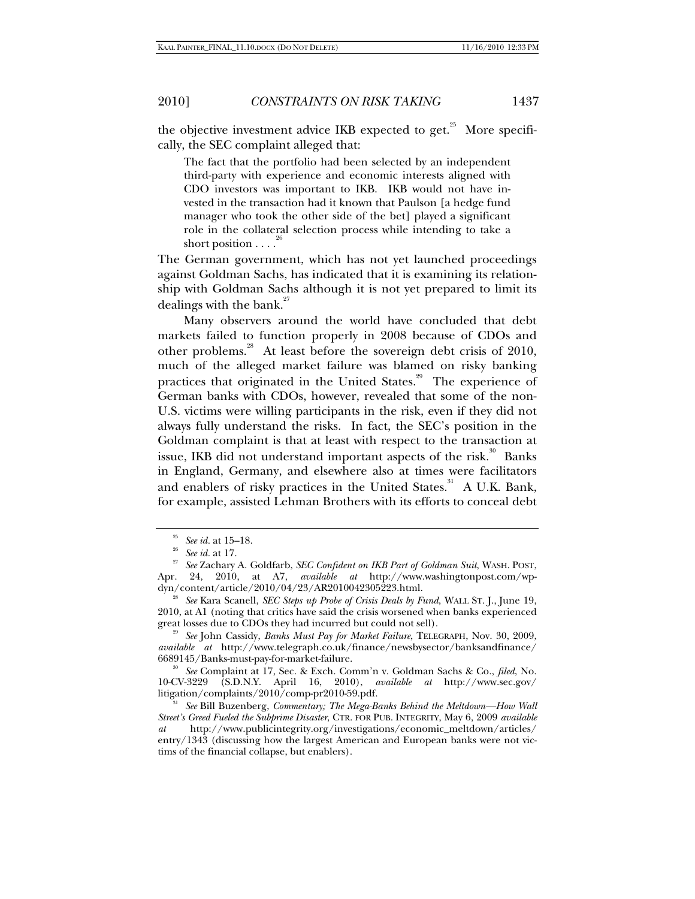the objective investment advice IKB expected to get.[25] More specifically, the SEC complaint alleged that:

> The fact that the portfolio had been selected by an independent third-party with experience and economic interests aligned with CDO investors was important to IKB. IKB would not have invested in the transaction had it known that Paulson [a hedge fund manager who took the other side of the bet] played a significant role in the collateral selection process while intending to take a short position . . . .[26]

The German government, which has not yet launched proceedings against Goldman Sachs, has indicated that it is examining its relationship with Goldman Sachs although it is not yet prepared to limit its dealings with the bank.[27]

Many observers around the world have concluded that debt markets failed to function properly in 2008 because of CDOs and other problems.[28] At least before the sovereign debt crisis of 2010, much of the alleged market failure was blamed on risky banking practices that originated in the United States.[29] The experience of German banks with CDOs, however, revealed that some of the non-U.S. victims were willing participants in the risk, even if they did not always fully understand the risks. In fact, the SEC's position in the Goldman complaint is that at least with respect to the transaction at issue, IKB did not understand important aspects of the risk.[30] Banks in England, Germany, and elsewhere also at times were facilitators and enablers of risky practices in the United States.[31] A U.K. Bank, for example, assisted Lehman Brothers with its efforts to conceal debt

---

[25] *See id.* at 15–18.

[26] *See id.* at 17.

[27] *See* Zachary A. Goldfarb, *SEC Confident on IKB Part of Goldman Suit*, WASH. POST, Apr. 24, 2010, at A7, *available at* http://www.washingtonpost.com/wp-dyn/content/article/2010/04/23/AR2010042305223.html.

[28] *See* Kara Scanell, *SEC Steps up Probe of Crisis Deals by Fund*, WALL ST. J., June 19, 2010, at A1 (noting that critics have said the crisis worsened when banks experienced great losses due to CDOs they had incurred but could not sell).

[29] *See* John Cassidy, *Banks Must Pay for Market Failure*, TELEGRAPH, Nov. 30, 2009, *available at* http://www.telegraph.co.uk/finance/newsbysector/banksandfinance/6689145/Banks-must-pay-for-market-failure.

[30] *See* Complaint at 17, Sec. & Exch. Comm'n v. Goldman Sachs & Co., *filed*, No. 10-CV-3229 (S.D.N.Y. April 16, 2010), *available at* http://www.sec.gov/litigation/complaints/2010/comp-pr2010-59.pdf.

[31] *See* Bill Buzenberg, *Commentary; The Mega-Banks Behind the Meltdown—How Wall Street's Greed Fueled the Subprime Disaster*, CTR. FOR PUB. INTEGRITY, May 6, 2009 *available at* http://www.publicintegrity.org/investigations/economic_meltdown/articles/entry/1343 (discussing how the largest American and European banks were not victims of the financial collapse, but enablers).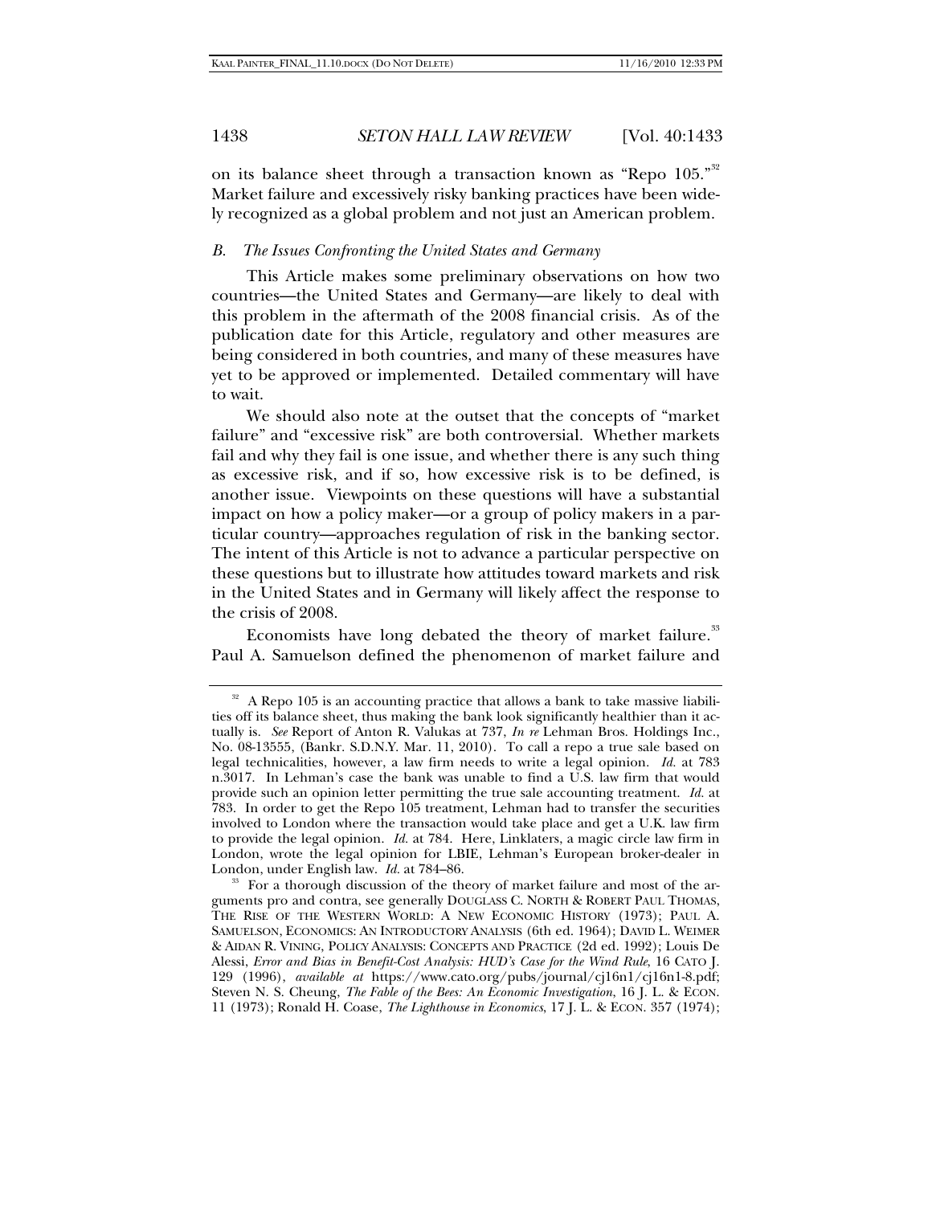on its balance sheet through a transaction known as "Repo 105."[32] Market failure and excessively risky banking practices have been widely recognized as a global problem and not just an American problem.

### *B. The Issues Confronting the United States and Germany*

This Article makes some preliminary observations on how two countries—the United States and Germany—are likely to deal with this problem in the aftermath of the 2008 financial crisis. As of the publication date for this Article, regulatory and other measures are being considered in both countries, and many of these measures have yet to be approved or implemented. Detailed commentary will have to wait.

We should also note at the outset that the concepts of "market failure" and "excessive risk" are both controversial. Whether markets fail and why they fail is one issue, and whether there is any such thing as excessive risk, and if so, how excessive risk is to be defined, is another issue. Viewpoints on these questions will have a substantial impact on how a policy maker—or a group of policy makers in a particular country—approaches regulation of risk in the banking sector. The intent of this Article is not to advance a particular perspective on these questions but to illustrate how attitudes toward markets and risk in the United States and in Germany will likely affect the response to the crisis of 2008.

Economists have long debated the theory of market failure.[33] Paul A. Samuelson defined the phenomenon of market failure and

---

[32] A Repo 105 is an accounting practice that allows a bank to take massive liabilities off its balance sheet, thus making the bank look significantly healthier than it actually is. *See* Report of Anton R. Valukas at 737, *In re* Lehman Bros. Holdings Inc., No. 08-13555, (Bankr. S.D.N.Y. Mar. 11, 2010). To call a repo a true sale based on legal technicalities, however, a law firm needs to write a legal opinion. *Id.* at 783 n.3017. In Lehman's case the bank was unable to find a U.S. law firm that would provide such an opinion letter permitting the true sale accounting treatment. *Id.* at 783. In order to get the Repo 105 treatment, Lehman had to transfer the securities involved to London where the transaction would take place and get a U.K. law firm to provide the legal opinion. *Id.* at 784. Here, Linklaters, a magic circle law firm in London, wrote the legal opinion for LBIE, Lehman's European broker-dealer in London, under English law. *Id.* at 784–86.

[33] For a thorough discussion of the theory of market failure and most of the arguments pro and contra, see generally DOUGLASS C. NORTH & ROBERT PAUL THOMAS, THE RISE OF THE WESTERN WORLD: A NEW ECONOMIC HISTORY (1973); PAUL A. SAMUELSON, ECONOMICS: AN INTRODUCTORY ANALYSIS (6th ed. 1964); DAVID L. WEIMER & AIDAN R. VINING, POLICY ANALYSIS: CONCEPTS AND PRACTICE (2d ed. 1992); Louis De Alessi, *Error and Bias in Benefit-Cost Analysis: HUD's Case for the Wind Rule*, 16 CATO J. 129 (1996), *available at* https://www.cato.org/pubs/journal/cj16n1/cj16n1-8.pdf; Steven N. S. Cheung, *The Fable of the Bees: An Economic Investigation*, 16 J. L. & ECON. 11 (1973); Ronald H. Coase, *The Lighthouse in Economics*, 17 J. L. & ECON. 357 (1974);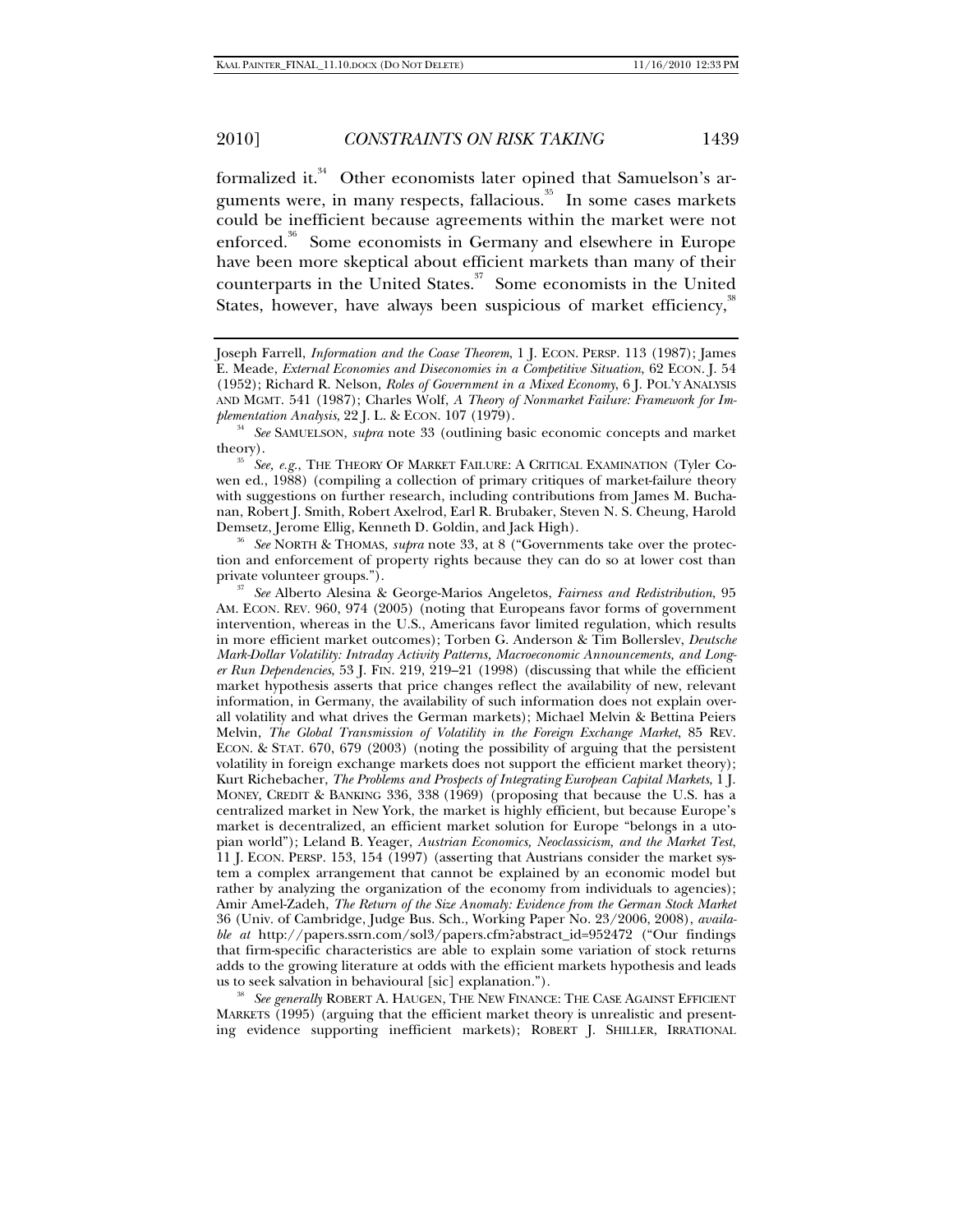formalized it.[34] Other economists later opined that Samuelson's arguments were, in many respects, fallacious.[35] In some cases markets could be inefficient because agreements within the market were not enforced.[36] Some economists in Germany and elsewhere in Europe have been more skeptical about efficient markets than many of their counterparts in the United States.[37] Some economists in the United States, however, have always been suspicious of market efficiency,[38]

---

Joseph Farrell, *Information and the Coase Theorem*, 1 J. ECON. PERSP. 113 (1987); James E. Meade, *External Economies and Diseconomies in a Competitive Situation*, 62 ECON. J. 54 (1952); Richard R. Nelson, *Roles of Government in a Mixed Economy*, 6 J. POL'Y ANALYSIS AND MGMT. 541 (1987); Charles Wolf, *A Theory of Nonmarket Failure: Framework for Implementation Analysis*, 22 J. L. & ECON. 107 (1979).

[34] *See* SAMUELSON, *supra* note 33 (outlining basic economic concepts and market theory).

[35] *See, e.g.*, THE THEORY OF MARKET FAILURE: A CRITICAL EXAMINATION (Tyler Cowen ed., 1988) (compiling a collection of primary critiques of market-failure theory with suggestions on further research, including contributions from James M. Buchanan, Robert J. Smith, Robert Axelrod, Earl R. Brubaker, Steven N. S. Cheung, Harold Demsetz, Jerome Ellig, Kenneth D. Goldin, and Jack High).

[36] *See* NORTH & THOMAS, *supra* note 33, at 8 ("Governments take over the protection and enforcement of property rights because they can do so at lower cost than private volunteer groups.").

[37] *See* Alberto Alesina & George-Marios Angeletos, *Fairness and Redistribution*, 95 AM. ECON. REV. 960, 974 (2005) (noting that Europeans favor forms of government intervention, whereas in the U.S., Americans favor limited regulation, which results in more efficient market outcomes); Torben G. Anderson & Tim Bollerslev, *Deutsche Mark-Dollar Volatility: Intraday Activity Patterns, Macroeconomic Announcements, and Longer Run Dependencies*, 53 J. FIN. 219, 219–21 (1998) (discussing that while the efficient market hypothesis asserts that price changes reflect the availability of new, relevant information, in Germany, the availability of such information does not explain overall volatility and what drives the German markets); Michael Melvin & Bettina Peiers Melvin, *The Global Transmission of Volatility in the Foreign Exchange Market*, 85 REV. ECON. & STAT. 670, 679 (2003) (noting the possibility of arguing that the persistent volatility in foreign exchange markets does not support the efficient market theory); Kurt Richebacher, *The Problems and Prospects of Integrating European Capital Markets*, 1 J. MONEY, CREDIT & BANKING 336, 338 (1969) (proposing that because the U.S. has a centralized market in New York, the market is highly efficient, but because Europe's market is decentralized, an efficient market solution for Europe "belongs in a utopian world"); Leland B. Yeager, *Austrian Economics, Neoclassicism, and the Market Test*, 11 J. ECON. PERSP. 153, 154 (1997) (asserting that Austrians consider the market system a complex arrangement that cannot be explained by an economic model but rather by analyzing the organization of the economy from individuals to agencies); Amir Amel-Zadeh, *The Return of the Size Anomaly: Evidence from the German Stock Market* 36 (Univ. of Cambridge, Judge Bus. Sch., Working Paper No. 23/2006, 2008), *available at* http://papers.ssrn.com/sol3/papers.cfm?abstract_id=952472 ("Our findings that firm-specific characteristics are able to explain some variation of stock returns adds to the growing literature at odds with the efficient markets hypothesis and leads us to seek salvation in behavioural [sic] explanation.").

[38] *See generally* ROBERT A. HAUGEN, THE NEW FINANCE: THE CASE AGAINST EFFICIENT MARKETS (1995) (arguing that the efficient market theory is unrealistic and presenting evidence supporting inefficient markets); ROBERT J. SHILLER, IRRATIONAL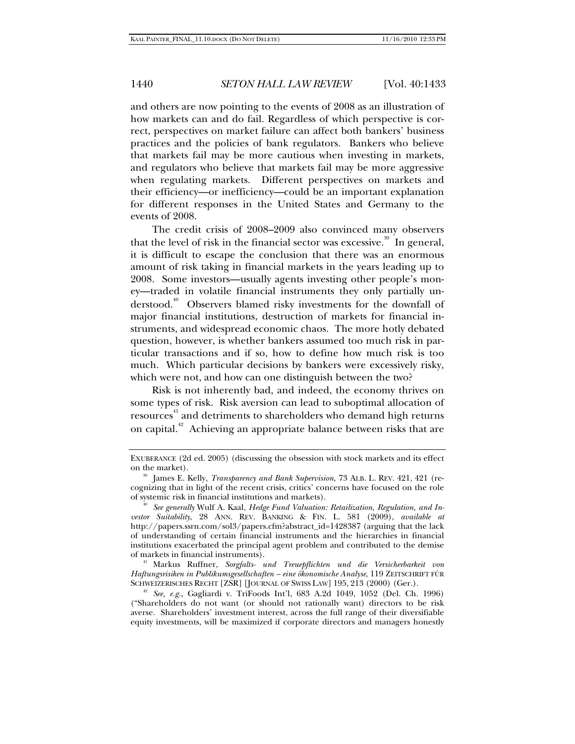and others are now pointing to the events of 2008 as an illustration of how markets can and do fail. Regardless of which perspective is correct, perspectives on market failure can affect both bankers' business practices and the policies of bank regulators. Bankers who believe that markets fail may be more cautious when investing in markets, and regulators who believe that markets fail may be more aggressive when regulating markets. Different perspectives on markets and their efficiency—or inefficiency—could be an important explanation for different responses in the United States and Germany to the events of 2008.

The credit crisis of 2008–2009 also convinced many observers that the level of risk in the financial sector was excessive.[39] In general, it is difficult to escape the conclusion that there was an enormous amount of risk taking in financial markets in the years leading up to 2008. Some investors—usually agents investing other people's money—traded in volatile financial instruments they only partially understood.[40] Observers blamed risky investments for the downfall of major financial institutions, destruction of markets for financial instruments, and widespread economic chaos. The more hotly debated question, however, is whether bankers assumed too much risk in particular transactions and if so, how to define how much risk is too much. Which particular decisions by bankers were excessively risky, which were not, and how can one distinguish between the two?

Risk is not inherently bad, and indeed, the economy thrives on some types of risk. Risk aversion can lead to suboptimal allocation of resources[41] and detriments to shareholders who demand high returns on capital.[42] Achieving an appropriate balance between risks that are

---

EXUBERANCE (2d ed. 2005) (discussing the obsession with stock markets and its effect on the market).

[39] James E. Kelly, *Transparency and Bank Supervision*, 73 ALB. L. REV. 421, 421 (recognizing that in light of the recent crisis, critics' concerns have focused on the role of systemic risk in financial institutions and markets).

[40] *See generally* Wulf A. Kaal, *Hedge Fund Valuation: Retailization, Regulation, and Investor Suitability*, 28 ANN. REV. BANKING & FIN. L. 581 (2009), *available at* http://papers.ssrn.com/sol3/papers.cfm?abstract_id=1428387 (arguing that the lack of understanding of certain financial instruments and the hierarchies in financial institutions exacerbated the principal agent problem and contributed to the demise of markets in financial instruments).

[41] Markus Ruffner, *Sorgfalts- und Treuepflichten und die Versicherbarkeit von Haftungsrisiken in Publikumsgesellschaften – eine ökonomische Analyse*, 119 ZEITSCHRIFT FÜR SCHWEIZERISCHES RECHT [ZSR] [JOURNAL OF SWISS LAW] 195, 213 (2000) (Ger.).

[42] *See, e.g.*, Gagliardi v. TriFoods Int'l, 683 A.2d 1049, 1052 (Del. Ch. 1996) ("Shareholders do not want (or should not rationally want) directors to be risk averse. Shareholders' investment interest, across the full range of their diversifiable equity investments, will be maximized if corporate directors and managers honestly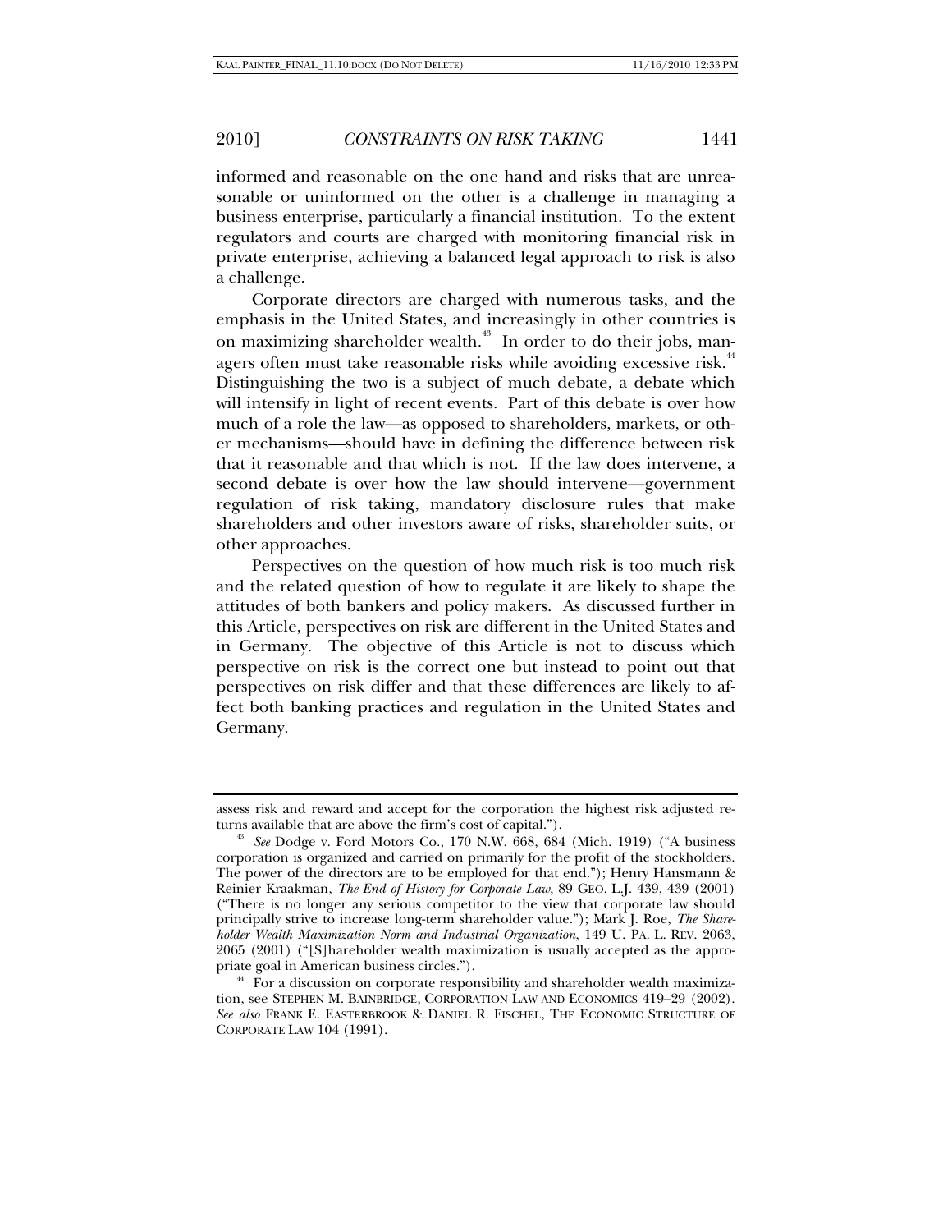informed and reasonable on the one hand and risks that are unreasonable or uninformed on the other is a challenge in managing a business enterprise, particularly a financial institution. To the extent regulators and courts are charged with monitoring financial risk in private enterprise, achieving a balanced legal approach to risk is also a challenge.

Corporate directors are charged with numerous tasks, and the emphasis in the United States, and increasingly in other countries is on maximizing shareholder wealth.[43] In order to do their jobs, managers often must take reasonable risks while avoiding excessive risk.[44] Distinguishing the two is a subject of much debate, a debate which will intensify in light of recent events. Part of this debate is over how much of a role the law—as opposed to shareholders, markets, or other mechanisms—should have in defining the difference between risk that it reasonable and that which is not. If the law does intervene, a second debate is over how the law should intervene—government regulation of risk taking, mandatory disclosure rules that make shareholders and other investors aware of risks, shareholder suits, or other approaches.

Perspectives on the question of how much risk is too much risk and the related question of how to regulate it are likely to shape the attitudes of both bankers and policy makers. As discussed further in this Article, perspectives on risk are different in the United States and in Germany. The objective of this Article is not to discuss which perspective on risk is the correct one but instead to point out that perspectives on risk differ and that these differences are likely to affect both banking practices and regulation in the United States and Germany.

---

assess risk and reward and accept for the corporation the highest risk adjusted returns available that are above the firm's cost of capital.").

[43] *See* Dodge v. Ford Motors Co., 170 N.W. 668, 684 (Mich. 1919) ("A business corporation is organized and carried on primarily for the profit of the stockholders. The power of the directors are to be employed for that end."); Henry Hansmann & Reinier Kraakman, *The End of History for Corporate Law*, 89 GEO. L.J. 439, 439 (2001) ("There is no longer any serious competitor to the view that corporate law should principally strive to increase long-term shareholder value."); Mark J. Roe, *The Shareholder Wealth Maximization Norm and Industrial Organization*, 149 U. PA. L. REV. 2063, 2065 (2001) ("[S]hareholder wealth maximization is usually accepted as the appropriate goal in American business circles.").

[44] For a discussion on corporate responsibility and shareholder wealth maximization, see STEPHEN M. BAINBRIDGE, CORPORATION LAW AND ECONOMICS 419–29 (2002). *See also* FRANK E. EASTERBROOK & DANIEL R. FISCHEL, THE ECONOMIC STRUCTURE OF CORPORATE LAW 104 (1991).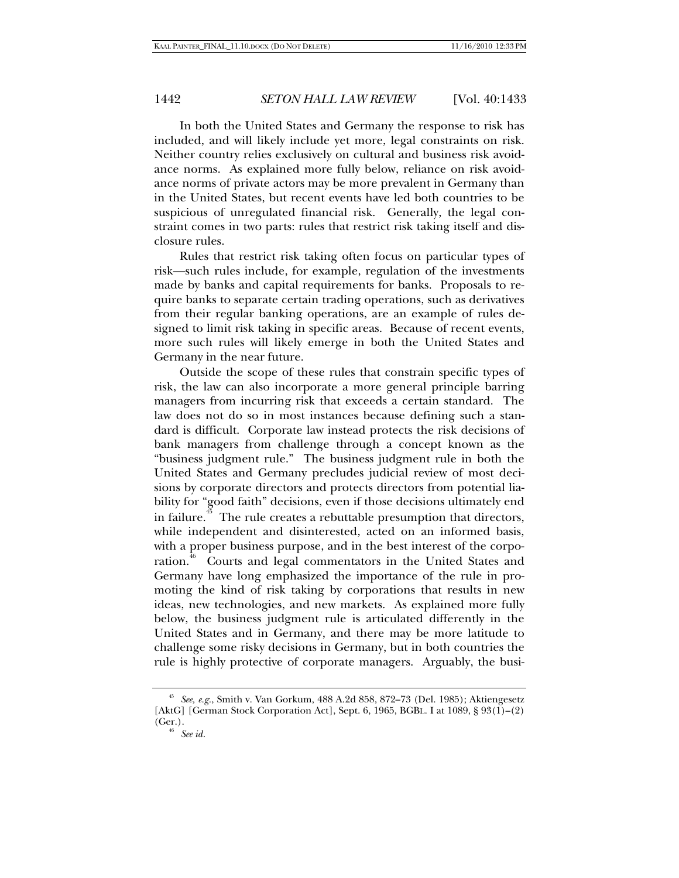In both the United States and Germany the response to risk has included, and will likely include yet more, legal constraints on risk. Neither country relies exclusively on cultural and business risk avoidance norms. As explained more fully below, reliance on risk avoidance norms of private actors may be more prevalent in Germany than in the United States, but recent events have led both countries to be suspicious of unregulated financial risk. Generally, the legal constraint comes in two parts: rules that restrict risk taking itself and disclosure rules.

Rules that restrict risk taking often focus on particular types of risk—such rules include, for example, regulation of the investments made by banks and capital requirements for banks. Proposals to require banks to separate certain trading operations, such as derivatives from their regular banking operations, are an example of rules designed to limit risk taking in specific areas. Because of recent events, more such rules will likely emerge in both the United States and Germany in the near future.

Outside the scope of these rules that constrain specific types of risk, the law can also incorporate a more general principle barring managers from incurring risk that exceeds a certain standard. The law does not do so in most instances because defining such a standard is difficult. Corporate law instead protects the risk decisions of bank managers from challenge through a concept known as the "business judgment rule." The business judgment rule in both the United States and Germany precludes judicial review of most decisions by corporate directors and protects directors from potential liability for "good faith" decisions, even if those decisions ultimately end in failure.[45] The rule creates a rebuttable presumption that directors, while independent and disinterested, acted on an informed basis, with a proper business purpose, and in the best interest of the corporation.[46] Courts and legal commentators in the United States and Germany have long emphasized the importance of the rule in promoting the kind of risk taking by corporations that results in new ideas, new technologies, and new markets. As explained more fully below, the business judgment rule is articulated differently in the United States and in Germany, and there may be more latitude to challenge some risky decisions in Germany, but in both countries the rule is highly protective of corporate managers. Arguably, the busi-

---

[45] *See, e.g.*, Smith v. Van Gorkum, 488 A.2d 858, 872–73 (Del. 1985); Aktiengesetz [AktG] [German Stock Corporation Act], Sept. 6, 1965, BGBL. I at 1089, § 93(1)–(2) (Ger.).

[46] *See id.*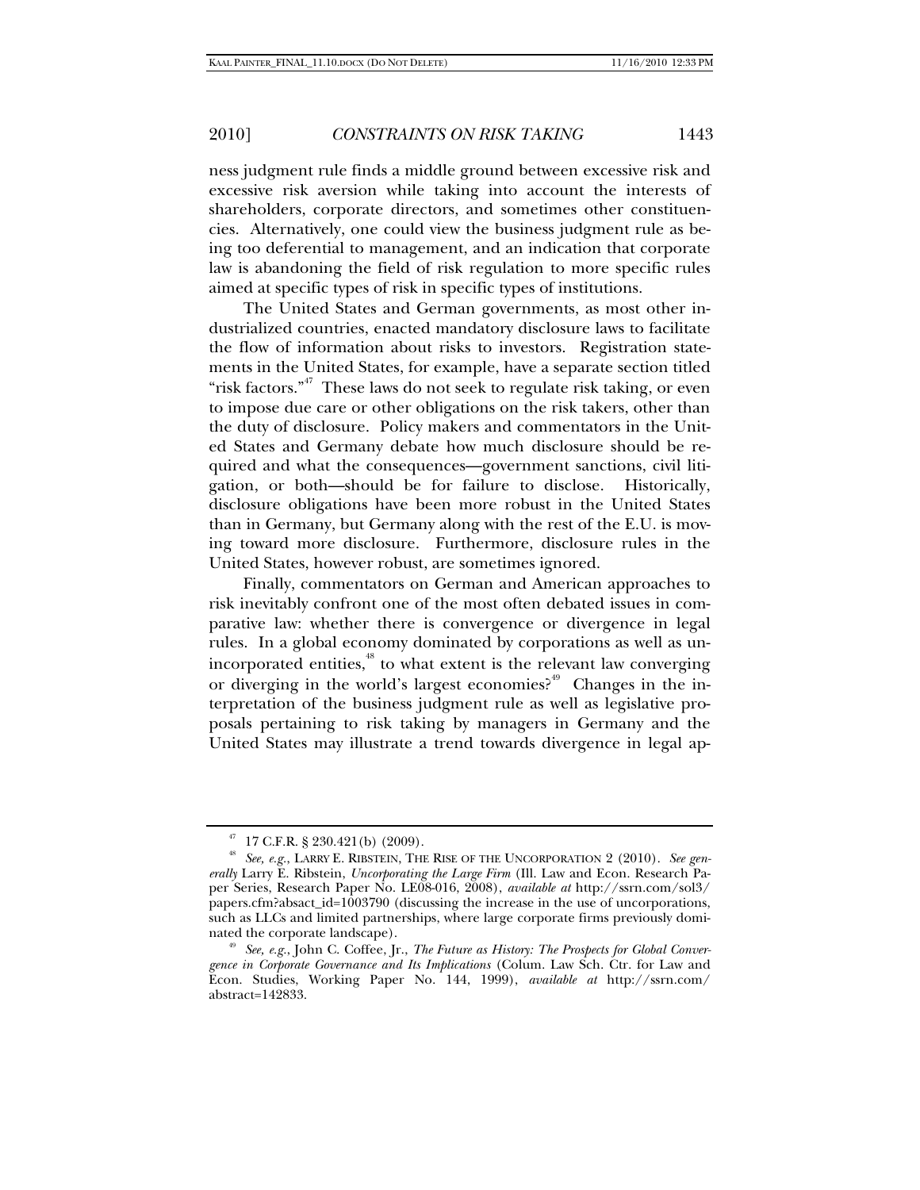ness judgment rule finds a middle ground between excessive risk and excessive risk aversion while taking into account the interests of shareholders, corporate directors, and sometimes other constituencies. Alternatively, one could view the business judgment rule as being too deferential to management, and an indication that corporate law is abandoning the field of risk regulation to more specific rules aimed at specific types of risk in specific types of institutions.

The United States and German governments, as most other industrialized countries, enacted mandatory disclosure laws to facilitate the flow of information about risks to investors. Registration statements in the United States, for example, have a separate section titled "risk factors."[47] These laws do not seek to regulate risk taking, or even to impose due care or other obligations on the risk takers, other than the duty of disclosure. Policy makers and commentators in the United States and Germany debate how much disclosure should be required and what the consequences—government sanctions, civil litigation, or both—should be for failure to disclose. Historically, disclosure obligations have been more robust in the United States than in Germany, but Germany along with the rest of the E.U. is moving toward more disclosure. Furthermore, disclosure rules in the United States, however robust, are sometimes ignored.

Finally, commentators on German and American approaches to risk inevitably confront one of the most often debated issues in comparative law: whether there is convergence or divergence in legal rules. In a global economy dominated by corporations as well as unincorporated entities,[48] to what extent is the relevant law converging or diverging in the world's largest economies?[49] Changes in the interpretation of the business judgment rule as well as legislative proposals pertaining to risk taking by managers in Germany and the United States may illustrate a trend towards divergence in legal ap-

---

[47] 17 C.F.R. § 230.421(b) (2009).

[48] *See, e.g.*, LARRY E. RIBSTEIN, THE RISE OF THE UNCORPORATION 2 (2010). *See generally* Larry E. Ribstein, *Uncorporating the Large Firm* (Ill. Law and Econ. Research Paper Series, Research Paper No. LE08-016, 2008), *available at* http://ssrn.com/sol3/papers.cfm?absact_id=1003790 (discussing the increase in the use of uncorporations, such as LLCs and limited partnerships, where large corporate firms previously dominated the corporate landscape).

[49] *See, e.g.*, John C. Coffee, Jr., *The Future as History: The Prospects for Global Convergence in Corporate Governance and Its Implications* (Colum. Law Sch. Ctr. for Law and Econ. Studies, Working Paper No. 144, 1999), *available at* http://ssrn.com/abstract=142833.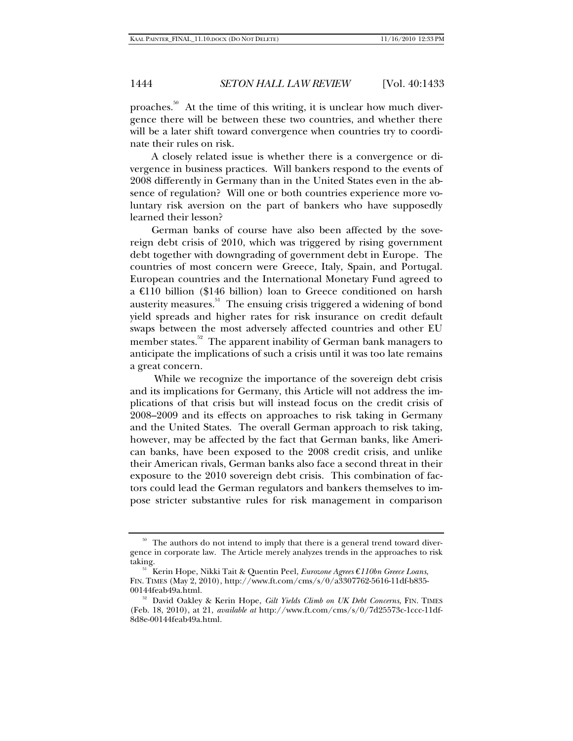proaches.[50] At the time of this writing, it is unclear how much divergence there will be between these two countries, and whether there will be a later shift toward convergence when countries try to coordinate their rules on risk.

A closely related issue is whether there is a convergence or divergence in business practices. Will bankers respond to the events of 2008 differently in Germany than in the United States even in the absence of regulation? Will one or both countries experience more voluntary risk aversion on the part of bankers who have supposedly learned their lesson?

German banks of course have also been affected by the sovereign debt crisis of 2010, which was triggered by rising government debt together with downgrading of government debt in Europe. The countries of most concern were Greece, Italy, Spain, and Portugal. European countries and the International Monetary Fund agreed to a €110 billion ($146 billion) loan to Greece conditioned on harsh austerity measures.[51] The ensuing crisis triggered a widening of bond yield spreads and higher rates for risk insurance on credit default swaps between the most adversely affected countries and other EU member states.[52] The apparent inability of German bank managers to anticipate the implications of such a crisis until it was too late remains a great concern.

While we recognize the importance of the sovereign debt crisis and its implications for Germany, this Article will not address the implications of that crisis but will instead focus on the credit crisis of 2008–2009 and its effects on approaches to risk taking in Germany and the United States. The overall German approach to risk taking, however, may be affected by the fact that German banks, like American banks, have been exposed to the 2008 credit crisis, and unlike their American rivals, German banks also face a second threat in their exposure to the 2010 sovereign debt crisis. This combination of factors could lead the German regulators and bankers themselves to impose stricter substantive rules for risk management in comparison

---

[50] The authors do not intend to imply that there is a general trend toward divergence in corporate law. The Article merely analyzes trends in the approaches to risk taking.

[51] Kerin Hope, Nikki Tait & Quentin Peel, *Eurozone Agrees €110bn Greece Loans*, FIN. TIMES (May 2, 2010), http://www.ft.com/cms/s/0/a3307762-5616-11df-b835-00144feab49a.html.

[52] David Oakley & Kerin Hope, *Gilt Yields Climb on UK Debt Concerns*, FIN. TIMES (Feb. 18, 2010), at 21, *available at* http://www.ft.com/cms/s/0/7d25573c-1ccc-11df-8d8e-00144feab49a.html.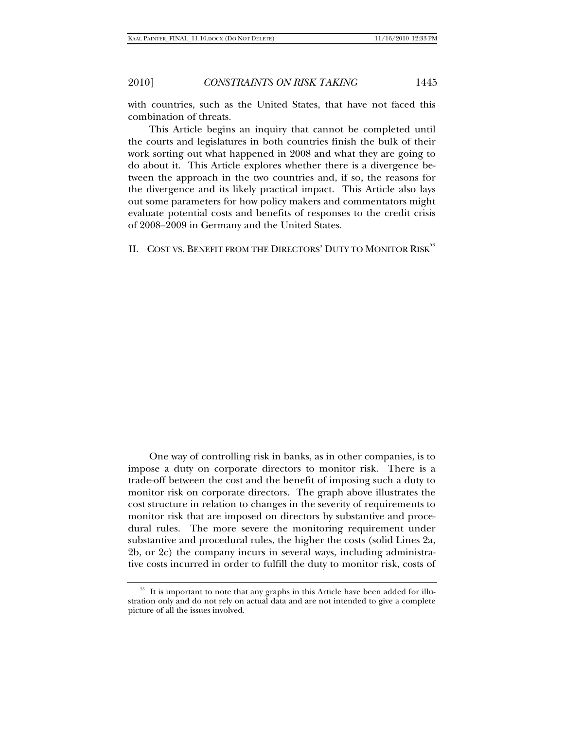with countries, such as the United States, that have not faced this combination of threats.

This Article begins an inquiry that cannot be completed until the courts and legislatures in both countries finish the bulk of their work sorting out what happened in 2008 and what they are going to do about it. This Article explores whether there is a divergence between the approach in the two countries and, if so, the reasons for the divergence and its likely practical impact. This Article also lays out some parameters for how policy makers and commentators might evaluate potential costs and benefits of responses to the credit crisis of 2008–2009 in Germany and the United States.

## II. COST VS. BENEFIT FROM THE DIRECTORS' DUTY TO MONITOR RISK[53]

One way of controlling risk in banks, as in other companies, is to impose a duty on corporate directors to monitor risk. There is a trade-off between the cost and the benefit of imposing such a duty to monitor risk on corporate directors. The graph above illustrates the cost structure in relation to changes in the severity of requirements to monitor risk that are imposed on directors by substantive and procedural rules. The more severe the monitoring requirement under substantive and procedural rules, the higher the costs (solid Lines 2a, 2b, or 2c) the company incurs in several ways, including administrative costs incurred in order to fulfill the duty to monitor risk, costs of

---

[53] It is important to note that any graphs in this Article have been added for illustration only and do not rely on actual data and are not intended to give a complete picture of all the issues involved.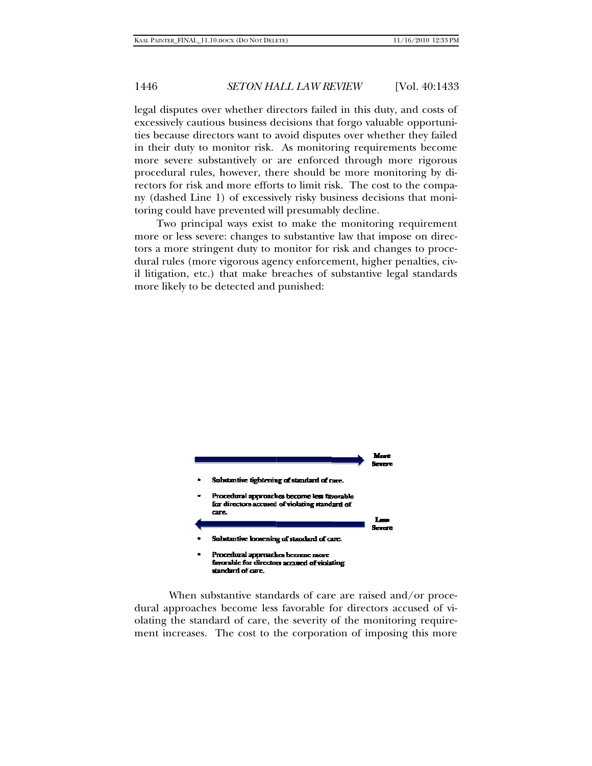legal disputes over whether directors failed in this duty, and costs of excessively cautious business decisions that forgo valuable opportunities because directors want to avoid disputes over whether they failed in their duty to monitor risk. As monitoring requirements become more severe substantively or are enforced through more rigorous procedural rules, however, there should be more monitoring by directors for risk and more efforts to limit risk. The cost to the company (dashed Line 1) of excessively risky business decisions that monitoring could have prevented will presumably decline.

Two principal ways exist to make the monitoring requirement more or less severe: changes to substantive law that impose on directors a more stringent duty to monitor for risk and changes to procedural rules (more vigorous agency enforcement, higher penalties, civil litigation, etc.) that make breaches of substantive legal standards more likely to be detected and punished:

**More Severe** →

- Substantive tightening of standard of care.
- Procedural approaches become less favorable for directors accused of violating standard of care.

← **Less Severe**

- Substantive loosening of standard of care.
- Procedural approaches become more favorable for directors accused of violating standard of care.

When substantive standards of care are raised and/or procedural approaches become less favorable for directors accused of violating the standard of care, the severity of the monitoring requirement increases. The cost to the corporation of imposing this more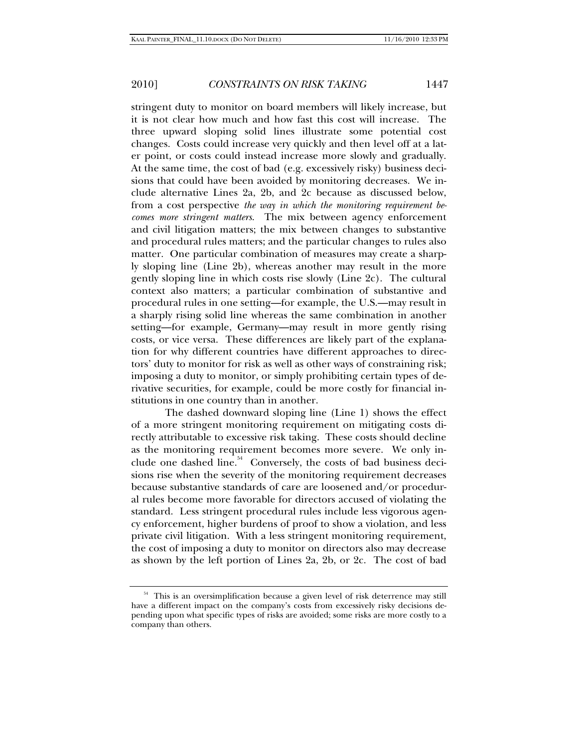stringent duty to monitor on board members will likely increase, but it is not clear how much and how fast this cost will increase. The three upward sloping solid lines illustrate some potential cost changes. Costs could increase very quickly and then level off at a later point, or costs could instead increase more slowly and gradually. At the same time, the cost of bad (e.g. excessively risky) business decisions that could have been avoided by monitoring decreases. We include alternative Lines 2a, 2b, and 2c because as discussed below, from a cost perspective *the way in which the monitoring requirement becomes more stringent matters*. The mix between agency enforcement and civil litigation matters; the mix between changes to substantive and procedural rules matters; and the particular changes to rules also matter. One particular combination of measures may create a sharply sloping line (Line 2b), whereas another may result in the more gently sloping line in which costs rise slowly (Line 2c). The cultural context also matters; a particular combination of substantive and procedural rules in one setting—for example, the U.S.—may result in a sharply rising solid line whereas the same combination in another setting—for example, Germany—may result in more gently rising costs, or vice versa. These differences are likely part of the explanation for why different countries have different approaches to directors' duty to monitor for risk as well as other ways of constraining risk; imposing a duty to monitor, or simply prohibiting certain types of derivative securities, for example, could be more costly for financial institutions in one country than in another.

The dashed downward sloping line (Line 1) shows the effect of a more stringent monitoring requirement on mitigating costs directly attributable to excessive risk taking. These costs should decline as the monitoring requirement becomes more severe. We only include one dashed line.[54] Conversely, the costs of bad business decisions rise when the severity of the monitoring requirement decreases because substantive standards of care are loosened and/or procedural rules become more favorable for directors accused of violating the standard. Less stringent procedural rules include less vigorous agency enforcement, higher burdens of proof to show a violation, and less private civil litigation. With a less stringent monitoring requirement, the cost of imposing a duty to monitor on directors also may decrease as shown by the left portion of Lines 2a, 2b, or 2c. The cost of bad

[54] This is an oversimplification because a given level of risk deterrence may still have a different impact on the company's costs from excessively risky decisions depending upon what specific types of risks are avoided; some risks are more costly to a company than others.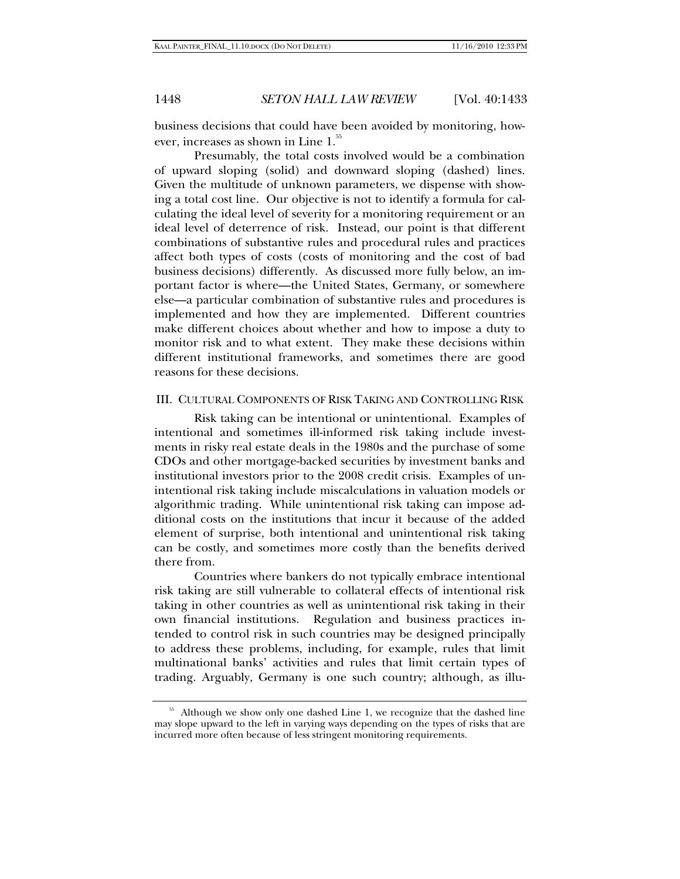business decisions that could have been avoided by monitoring, however, increases as shown in Line 1.[55]

Presumably, the total costs involved would be a combination of upward sloping (solid) and downward sloping (dashed) lines. Given the multitude of unknown parameters, we dispense with showing a total cost line. Our objective is not to identify a formula for calculating the ideal level of severity for a monitoring requirement or an ideal level of deterrence of risk. Instead, our point is that different combinations of substantive rules and procedural rules and practices affect both types of costs (costs of monitoring and the cost of bad business decisions) differently. As discussed more fully below, an important factor is where—the United States, Germany, or somewhere else—a particular combination of substantive rules and procedures is implemented and how they are implemented. Different countries make different choices about whether and how to impose a duty to monitor risk and to what extent. They make these decisions within different institutional frameworks, and sometimes there are good reasons for these decisions.

## III. CULTURAL COMPONENTS OF RISK TAKING AND CONTROLLING RISK

Risk taking can be intentional or unintentional. Examples of intentional and sometimes ill-informed risk taking include investments in risky real estate deals in the 1980s and the purchase of some CDOs and other mortgage-backed securities by investment banks and institutional investors prior to the 2008 credit crisis. Examples of unintentional risk taking include miscalculations in valuation models or algorithmic trading. While unintentional risk taking can impose additional costs on the institutions that incur it because of the added element of surprise, both intentional and unintentional risk taking can be costly, and sometimes more costly than the benefits derived there from.

Countries where bankers do not typically embrace intentional risk taking are still vulnerable to collateral effects of intentional risk taking in other countries as well as unintentional risk taking in their own financial institutions. Regulation and business practices intended to control risk in such countries may be designed principally to address these problems, including, for example, rules that limit multinational banks' activities and rules that limit certain types of trading. Arguably, Germany is one such country; although, as illu-

[55] Although we show only one dashed Line 1, we recognize that the dashed line may slope upward to the left in varying ways depending on the types of risks that are incurred more often because of less stringent monitoring requirements.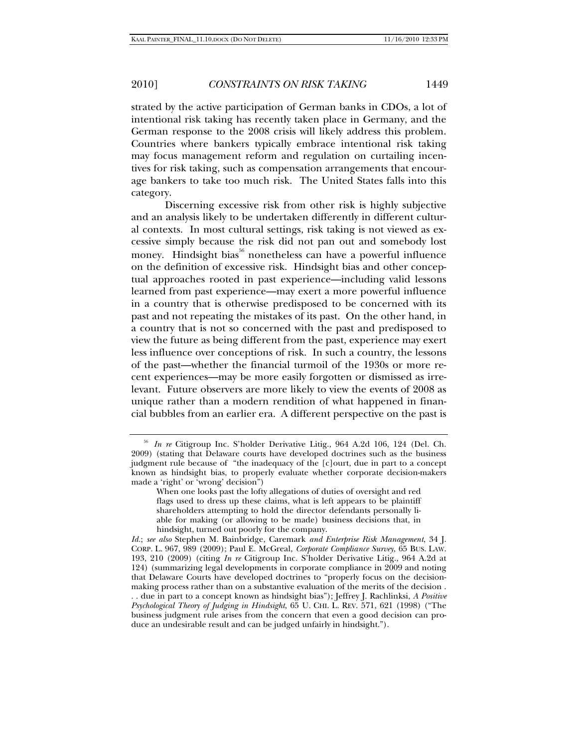strated by the active participation of German banks in CDOs, a lot of intentional risk taking has recently taken place in Germany, and the German response to the 2008 crisis will likely address this problem. Countries where bankers typically embrace intentional risk taking may focus management reform and regulation on curtailing incentives for risk taking, such as compensation arrangements that encourage bankers to take too much risk. The United States falls into this category.

Discerning excessive risk from other risk is highly subjective and an analysis likely to be undertaken differently in different cultural contexts. In most cultural settings, risk taking is not viewed as excessive simply because the risk did not pan out and somebody lost money. Hindsight bias[56] nonetheless can have a powerful influence on the definition of excessive risk. Hindsight bias and other conceptual approaches rooted in past experience—including valid lessons learned from past experience—may exert a more powerful influence in a country that is otherwise predisposed to be concerned with its past and not repeating the mistakes of its past. On the other hand, in a country that is not so concerned with the past and predisposed to view the future as being different from the past, experience may exert less influence over conceptions of risk. In such a country, the lessons of the past—whether the financial turmoil of the 1930s or more recent experiences—may be more easily forgotten or dismissed as irrelevant. Future observers are more likely to view the events of 2008 as unique rather than a modern rendition of what happened in financial bubbles from an earlier era. A different perspective on the past is

---

[56] *In re* Citigroup Inc. S'holder Derivative Litig., 964 A.2d 106, 124 (Del. Ch. 2009) (stating that Delaware courts have developed doctrines such as the business judgment rule because of "the inadequacy of the [c]ourt, due in part to a concept known as hindsight bias, to properly evaluate whether corporate decision-makers made a 'right' or 'wrong' decision")

> When one looks past the lofty allegations of duties of oversight and red flags used to dress up these claims, what is left appears to be plaintiff shareholders attempting to hold the director defendants personally liable for making (or allowing to be made) business decisions that, in hindsight, turned out poorly for the company.

*Id.*; *see also* Stephen M. Bainbridge, Caremark *and Enterprise Risk Management*, 34 J. CORP. L. 967, 989 (2009); Paul E. McGreal, *Corporate Compliance Survey*, 65 BUS. LAW. 193, 210 (2009) (citing *In re* Citigroup Inc. S'holder Derivative Litig., 964 A.2d at 124) (summarizing legal developments in corporate compliance in 2009 and noting that Delaware Courts have developed doctrines to "properly focus on the decision-making process rather than on a substantive evaluation of the merits of the decision . . . due in part to a concept known as hindsight bias"); Jeffrey J. Rachlinksi, *A Positive Psychological Theory of Judging in Hindsight*, 65 U. CHI. L. REV. 571, 621 (1998) ("The business judgment rule arises from the concern that even a good decision can produce an undesirable result and can be judged unfairly in hindsight.").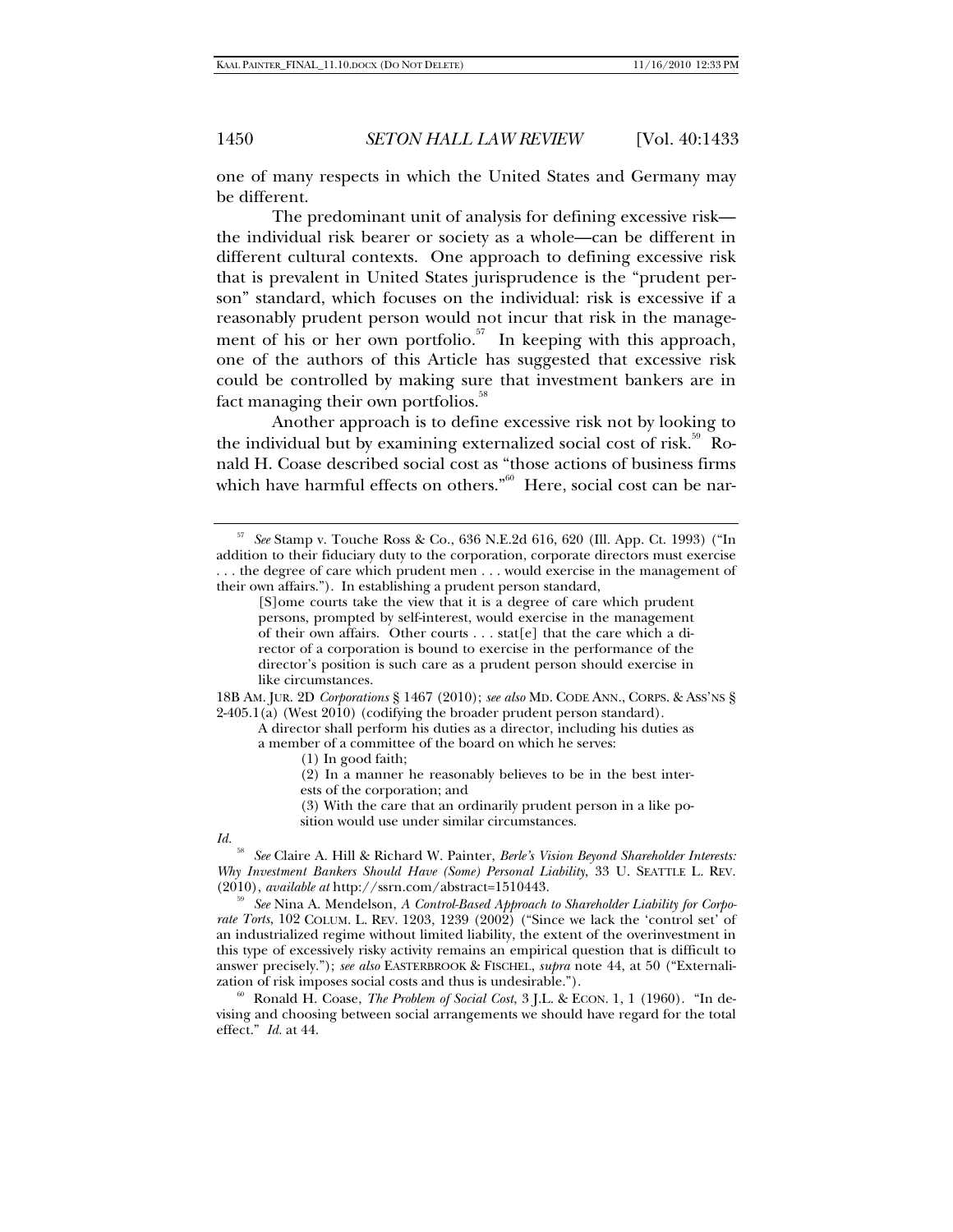one of many respects in which the United States and Germany may be different.

The predominant unit of analysis for defining excessive risk—the individual risk bearer or society as a whole—can be different in different cultural contexts. One approach to defining excessive risk that is prevalent in United States jurisprudence is the "prudent person" standard, which focuses on the individual: risk is excessive if a reasonably prudent person would not incur that risk in the management of his or her own portfolio.[57] In keeping with this approach, one of the authors of this Article has suggested that excessive risk could be controlled by making sure that investment bankers are in fact managing their own portfolios.[58]

Another approach is to define excessive risk not by looking to the individual but by examining externalized social cost of risk.[59] Ronald H. Coase described social cost as "those actions of business firms which have harmful effects on others."[60] Here, social cost can be nar-

---

[57] *See* Stamp v. Touche Ross & Co., 636 N.E.2d 616, 620 (Ill. App. Ct. 1993) ("In addition to their fiduciary duty to the corporation, corporate directors must exercise . . . the degree of care which prudent men . . . would exercise in the management of their own affairs."). In establishing a prudent person standard,

> [S]ome courts take the view that it is a degree of care which prudent persons, prompted by self-interest, would exercise in the management of their own affairs. Other courts . . . stat[e] that the care which a director of a corporation is bound to exercise in the performance of the director's position is such care as a prudent person should exercise in like circumstances.

18B AM. JUR. 2D *Corporations* § 1467 (2010); *see also* MD. CODE ANN., CORPS. & ASS'NS § 2-405.1(a) (West 2010) (codifying the broader prudent person standard).

> A director shall perform his duties as a director, including his duties as a member of a committee of the board on which he serves:
>
> (1) In good faith;
>
> (2) In a manner he reasonably believes to be in the best interests of the corporation; and
>
> (3) With the care that an ordinarily prudent person in a like position would use under similar circumstances.

*Id.*

[58] *See* Claire A. Hill & Richard W. Painter, *Berle's Vision Beyond Shareholder Interests: Why Investment Bankers Should Have (Some) Personal Liability*, 33 U. SEATTLE L. REV. (2010), *available at* http://ssrn.com/abstract=1510443.

[59] *See* Nina A. Mendelson, *A Control-Based Approach to Shareholder Liability for Corporate Torts*, 102 COLUM. L. REV. 1203, 1239 (2002) ("Since we lack the 'control set' of an industrialized regime without limited liability, the extent of the overinvestment in this type of excessively risky activity remains an empirical question that is difficult to answer precisely."); *see also* EASTERBROOK & FISCHEL, *supra* note 44, at 50 ("Externalization of risk imposes social costs and thus is undesirable.").

[60] Ronald H. Coase, *The Problem of Social Cost*, 3 J.L. & ECON. 1, 1 (1960). "In devising and choosing between social arrangements we should have regard for the total effect." *Id.* at 44.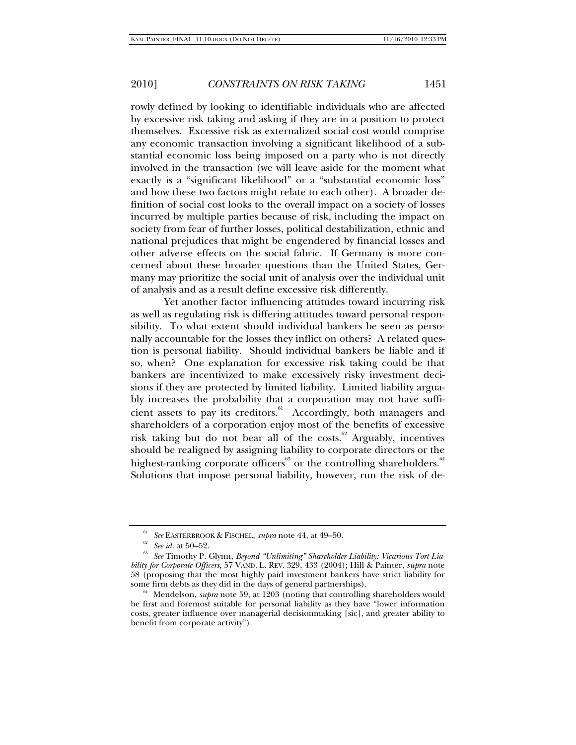rowly defined by looking to identifiable individuals who are affected by excessive risk taking and asking if they are in a position to protect themselves. Excessive risk as externalized social cost would comprise any economic transaction involving a significant likelihood of a substantial economic loss being imposed on a party who is not directly involved in the transaction (we will leave aside for the moment what exactly is a "significant likelihood" or a "substantial economic loss" and how these two factors might relate to each other). A broader definition of social cost looks to the overall impact on a society of losses incurred by multiple parties because of risk, including the impact on society from fear of further losses, political destabilization, ethnic and national prejudices that might be engendered by financial losses and other adverse effects on the social fabric. If Germany is more concerned about these broader questions than the United States, Germany may prioritize the social unit of analysis over the individual unit of analysis and as a result define excessive risk differently.

Yet another factor influencing attitudes toward incurring risk as well as regulating risk is differing attitudes toward personal responsibility. To what extent should individual bankers be seen as personally accountable for the losses they inflict on others? A related question is personal liability. Should individual bankers be liable and if so, when? One explanation for excessive risk taking could be that bankers are incentivized to make excessively risky investment decisions if they are protected by limited liability. Limited liability arguably increases the probability that a corporation may not have sufficient assets to pay its creditors.[61] Accordingly, both managers and shareholders of a corporation enjoy most of the benefits of excessive risk taking but do not bear all of the costs.[62] Arguably, incentives should be realigned by assigning liability to corporate directors or the highest-ranking corporate officers[63] or the controlling shareholders.[64] Solutions that impose personal liability, however, run the risk of de-

---

[61] *See* EASTERBROOK & FISCHEL, *supra* note 44, at 49–50.

[62] *See id.* at 50–52.

[63] *See* Timothy P. Glynn, *Beyond "Unlimiting" Shareholder Liability: Vicarious Tort Liability for Corporate Officers*, 57 VAND. L. REV. 329, 433 (2004); Hill & Painter, *supra* note 58 (proposing that the most highly paid investment bankers have strict liability for some firm debts as they did in the days of general partnerships).

[64] Mendelson, *supra* note 59, at 1203 (noting that controlling shareholders would be first and foremost suitable for personal liability as they have "lower information costs, greater influence over managerial decisionmaking [sic], and greater ability to benefit from corporate activity").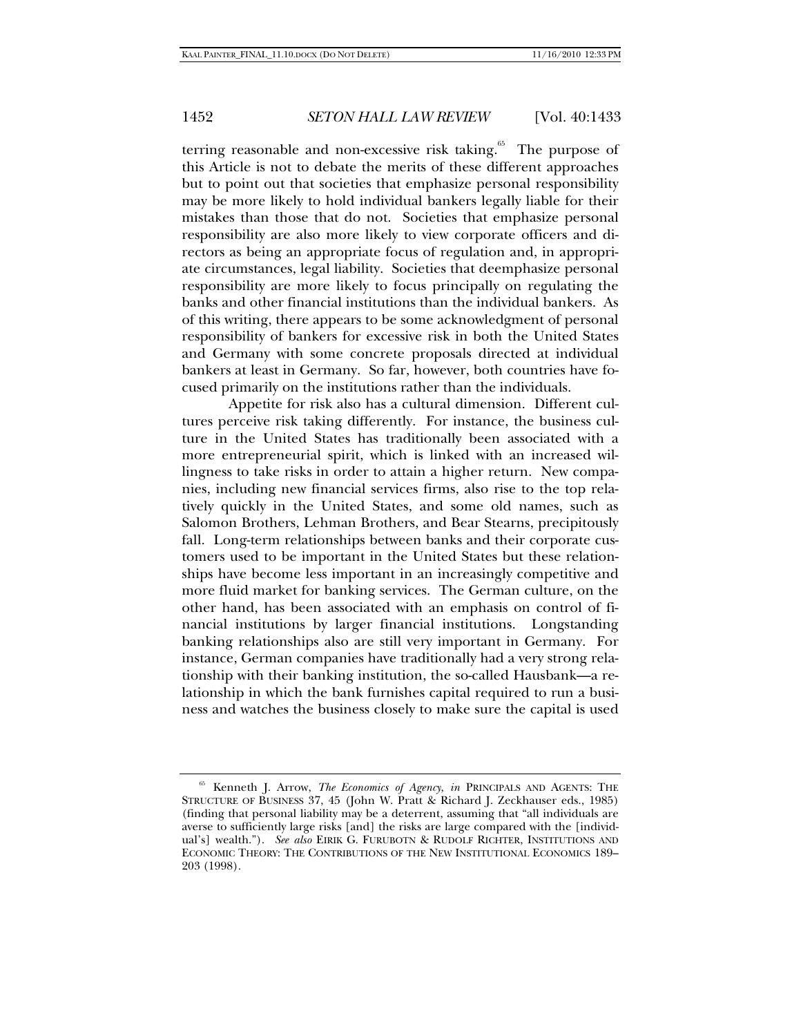terring reasonable and non-excessive risk taking.[65] The purpose of this Article is not to debate the merits of these different approaches but to point out that societies that emphasize personal responsibility may be more likely to hold individual bankers legally liable for their mistakes than those that do not. Societies that emphasize personal responsibility are also more likely to view corporate officers and directors as being an appropriate focus of regulation and, in appropriate circumstances, legal liability. Societies that deemphasize personal responsibility are more likely to focus principally on regulating the banks and other financial institutions than the individual bankers. As of this writing, there appears to be some acknowledgment of personal responsibility of bankers for excessive risk in both the United States and Germany with some concrete proposals directed at individual bankers at least in Germany. So far, however, both countries have focused primarily on the institutions rather than the individuals.

Appetite for risk also has a cultural dimension. Different cultures perceive risk taking differently. For instance, the business culture in the United States has traditionally been associated with a more entrepreneurial spirit, which is linked with an increased willingness to take risks in order to attain a higher return. New companies, including new financial services firms, also rise to the top relatively quickly in the United States, and some old names, such as Salomon Brothers, Lehman Brothers, and Bear Stearns, precipitously fall. Long-term relationships between banks and their corporate customers used to be important in the United States but these relationships have become less important in an increasingly competitive and more fluid market for banking services. The German culture, on the other hand, has been associated with an emphasis on control of financial institutions by larger financial institutions. Longstanding banking relationships also are still very important in Germany. For instance, German companies have traditionally had a very strong relationship with their banking institution, the so-called Hausbank—a relationship in which the bank furnishes capital required to run a business and watches the business closely to make sure the capital is used

---

[65] Kenneth J. Arrow, *The Economics of Agency*, *in* PRINCIPALS AND AGENTS: THE STRUCTURE OF BUSINESS 37, 45 (John W. Pratt & Richard J. Zeckhauser eds., 1985) (finding that personal liability may be a deterrent, assuming that "all individuals are averse to sufficiently large risks [and] the risks are large compared with the [individual's] wealth."). *See also* EIRIK G. FURUBOTN & RUDOLF RICHTER, INSTITUTIONS AND ECONOMIC THEORY: THE CONTRIBUTIONS OF THE NEW INSTITUTIONAL ECONOMICS 189–203 (1998).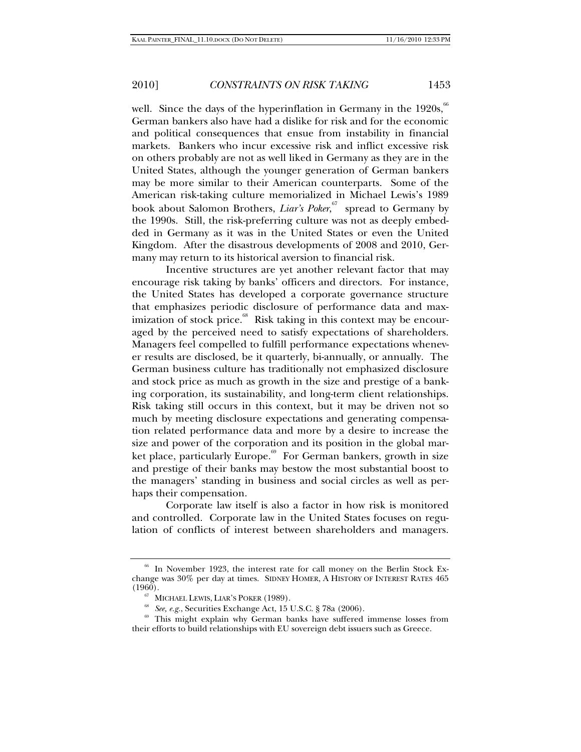well. Since the days of the hyperinflation in Germany in the 1920s,[66] German bankers also have had a dislike for risk and for the economic and political consequences that ensue from instability in financial markets. Bankers who incur excessive risk and inflict excessive risk on others probably are not as well liked in Germany as they are in the United States, although the younger generation of German bankers may be more similar to their American counterparts. Some of the American risk-taking culture memorialized in Michael Lewis's 1989 book about Salomon Brothers, *Liar's Poker*,[67] spread to Germany by the 1990s. Still, the risk-preferring culture was not as deeply embedded in Germany as it was in the United States or even the United Kingdom. After the disastrous developments of 2008 and 2010, Germany may return to its historical aversion to financial risk.

Incentive structures are yet another relevant factor that may encourage risk taking by banks' officers and directors. For instance, the United States has developed a corporate governance structure that emphasizes periodic disclosure of performance data and maximization of stock price.[68] Risk taking in this context may be encouraged by the perceived need to satisfy expectations of shareholders. Managers feel compelled to fulfill performance expectations whenever results are disclosed, be it quarterly, bi-annually, or annually. The German business culture has traditionally not emphasized disclosure and stock price as much as growth in the size and prestige of a banking corporation, its sustainability, and long-term client relationships. Risk taking still occurs in this context, but it may be driven not so much by meeting disclosure expectations and generating compensation related performance data and more by a desire to increase the size and power of the corporation and its position in the global market place, particularly Europe.[69] For German bankers, growth in size and prestige of their banks may bestow the most substantial boost to the managers' standing in business and social circles as well as perhaps their compensation.

Corporate law itself is also a factor in how risk is monitored and controlled. Corporate law in the United States focuses on regulation of conflicts of interest between shareholders and managers.

---

[66] In November 1923, the interest rate for call money on the Berlin Stock Exchange was 30% per day at times. SIDNEY HOMER, A HISTORY OF INTEREST RATES 465 (1960).

[67] MICHAEL LEWIS, LIAR'S POKER (1989).

[68] *See, e.g.*, Securities Exchange Act, 15 U.S.C. § 78a (2006).

[69] This might explain why German banks have suffered immense losses from their efforts to build relationships with EU sovereign debt issuers such as Greece.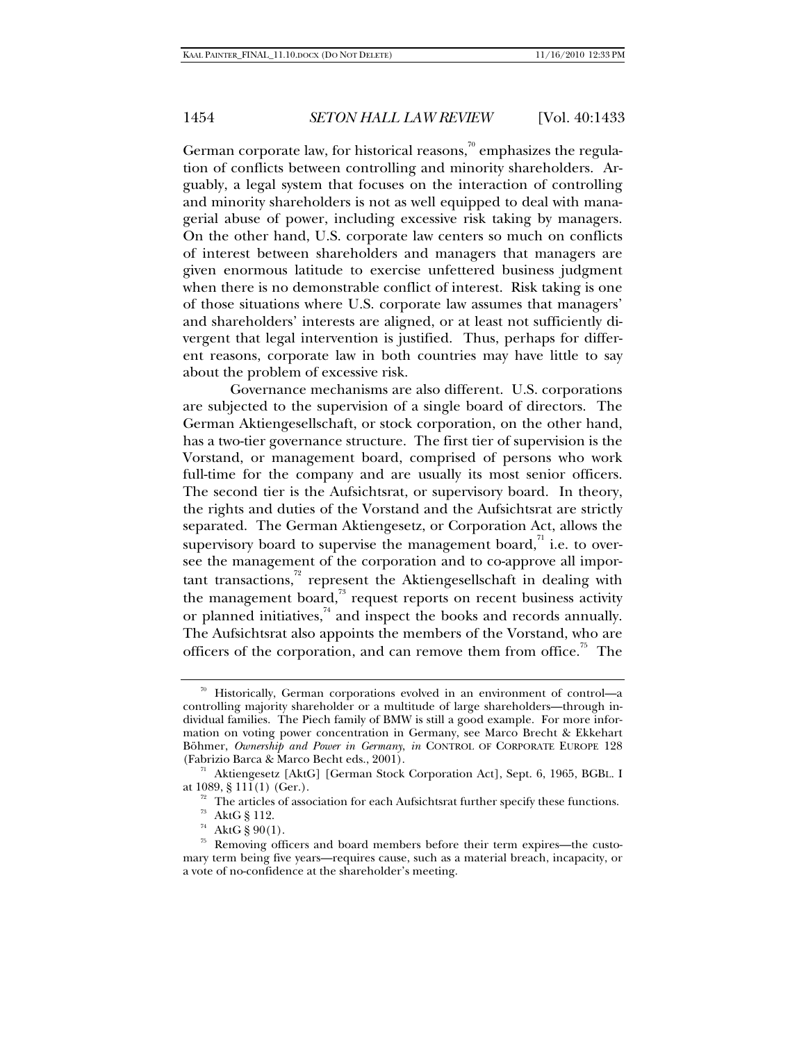German corporate law, for historical reasons,[70] emphasizes the regulation of conflicts between controlling and minority shareholders. Arguably, a legal system that focuses on the interaction of controlling and minority shareholders is not as well equipped to deal with managerial abuse of power, including excessive risk taking by managers. On the other hand, U.S. corporate law centers so much on conflicts of interest between shareholders and managers that managers are given enormous latitude to exercise unfettered business judgment when there is no demonstrable conflict of interest. Risk taking is one of those situations where U.S. corporate law assumes that managers' and shareholders' interests are aligned, or at least not sufficiently divergent that legal intervention is justified. Thus, perhaps for different reasons, corporate law in both countries may have little to say about the problem of excessive risk.

Governance mechanisms are also different. U.S. corporations are subjected to the supervision of a single board of directors. The German Aktiengesellschaft, or stock corporation, on the other hand, has a two-tier governance structure. The first tier of supervision is the Vorstand, or management board, comprised of persons who work full-time for the company and are usually its most senior officers. The second tier is the Aufsichtsrat, or supervisory board. In theory, the rights and duties of the Vorstand and the Aufsichtsrat are strictly separated. The German Aktiengesetz, or Corporation Act, allows the supervisory board to supervise the management board,[71] i.e. to oversee the management of the corporation and to co-approve all important transactions,[72] represent the Aktiengesellschaft in dealing with the management board,[73] request reports on recent business activity or planned initiatives,[74] and inspect the books and records annually. The Aufsichtsrat also appoints the members of the Vorstand, who are officers of the corporation, and can remove them from office.[75] The

---

[70] Historically, German corporations evolved in an environment of control—a controlling majority shareholder or a multitude of large shareholders—through individual families. The Piech family of BMW is still a good example. For more information on voting power concentration in Germany, see Marco Brecht & Ekkehart Böhmer, *Ownership and Power in Germany*, *in* CONTROL OF CORPORATE EUROPE 128 (Fabrizio Barca & Marco Becht eds., 2001).

[71] Aktiengesetz [AktG] [German Stock Corporation Act], Sept. 6, 1965, BGBL. I at 1089, § 111(1) (Ger.).

[72] The articles of association for each Aufsichtsrat further specify these functions.

[73] AktG § 112.

[74] AktG § 90(1).

[75] Removing officers and board members before their term expires—the customary term being five years—requires cause, such as a material breach, incapacity, or a vote of no-confidence at the shareholder's meeting.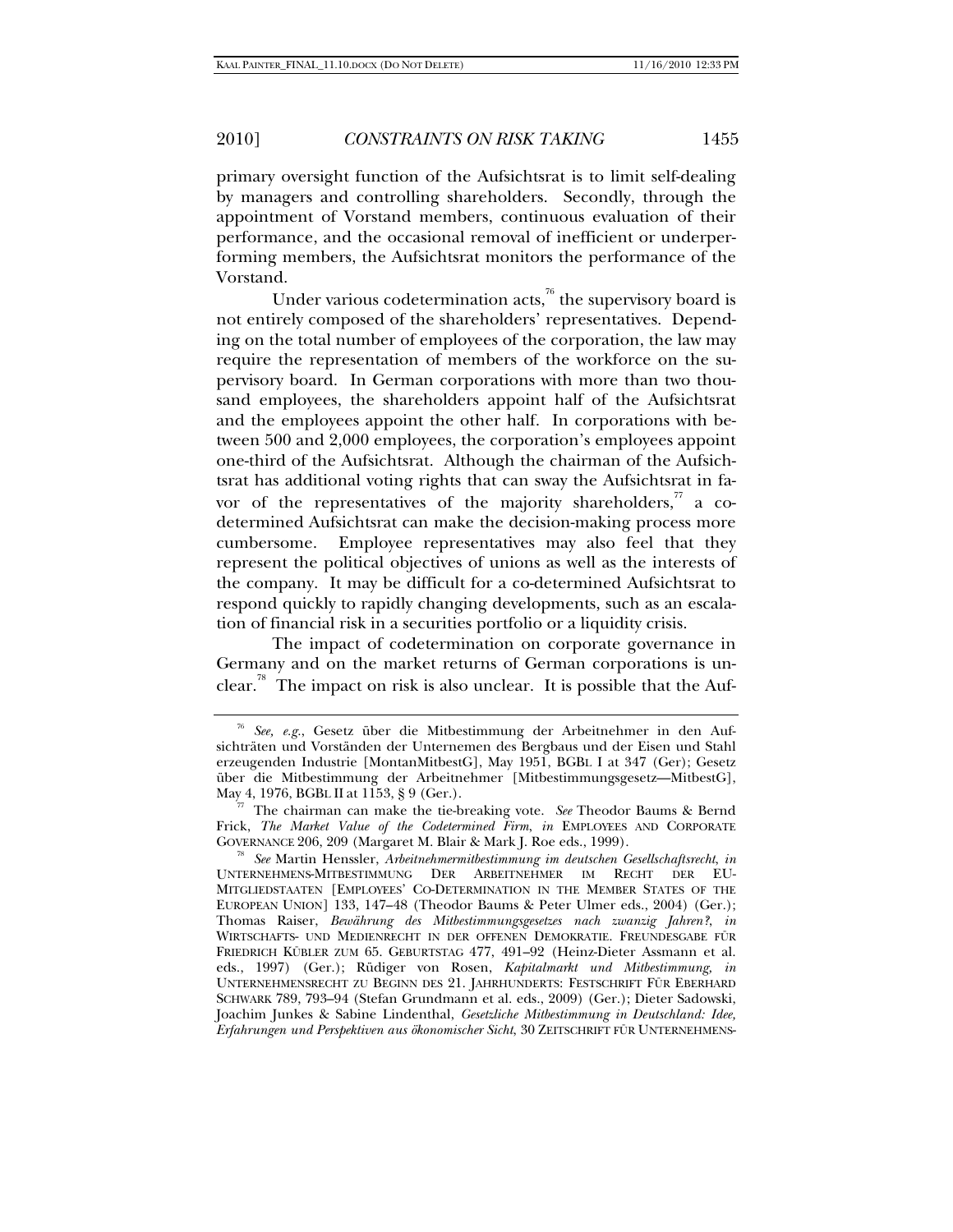primary oversight function of the Aufsichtsrat is to limit self-dealing by managers and controlling shareholders. Secondly, through the appointment of Vorstand members, continuous evaluation of their performance, and the occasional removal of inefficient or underperforming members, the Aufsichtsrat monitors the performance of the Vorstand.

Under various codetermination acts,[76] the supervisory board is not entirely composed of the shareholders' representatives. Depending on the total number of employees of the corporation, the law may require the representation of members of the workforce on the supervisory board. In German corporations with more than two thousand employees, the shareholders appoint half of the Aufsichtsrat and the employees appoint the other half. In corporations with between 500 and 2,000 employees, the corporation's employees appoint one-third of the Aufsichtsrat. Although the chairman of the Aufsichtsrat has additional voting rights that can sway the Aufsichtsrat in favor of the representatives of the majority shareholders,[77] a codetermined Aufsichtsrat can make the decision-making process more cumbersome. Employee representatives may also feel that they represent the political objectives of unions as well as the interests of the company. It may be difficult for a co-determined Aufsichtsrat to respond quickly to rapidly changing developments, such as an escalation of financial risk in a securities portfolio or a liquidity crisis.

The impact of codetermination on corporate governance in Germany and on the market returns of German corporations is unclear.[78] The impact on risk is also unclear. It is possible that the Auf-

---

[76] *See, e.g.*, Gesetz über die Mitbestimmung der Arbeitnehmer in den Aufsichträten und Vorständen der Unternemen des Bergbaus und der Eisen und Stahl erzeugenden Industrie [MontanMitbestG], May 1951, BGBL I at 347 (Ger); Gesetz über die Mitbestimmung der Arbeitnehmer [Mitbestimmungsgesetz—MitbestG], May 4, 1976, BGBL II at 1153, § 9 (Ger.).

[77] The chairman can make the tie-breaking vote. *See* Theodor Baums & Bernd Frick, *The Market Value of the Codetermined Firm*, *in* EMPLOYEES AND CORPORATE GOVERNANCE 206, 209 (Margaret M. Blair & Mark J. Roe eds., 1999).

[78] *See* Martin Henssler, *Arbeitnehmermitbestimmung im deutschen Gesellschaftsrecht*, *in* UNTERNEHMENS-MITBESTIMMUNG DER ARBEITNEHMER IM RECHT DER EU-MITGLIEDSTAATEN [EMPLOYEES' CO-DETERMINATION IN THE MEMBER STATES OF THE EUROPEAN UNION] 133, 147–48 (Theodor Baums & Peter Ulmer eds., 2004) (Ger.); Thomas Raiser, *Bewährung des Mitbestimmungsgesetzes nach zwanzig Jahren?*, *in* WIRTSCHAFTS- UND MEDIENRECHT IN DER OFFENEN DEMOKRATIE. FREUNDESGABE FÜR FRIEDRICH KÜBLER ZUM 65. GEBURTSTAG 477, 491–92 (Heinz-Dieter Assmann et al. eds., 1997) (Ger.); Rüdiger von Rosen, *Kapitalmarkt und Mitbestimmung, in* UNTERNEHMENSRECHT ZU BEGINN DES 21. JAHRHUNDERTS: FESTSCHRIFT FÜR EBERHARD SCHWARK 789, 793–94 (Stefan Grundmann et al. eds., 2009) (Ger.); Dieter Sadowski, Joachim Junkes & Sabine Lindenthal, *Gesetzliche Mitbestimmung in Deutschland: Idee, Erfahrungen und Perspektiven aus ökonomischer Sicht*, 30 ZEITSCHRIFT FÜR UNTERNEHMENS-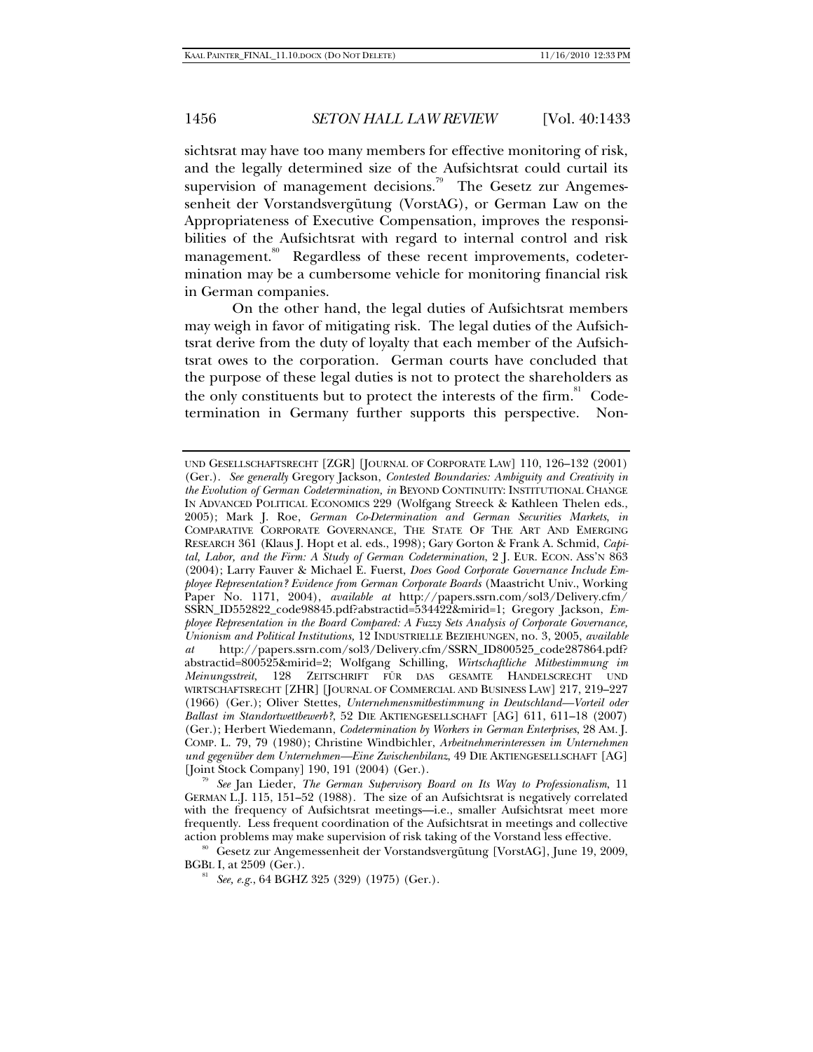sichtsrat may have too many members for effective monitoring of risk, and the legally determined size of the Aufsichtsrat could curtail its supervision of management decisions.[79] The Gesetz zur Angemessenheit der Vorstandsvergütung (VorstAG), or German Law on the Appropriateness of Executive Compensation, improves the responsibilities of the Aufsichtsrat with regard to internal control and risk management.[80] Regardless of these recent improvements, codetermination may be a cumbersome vehicle for monitoring financial risk in German companies.

On the other hand, the legal duties of Aufsichtsrat members may weigh in favor of mitigating risk. The legal duties of the Aufsichtsrat derive from the duty of loyalty that each member of the Aufsichtsrat owes to the corporation. German courts have concluded that the purpose of these legal duties is not to protect the shareholders as the only constituents but to protect the interests of the firm.[81] Codetermination in Germany further supports this perspective. Non-

---

UND GESELLSCHAFTSRECHT [ZGR] [JOURNAL OF CORPORATE LAW] 110, 126–132 (2001) (Ger.). *See generally* Gregory Jackson, *Contested Boundaries: Ambiguity and Creativity in the Evolution of German Codetermination*, *in* BEYOND CONTINUITY: INSTITUTIONAL CHANGE IN ADVANCED POLITICAL ECONOMICS 229 (Wolfgang Streeck & Kathleen Thelen eds., 2005); Mark J. Roe, *German Co-Determination and German Securities Markets*, *in* COMPARATIVE CORPORATE GOVERNANCE, THE STATE OF THE ART AND EMERGING RESEARCH 361 (Klaus J. Hopt et al. eds., 1998); Gary Gorton & Frank A. Schmid, *Capital, Labor, and the Firm: A Study of German Codetermination*, 2 J. EUR. ECON. ASS'N 863 (2004); Larry Fauver & Michael E. Fuerst, *Does Good Corporate Governance Include Employee Representation? Evidence from German Corporate Boards* (Maastricht Univ., Working Paper No. 1171, 2004), *available at* http://papers.ssrn.com/sol3/Delivery.cfm/SSRN_ID552822_code98845.pdf?abstractid=534422&mirid=1; Gregory Jackson, *Employee Representation in the Board Compared: A Fuzzy Sets Analysis of Corporate Governance, Unionism and Political Institutions*, 12 INDUSTRIELLE BEZIEHUNGEN, no. 3, 2005, *available at* http://papers.ssrn.com/sol3/Delivery.cfm/SSRN_ID800525_code287864.pdf?abstractid=800525&mirid=2; Wolfgang Schilling, *Wirtschaftliche Mitbestimmung im Meinungsstreit*, 128 ZEITSCHRIFT FÜR DAS GESAMTE HANDELSCRECHT UND WIRTSCHAFTSRECHT [ZHR] [JOURNAL OF COMMERCIAL AND BUSINESS LAW] 217, 219–227 (1966) (Ger.); Oliver Stettes, *Unternehmensmitbestimmung in Deutschland—Vorteil oder Ballast im Standortwettbewerb?*, 52 DIE AKTIENGESELLSCHAFT [AG] 611, 611–18 (2007) (Ger.); Herbert Wiedemann, *Codetermination by Workers in German Enterprises*, 28 AM. J. COMP. L. 79, 79 (1980); Christine Windbichler, *Arbeitnehmerinteressen im Unternehmen und gegenüber dem Unternehmen—Eine Zwischenbilanz*, 49 DIE AKTIENGESELLSCHAFT [AG] [Joint Stock Company] 190, 191 (2004) (Ger.).

[79] *See* Jan Lieder, *The German Supervisory Board on Its Way to Professionalism*, 11 GERMAN L.J. 115, 151–52 (1988). The size of an Aufsichtsrat is negatively correlated with the frequency of Aufsichtsrat meetings—i.e., smaller Aufsichtsrat meet more frequently. Less frequent coordination of the Aufsichtsrat in meetings and collective action problems may make supervision of risk taking of the Vorstand less effective.

[80] Gesetz zur Angemessenheit der Vorstandsvergütung [VorstAG], June 19, 2009, BGBL I, at 2509 (Ger.).

[81] *See, e.g.*, 64 BGHZ 325 (329) (1975) (Ger.).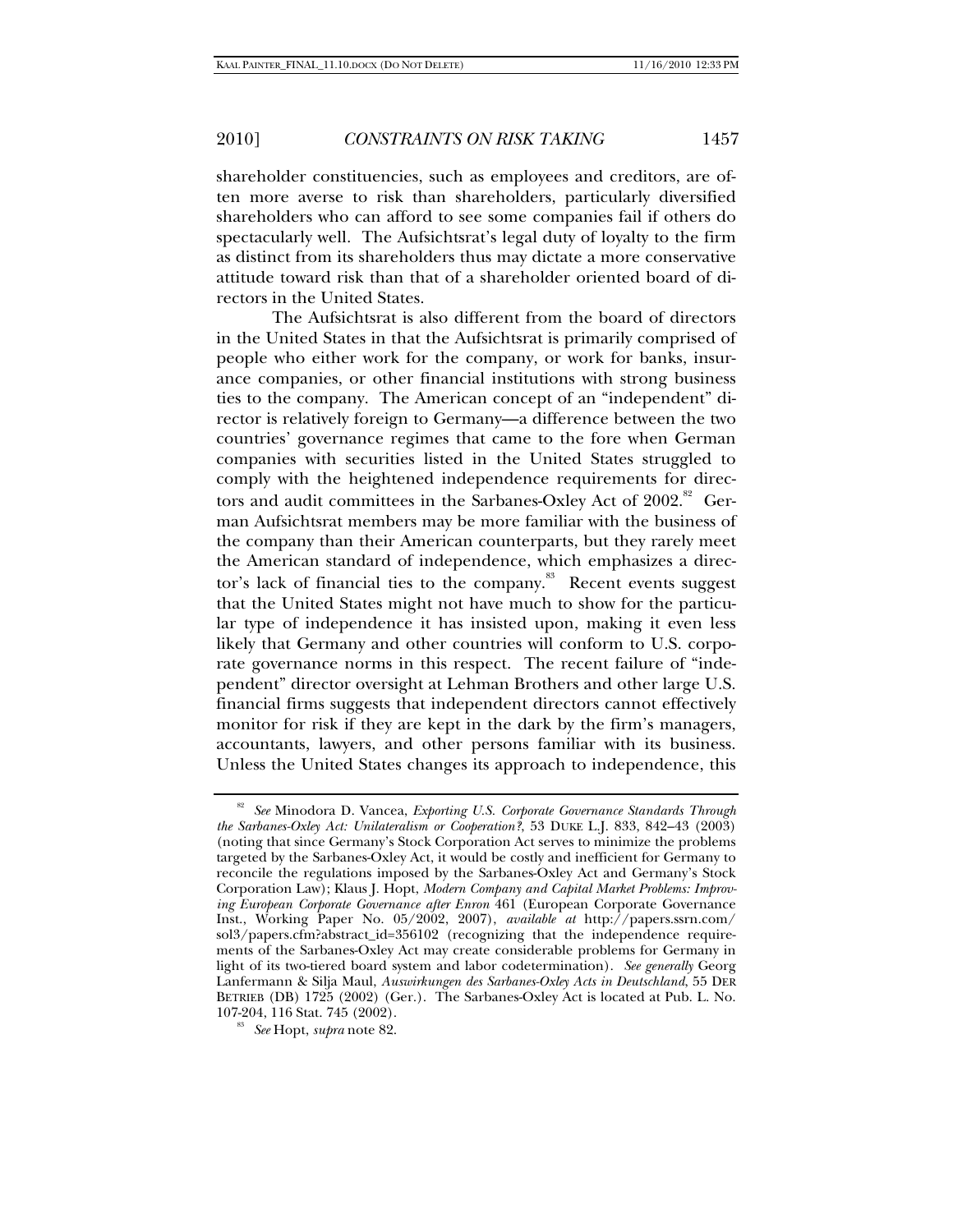shareholder constituencies, such as employees and creditors, are often more averse to risk than shareholders, particularly diversified shareholders who can afford to see some companies fail if others do spectacularly well. The Aufsichtsrat's legal duty of loyalty to the firm as distinct from its shareholders thus may dictate a more conservative attitude toward risk than that of a shareholder oriented board of directors in the United States.

The Aufsichtsrat is also different from the board of directors in the United States in that the Aufsichtsrat is primarily comprised of people who either work for the company, or work for banks, insurance companies, or other financial institutions with strong business ties to the company. The American concept of an "independent" director is relatively foreign to Germany—a difference between the two countries' governance regimes that came to the fore when German companies with securities listed in the United States struggled to comply with the heightened independence requirements for directors and audit committees in the Sarbanes-Oxley Act of 2002.[82] German Aufsichtsrat members may be more familiar with the business of the company than their American counterparts, but they rarely meet the American standard of independence, which emphasizes a director's lack of financial ties to the company.[83] Recent events suggest that the United States might not have much to show for the particular type of independence it has insisted upon, making it even less likely that Germany and other countries will conform to U.S. corporate governance norms in this respect. The recent failure of "independent" director oversight at Lehman Brothers and other large U.S. financial firms suggests that independent directors cannot effectively monitor for risk if they are kept in the dark by the firm's managers, accountants, lawyers, and other persons familiar with its business. Unless the United States changes its approach to independence, this

---

[82] *See* Minodora D. Vancea, *Exporting U.S. Corporate Governance Standards Through the Sarbanes-Oxley Act: Unilateralism or Cooperation?*, 53 DUKE L.J. 833, 842–43 (2003) (noting that since Germany's Stock Corporation Act serves to minimize the problems targeted by the Sarbanes-Oxley Act, it would be costly and inefficient for Germany to reconcile the regulations imposed by the Sarbanes-Oxley Act and Germany's Stock Corporation Law); Klaus J. Hopt, *Modern Company and Capital Market Problems: Improving European Corporate Governance after Enron* 461 (European Corporate Governance Inst., Working Paper No. 05/2002, 2007), *available at* http://papers.ssrn.com/sol3/papers.cfm?abstract_id=356102 (recognizing that the independence requirements of the Sarbanes-Oxley Act may create considerable problems for Germany in light of its two-tiered board system and labor codetermination). *See generally* Georg Lanfermann & Silja Maul, *Auswirkungen des Sarbanes-Oxley Acts in Deutschland*, 55 DER BETRIEB (DB) 1725 (2002) (Ger.). The Sarbanes-Oxley Act is located at Pub. L. No. 107-204, 116 Stat. 745 (2002).

[83] *See* Hopt, *supra* note 82.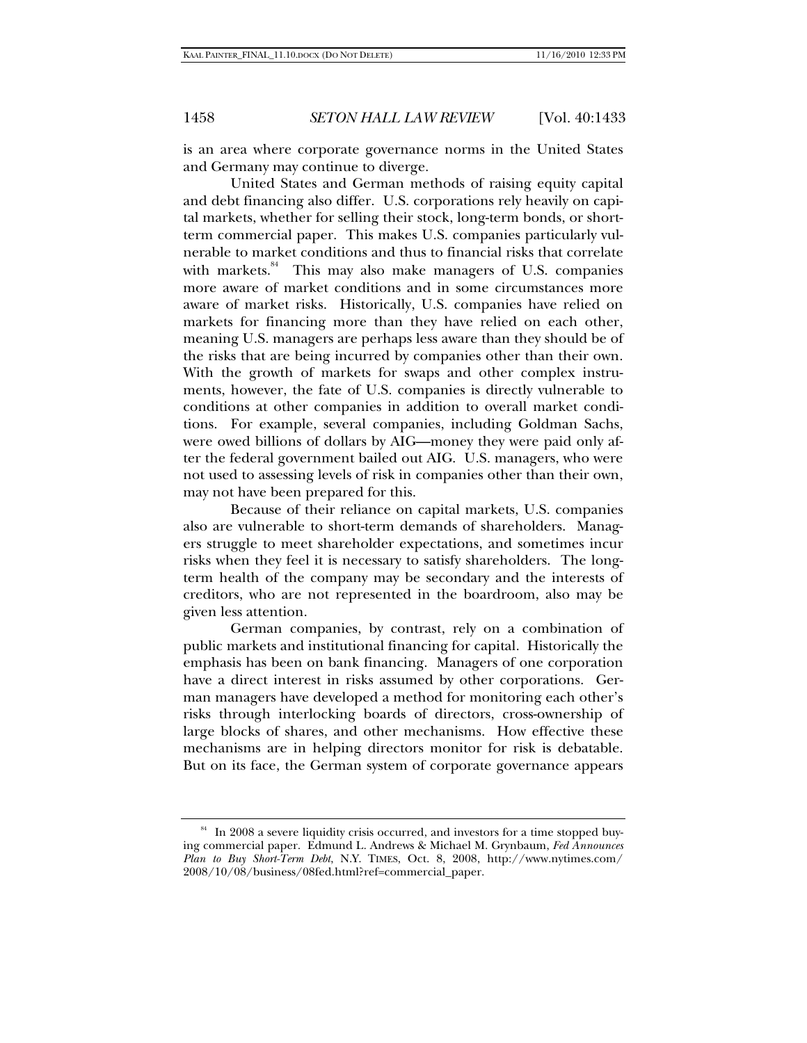is an area where corporate governance norms in the United States and Germany may continue to diverge.

United States and German methods of raising equity capital and debt financing also differ. U.S. corporations rely heavily on capital markets, whether for selling their stock, long-term bonds, or short-term commercial paper. This makes U.S. companies particularly vulnerable to market conditions and thus to financial risks that correlate with markets.[84] This may also make managers of U.S. companies more aware of market conditions and in some circumstances more aware of market risks. Historically, U.S. companies have relied on markets for financing more than they have relied on each other, meaning U.S. managers are perhaps less aware than they should be of the risks that are being incurred by companies other than their own. With the growth of markets for swaps and other complex instruments, however, the fate of U.S. companies is directly vulnerable to conditions at other companies in addition to overall market conditions. For example, several companies, including Goldman Sachs, were owed billions of dollars by AIG—money they were paid only after the federal government bailed out AIG. U.S. managers, who were not used to assessing levels of risk in companies other than their own, may not have been prepared for this.

Because of their reliance on capital markets, U.S. companies also are vulnerable to short-term demands of shareholders. Managers struggle to meet shareholder expectations, and sometimes incur risks when they feel it is necessary to satisfy shareholders. The long-term health of the company may be secondary and the interests of creditors, who are not represented in the boardroom, also may be given less attention.

German companies, by contrast, rely on a combination of public markets and institutional financing for capital. Historically the emphasis has been on bank financing. Managers of one corporation have a direct interest in risks assumed by other corporations. German managers have developed a method for monitoring each other's risks through interlocking boards of directors, cross-ownership of large blocks of shares, and other mechanisms. How effective these mechanisms are in helping directors monitor for risk is debatable. But on its face, the German system of corporate governance appears

---

[84] In 2008 a severe liquidity crisis occurred, and investors for a time stopped buying commercial paper. Edmund L. Andrews & Michael M. Grynbaum, *Fed Announces Plan to Buy Short-Term Debt*, N.Y. TIMES, Oct. 8, 2008, http://www.nytimes.com/2008/10/08/business/08fed.html?ref=commercial_paper.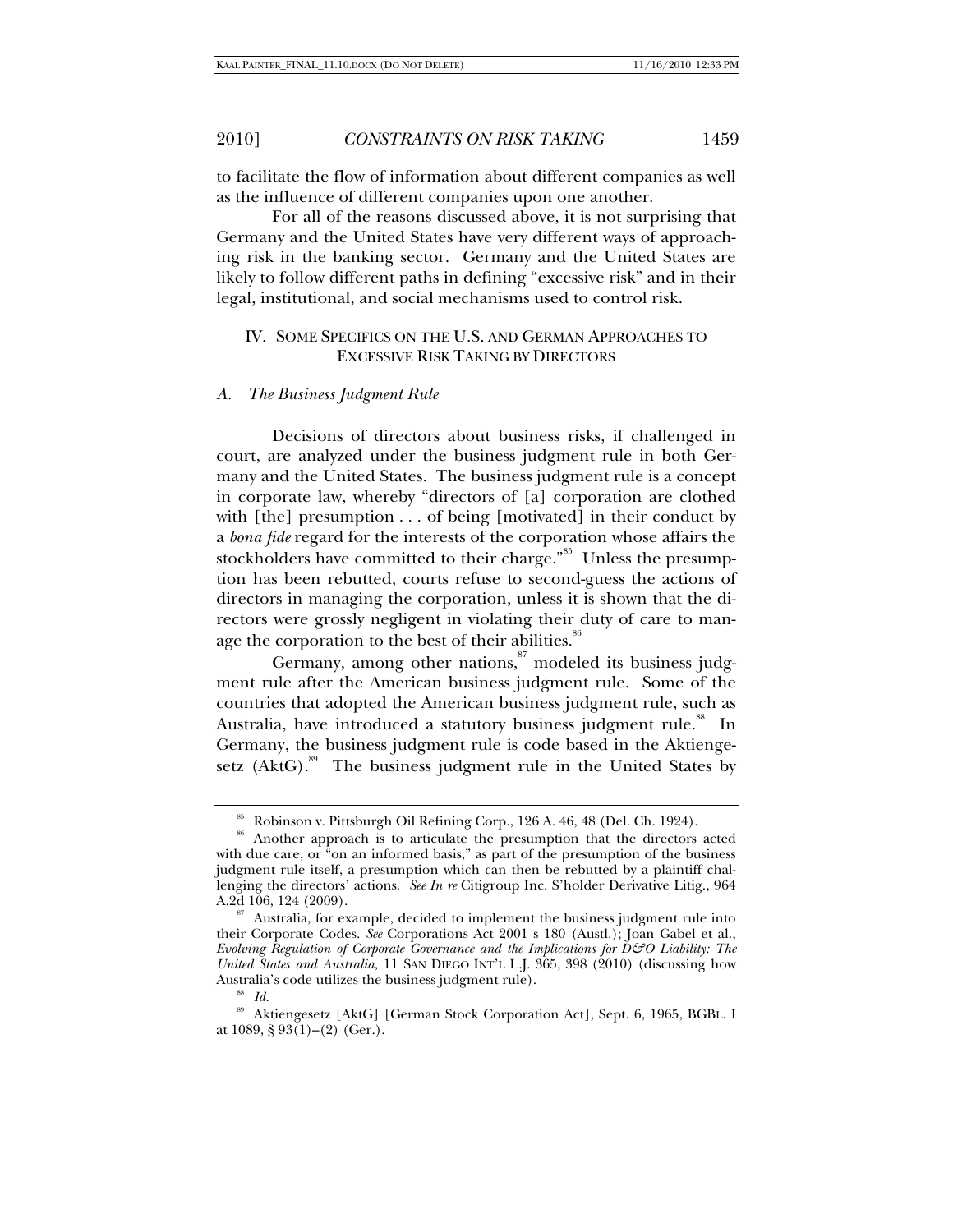to facilitate the flow of information about different companies as well as the influence of different companies upon one another.

For all of the reasons discussed above, it is not surprising that Germany and the United States have very different ways of approaching risk in the banking sector. Germany and the United States are likely to follow different paths in defining "excessive risk" and in their legal, institutional, and social mechanisms used to control risk.

## IV. Some Specifics on the U.S. and German Approaches to Excessive Risk Taking by Directors

### *A. The Business Judgment Rule*

Decisions of directors about business risks, if challenged in court, are analyzed under the business judgment rule in both Germany and the United States. The business judgment rule is a concept in corporate law, whereby "directors of [a] corporation are clothed with [the] presumption . . . of being [motivated] in their conduct by a *bona fide* regard for the interests of the corporation whose affairs the stockholders have committed to their charge."[85] Unless the presumption has been rebutted, courts refuse to second-guess the actions of directors in managing the corporation, unless it is shown that the directors were grossly negligent in violating their duty of care to manage the corporation to the best of their abilities.[86]

Germany, among other nations,[87] modeled its business judgment rule after the American business judgment rule. Some of the countries that adopted the American business judgment rule, such as Australia, have introduced a statutory business judgment rule.[88] In Germany, the business judgment rule is code based in the Aktiengesetz (AktG).[89] The business judgment rule in the United States by

---

[85] Robinson v. Pittsburgh Oil Refining Corp., 126 A. 46, 48 (Del. Ch. 1924).

[86] Another approach is to articulate the presumption that the directors acted with due care, or "on an informed basis," as part of the presumption of the business judgment rule itself, a presumption which can then be rebutted by a plaintiff challenging the directors' actions. *See In re* Citigroup Inc. S'holder Derivative Litig., 964 A.2d 106, 124 (2009).

[87] Australia, for example, decided to implement the business judgment rule into their Corporate Codes. *See* Corporations Act 2001 s 180 (Austl.); Joan Gabel et al., *Evolving Regulation of Corporate Governance and the Implications for D&O Liability: The United States and Australia,* 11 SAN DIEGO INT'L L.J. 365, 398 (2010) (discussing how Australia's code utilizes the business judgment rule).

[88] *Id.*

[89] Aktiengesetz [AktG] [German Stock Corporation Act], Sept. 6, 1965, BGBL. I at 1089, § 93(1)–(2) (Ger.).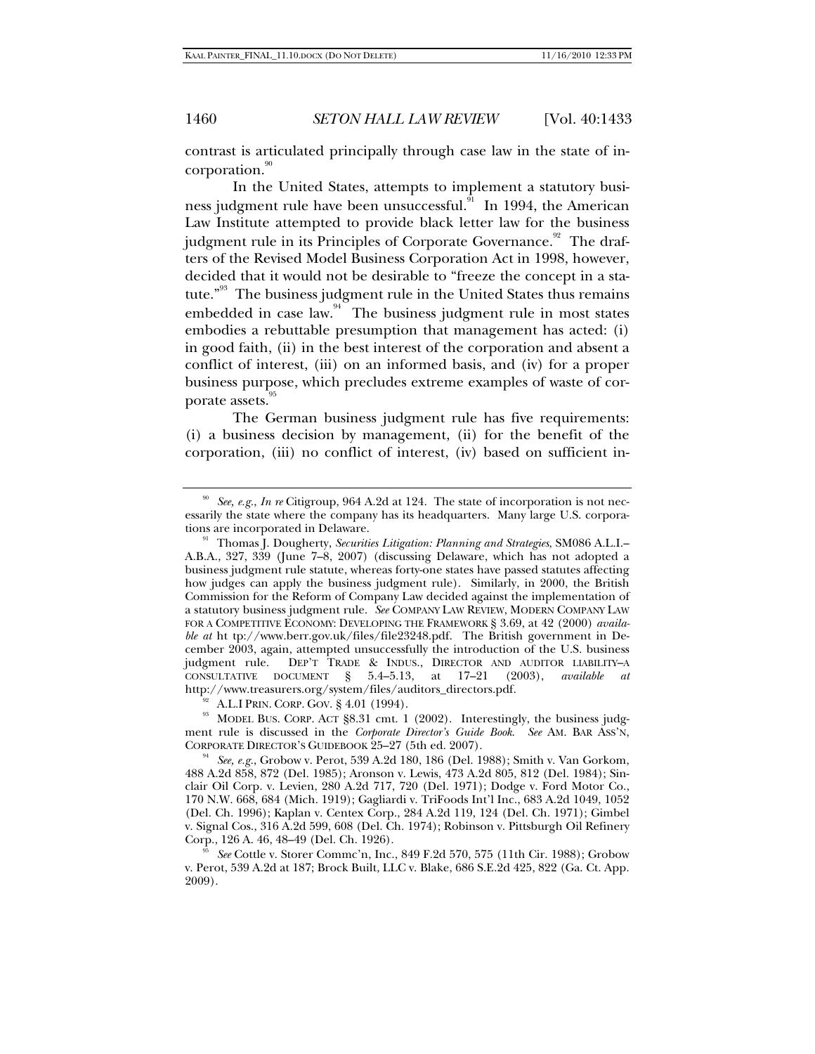contrast is articulated principally through case law in the state of incorporation.[90]

In the United States, attempts to implement a statutory business judgment rule have been unsuccessful.[91] In 1994, the American Law Institute attempted to provide black letter law for the business judgment rule in its Principles of Corporate Governance.[92] The drafters of the Revised Model Business Corporation Act in 1998, however, decided that it would not be desirable to "freeze the concept in a statute."[93] The business judgment rule in the United States thus remains embedded in case law.[94] The business judgment rule in most states embodies a rebuttable presumption that management has acted: (i) in good faith, (ii) in the best interest of the corporation and absent a conflict of interest, (iii) on an informed basis, and (iv) for a proper business purpose, which precludes extreme examples of waste of corporate assets.[95]

The German business judgment rule has five requirements: (i) a business decision by management, (ii) for the benefit of the corporation, (iii) no conflict of interest, (iv) based on sufficient in-

---

[90] *See, e.g.*, *In re* Citigroup, 964 A.2d at 124. The state of incorporation is not necessarily the state where the company has its headquarters. Many large U.S. corporations are incorporated in Delaware.

[91] Thomas J. Dougherty, *Securities Litigation: Planning and Strategies*, SM086 A.L.I.–A.B.A., 327, 339 (June 7–8, 2007) (discussing Delaware, which has not adopted a business judgment rule statute, whereas forty-one states have passed statutes affecting how judges can apply the business judgment rule). Similarly, in 2000, the British Commission for the Reform of Company Law decided against the implementation of a statutory business judgment rule. *See* COMPANY LAW REVIEW, MODERN COMPANY LAW FOR A COMPETITIVE ECONOMY: DEVELOPING THE FRAMEWORK § 3.69, at 42 (2000) *available at* ht tp://www.berr.gov.uk/files/file23248.pdf. The British government in December 2003, again, attempted unsuccessfully the introduction of the U.S. business judgment rule. DEP'T TRADE & INDUS., DIRECTOR AND AUDITOR LIABILITY–A CONSULTATIVE DOCUMENT § 5.4–5.13, at 17–21 (2003), *available at* http://www.treasurers.org/system/files/auditors_directors.pdf.

[92] A.L.I PRIN. CORP. GOV. § 4.01 (1994).

[93] MODEL BUS. CORP. ACT §8.31 cmt. 1 (2002). Interestingly, the business judgment rule is discussed in the *Corporate Director's Guide Book*. *See* AM. BAR ASS'N, CORPORATE DIRECTOR'S GUIDEBOOK 25–27 (5th ed. 2007).

[94] *See, e.g.*, Grobow v. Perot, 539 A.2d 180, 186 (Del. 1988); Smith v. Van Gorkom, 488 A.2d 858, 872 (Del. 1985); Aronson v. Lewis, 473 A.2d 805, 812 (Del. 1984); Sinclair Oil Corp. v. Levien, 280 A.2d 717, 720 (Del. 1971); Dodge v. Ford Motor Co., 170 N.W. 668, 684 (Mich. 1919); Gagliardi v. TriFoods Int'l Inc., 683 A.2d 1049, 1052 (Del. Ch. 1996); Kaplan v. Centex Corp., 284 A.2d 119, 124 (Del. Ch. 1971); Gimbel v. Signal Cos., 316 A.2d 599, 608 (Del. Ch. 1974); Robinson v. Pittsburgh Oil Refinery Corp., 126 A. 46, 48–49 (Del. Ch. 1926).

[95] *See* Cottle v. Storer Commc'n, Inc., 849 F.2d 570, 575 (11th Cir. 1988); Grobow v. Perot, 539 A.2d at 187; Brock Built, LLC v. Blake, 686 S.E.2d 425, 822 (Ga. Ct. App. 2009).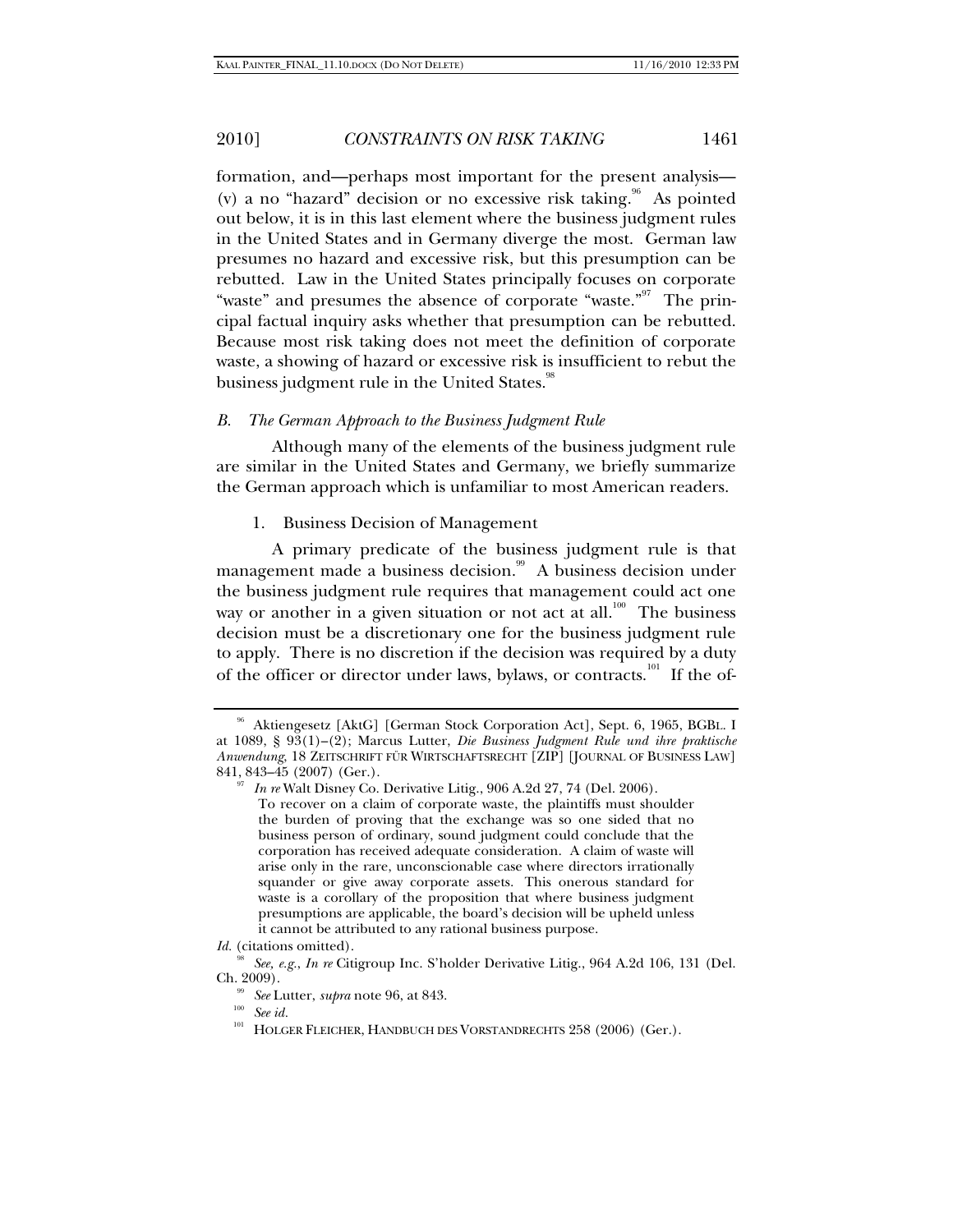formation, and—perhaps most important for the present analysis—(v) a no "hazard" decision or no excessive risk taking.[96] As pointed out below, it is in this last element where the business judgment rules in the United States and in Germany diverge the most. German law presumes no hazard and excessive risk, but this presumption can be rebutted. Law in the United States principally focuses on corporate "waste" and presumes the absence of corporate "waste."[97] The principal factual inquiry asks whether that presumption can be rebutted. Because most risk taking does not meet the definition of corporate waste, a showing of hazard or excessive risk is insufficient to rebut the business judgment rule in the United States.[98]

### *B. The German Approach to the Business Judgment Rule*

Although many of the elements of the business judgment rule are similar in the United States and Germany, we briefly summarize the German approach which is unfamiliar to most American readers.

#### 1. Business Decision of Management

A primary predicate of the business judgment rule is that management made a business decision.[99] A business decision under the business judgment rule requires that management could act one way or another in a given situation or not act at all.[100] The business decision must be a discretionary one for the business judgment rule to apply. There is no discretion if the decision was required by a duty of the officer or director under laws, bylaws, or contracts.[101] If the of-

---

[96] Aktiengesetz [AktG] [German Stock Corporation Act], Sept. 6, 1965, BGBL. I at 1089, § 93(1)–(2); Marcus Lutter, *Die Business Judgment Rule und ihre praktische Anwendung*, 18 ZEITSCHRIFT FÜR WIRTSCHAFTSRECHT [ZIP] [JOURNAL OF BUSINESS LAW] 841, 843–45 (2007) (Ger.).

[97] *In re* Walt Disney Co. Derivative Litig., 906 A.2d 27, 74 (Del. 2006).

> To recover on a claim of corporate waste, the plaintiffs must shoulder the burden of proving that the exchange was so one sided that no business person of ordinary, sound judgment could conclude that the corporation has received adequate consideration. A claim of waste will arise only in the rare, unconscionable case where directors irrationally squander or give away corporate assets. This onerous standard for waste is a corollary of the proposition that where business judgment presumptions are applicable, the board's decision will be upheld unless it cannot be attributed to any rational business purpose.

*Id.* (citations omitted).

[98] *See, e.g.*, *In re* Citigroup Inc. S'holder Derivative Litig., 964 A.2d 106, 131 (Del. Ch. 2009).

[99] *See* Lutter, *supra* note 96, at 843.

[100] *See id.*

[101] HOLGER FLEICHER, HANDBUCH DES VORSTANDRECHTS 258 (2006) (Ger.).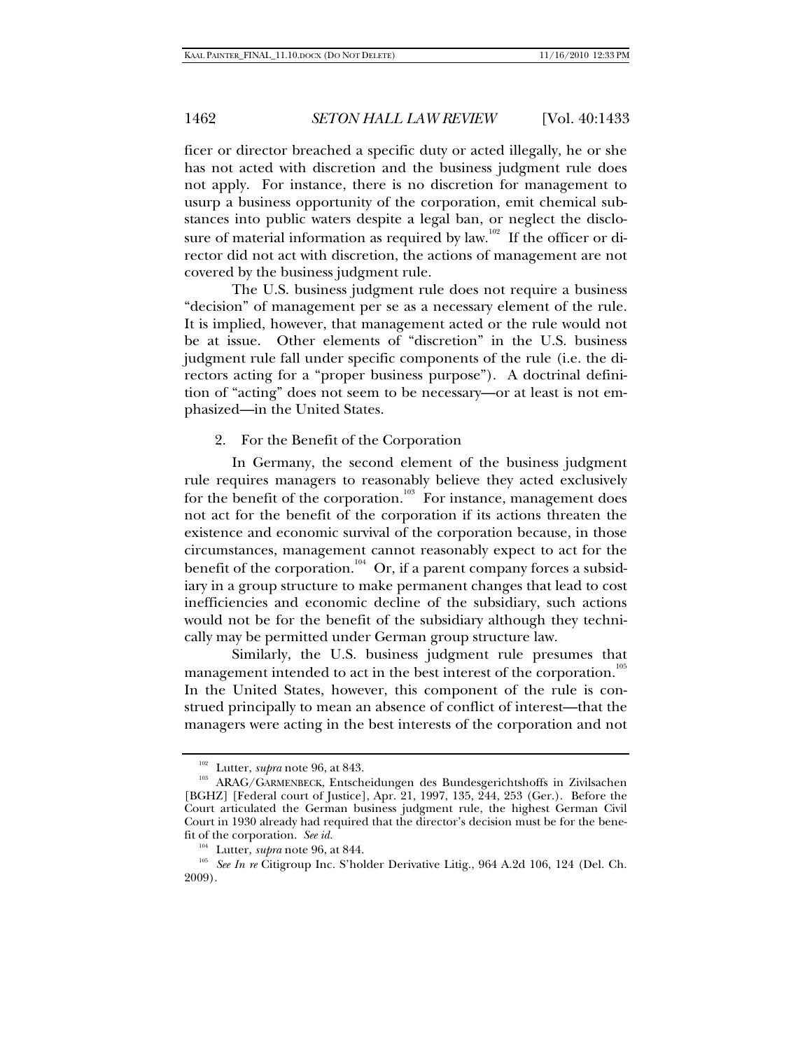ficer or director breached a specific duty or acted illegally, he or she has not acted with discretion and the business judgment rule does not apply. For instance, there is no discretion for management to usurp a business opportunity of the corporation, emit chemical substances into public waters despite a legal ban, or neglect the disclosure of material information as required by law.[102] If the officer or director did not act with discretion, the actions of management are not covered by the business judgment rule.

The U.S. business judgment rule does not require a business "decision" of management per se as a necessary element of the rule. It is implied, however, that management acted or the rule would not be at issue. Other elements of "discretion" in the U.S. business judgment rule fall under specific components of the rule (i.e. the directors acting for a "proper business purpose"). A doctrinal definition of "acting" does not seem to be necessary—or at least is not emphasized—in the United States.

### 2. For the Benefit of the Corporation

In Germany, the second element of the business judgment rule requires managers to reasonably believe they acted exclusively for the benefit of the corporation.[103] For instance, management does not act for the benefit of the corporation if its actions threaten the existence and economic survival of the corporation because, in those circumstances, management cannot reasonably expect to act for the benefit of the corporation.[104] Or, if a parent company forces a subsidiary in a group structure to make permanent changes that lead to cost inefficiencies and economic decline of the subsidiary, such actions would not be for the benefit of the subsidiary although they technically may be permitted under German group structure law.

Similarly, the U.S. business judgment rule presumes that management intended to act in the best interest of the corporation.[105] In the United States, however, this component of the rule is construed principally to mean an absence of conflict of interest—that the managers were acting in the best interests of the corporation and not

---

[102] Lutter, *supra* note 96, at 843.

[103] ARAG/GARMENBECK, Entscheidungen des Bundesgerichtshoffs in Zivilsachen [BGHZ] [Federal court of Justice], Apr. 21, 1997, 135, 244, 253 (Ger.). Before the Court articulated the German business judgment rule, the highest German Civil Court in 1930 already had required that the director's decision must be for the benefit of the corporation. *See id.*

[104] Lutter, *supra* note 96, at 844.

[105] *See In re* Citigroup Inc. S'holder Derivative Litig., 964 A.2d 106, 124 (Del. Ch. 2009).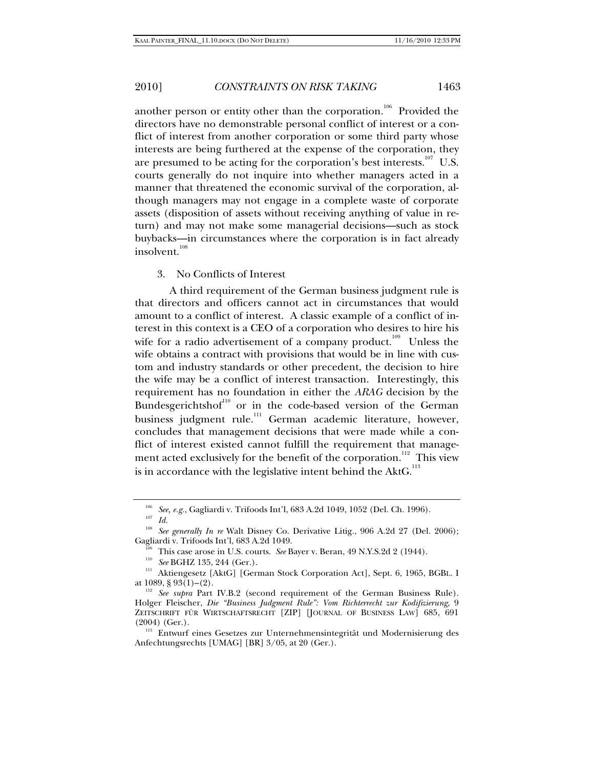another person or entity other than the corporation.[106] Provided the directors have no demonstrable personal conflict of interest or a conflict of interest from another corporation or some third party whose interests are being furthered at the expense of the corporation, they are presumed to be acting for the corporation's best interests.[107] U.S. courts generally do not inquire into whether managers acted in a manner that threatened the economic survival of the corporation, although managers may not engage in a complete waste of corporate assets (disposition of assets without receiving anything of value in return) and may not make some managerial decisions—such as stock buybacks—in circumstances where the corporation is in fact already insolvent.[108]

### 3. No Conflicts of Interest

A third requirement of the German business judgment rule is that directors and officers cannot act in circumstances that would amount to a conflict of interest. A classic example of a conflict of interest in this context is a CEO of a corporation who desires to hire his wife for a radio advertisement of a company product.[109] Unless the wife obtains a contract with provisions that would be in line with custom and industry standards or other precedent, the decision to hire the wife may be a conflict of interest transaction. Interestingly, this requirement has no foundation in either the *ARAG* decision by the Bundesgerichtshof[110] or in the code-based version of the German business judgment rule.[111] German academic literature, however, concludes that management decisions that were made while a conflict of interest existed cannot fulfill the requirement that management acted exclusively for the benefit of the corporation.[112] This view is in accordance with the legislative intent behind the AktG.[113]

---

[106] *See, e.g.*, Gagliardi v. Trifoods Int'l, 683 A.2d 1049, 1052 (Del. Ch. 1996).

[107] *Id.*

[108] *See generally In re* Walt Disney Co. Derivative Litig., 906 A.2d 27 (Del. 2006); Gagliardi v. Trifoods Int'l, 683 A.2d 1049.

[109] This case arose in U.S. courts. *See* Bayer v. Beran, 49 N.Y.S.2d 2 (1944).

[110] *See* BGHZ 135, 244 (Ger.).

[111] Aktiengesetz [AktG] [German Stock Corporation Act], Sept. 6, 1965, BGBL. I at 1089, § 93(1)–(2).

[112] *See supra* Part IV.B.2 (second requirement of the German Business Rule). Holger Fleischer, *Die "Business Judgment Rule": Vom Richterrecht zur Kodifizierung*, 9 ZEITSCHRIFT FÜR WIRTSCHAFTSRECHT [ZIP] [JOURNAL OF BUSINESS LAW] 685, 691 (2004) (Ger.).

[113] Entwurf eines Gesetzes zur Unternehmensintegrität und Modernisierung des Anfechtungsrechts [UMAG] [BR] 3/05, at 20 (Ger.).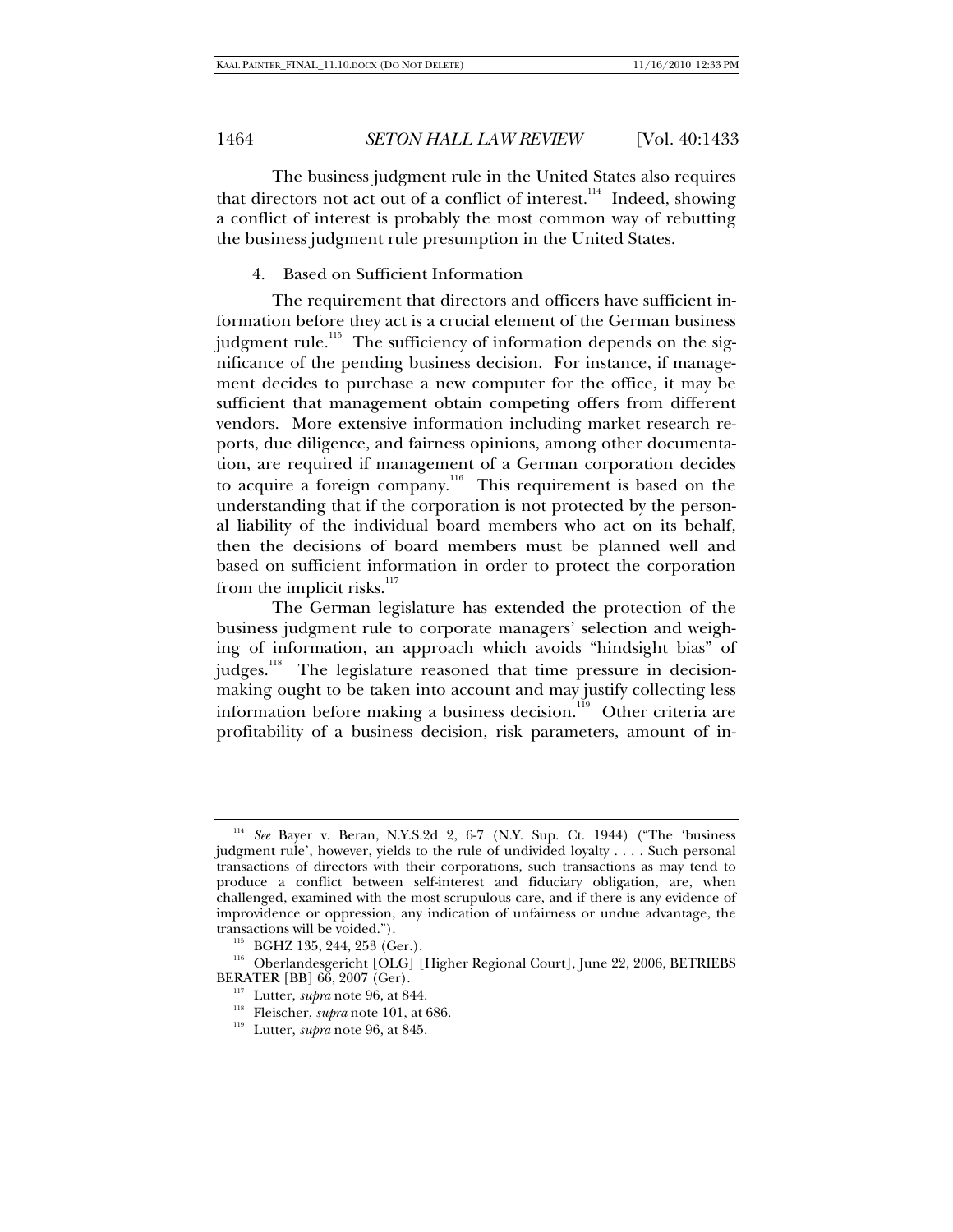The business judgment rule in the United States also requires that directors not act out of a conflict of interest.[114] Indeed, showing a conflict of interest is probably the most common way of rebutting the business judgment rule presumption in the United States.

#### 4. Based on Sufficient Information

The requirement that directors and officers have sufficient information before they act is a crucial element of the German business judgment rule.[115] The sufficiency of information depends on the significance of the pending business decision. For instance, if management decides to purchase a new computer for the office, it may be sufficient that management obtain competing offers from different vendors. More extensive information including market research reports, due diligence, and fairness opinions, among other documentation, are required if management of a German corporation decides to acquire a foreign company.[116] This requirement is based on the understanding that if the corporation is not protected by the personal liability of the individual board members who act on its behalf, then the decisions of board members must be planned well and based on sufficient information in order to protect the corporation from the implicit risks.[117]

The German legislature has extended the protection of the business judgment rule to corporate managers' selection and weighing of information, an approach which avoids "hindsight bias" of judges.[118] The legislature reasoned that time pressure in decision-making ought to be taken into account and may justify collecting less information before making a business decision.[119] Other criteria are profitability of a business decision, risk parameters, amount of in-

---

[114] *See* Bayer v. Beran, N.Y.S.2d 2, 6-7 (N.Y. Sup. Ct. 1944) ("The 'business judgment rule', however, yields to the rule of undivided loyalty . . . . Such personal transactions of directors with their corporations, such transactions as may tend to produce a conflict between self-interest and fiduciary obligation, are, when challenged, examined with the most scrupulous care, and if there is any evidence of improvidence or oppression, any indication of unfairness or undue advantage, the transactions will be voided.").

[115] BGHZ 135, 244, 253 (Ger.).

[116] Oberlandesgericht [OLG] [Higher Regional Court], June 22, 2006, BETRIEBS BERATER [BB] 66, 2007 (Ger).

[117] Lutter, *supra* note 96, at 844.

[118] Fleischer, *supra* note 101, at 686.

[119] Lutter, *supra* note 96, at 845.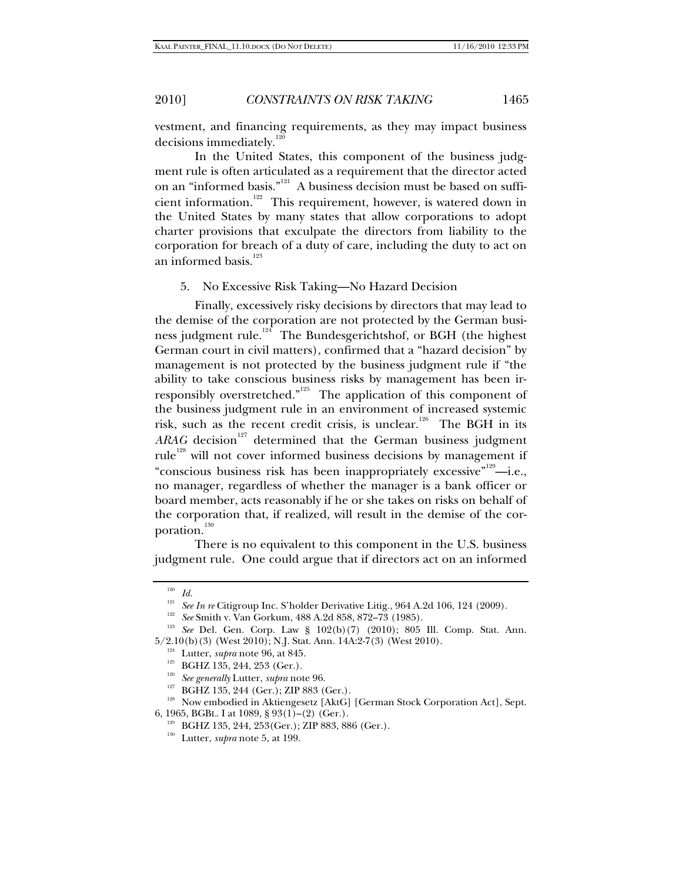vestment, and financing requirements, as they may impact business decisions immediately.[120]

In the United States, this component of the business judgment rule is often articulated as a requirement that the director acted on an "informed basis."[121] A business decision must be based on sufficient information.[122] This requirement, however, is watered down in the United States by many states that allow corporations to adopt charter provisions that exculpate the directors from liability to the corporation for breach of a duty of care, including the duty to act on an informed basis.[123]

### 5. No Excessive Risk Taking—No Hazard Decision

Finally, excessively risky decisions by directors that may lead to the demise of the corporation are not protected by the German business judgment rule.[124] The Bundesgerichtshof, or BGH (the highest German court in civil matters), confirmed that a "hazard decision" by management is not protected by the business judgment rule if "the ability to take conscious business risks by management has been irresponsibly overstretched."[125] The application of this component of the business judgment rule in an environment of increased systemic risk, such as the recent credit crisis, is unclear.[126] The BGH in its *ARAG* decision[127] determined that the German business judgment rule[128] will not cover informed business decisions by management if "conscious business risk has been inappropriately excessive"[129]—i.e., no manager, regardless of whether the manager is a bank officer or board member, acts reasonably if he or she takes on risks on behalf of the corporation that, if realized, will result in the demise of the corporation.[130]

There is no equivalent to this component in the U.S. business judgment rule. One could argue that if directors act on an informed

---

[120] *Id.*

[121] *See In re* Citigroup Inc. S'holder Derivative Litig., 964 A.2d 106, 124 (2009).

[122] *See* Smith v. Van Gorkum, 488 A.2d 858, 872–73 (1985).

[123] *See* Del. Gen. Corp. Law § 102(b)(7) (2010); 805 Ill. Comp. Stat. Ann. 5/2.10(b)(3) (West 2010); N.J. Stat. Ann. 14A:2-7(3) (West 2010).

[124] Lutter, *supra* note 96, at 845.

[125] BGHZ 135, 244, 253 (Ger.).

[126] *See generally* Lutter, *supra* note 96.

[127] BGHZ 135, 244 (Ger.); ZIP 883 (Ger.).

[128] Now embodied in Aktiengesetz [AktG] [German Stock Corporation Act], Sept. 6, 1965, BGBL. I at 1089, § 93(1)–(2) (Ger.).

[129] BGHZ 135, 244, 253(Ger.); ZIP 883, 886 (Ger.).

[130] Lutter, *supra* note 5, at 199.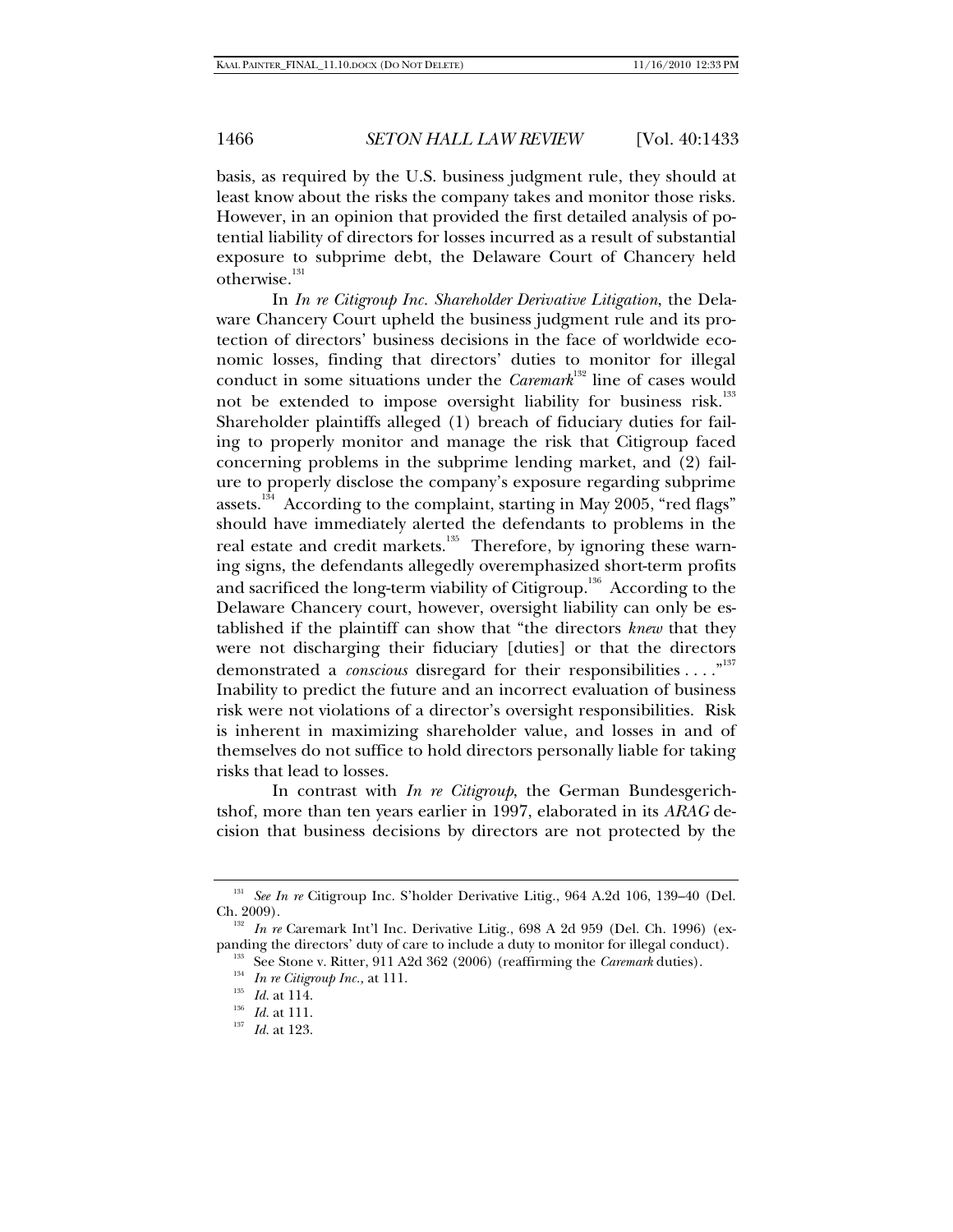basis, as required by the U.S. business judgment rule, they should at least know about the risks the company takes and monitor those risks. However, in an opinion that provided the first detailed analysis of potential liability of directors for losses incurred as a result of substantial exposure to subprime debt, the Delaware Court of Chancery held otherwise.[131]

In *In re Citigroup Inc. Shareholder Derivative Litigation*, the Delaware Chancery Court upheld the business judgment rule and its protection of directors' business decisions in the face of worldwide economic losses, finding that directors' duties to monitor for illegal conduct in some situations under the *Caremark*[132] line of cases would not be extended to impose oversight liability for business risk.[133] Shareholder plaintiffs alleged (1) breach of fiduciary duties for failing to properly monitor and manage the risk that Citigroup faced concerning problems in the subprime lending market, and (2) failure to properly disclose the company's exposure regarding subprime assets.[134] According to the complaint, starting in May 2005, "red flags" should have immediately alerted the defendants to problems in the real estate and credit markets.[135] Therefore, by ignoring these warning signs, the defendants allegedly overemphasized short-term profits and sacrificed the long-term viability of Citigroup.[136] According to the Delaware Chancery court, however, oversight liability can only be established if the plaintiff can show that "the directors *knew* that they were not discharging their fiduciary [duties] or that the directors demonstrated a *conscious* disregard for their responsibilities . . . ."[137] Inability to predict the future and an incorrect evaluation of business risk were not violations of a director's oversight responsibilities. Risk is inherent in maximizing shareholder value, and losses in and of themselves do not suffice to hold directors personally liable for taking risks that lead to losses.

In contrast with *In re Citigroup*, the German Bundesgerichtshof, more than ten years earlier in 1997, elaborated in its *ARAG* decision that business decisions by directors are not protected by the

---

[131] *See In re* Citigroup Inc. S'holder Derivative Litig., 964 A.2d 106, 139–40 (Del. Ch. 2009).

[132] *In re* Caremark Int'l Inc. Derivative Litig., 698 A 2d 959 (Del. Ch. 1996) (expanding the directors' duty of care to include a duty to monitor for illegal conduct).

[133] See Stone v. Ritter, 911 A2d 362 (2006) (reaffirming the *Caremark* duties).

[134] *In re Citigroup Inc.,* at 111.

[135] *Id.* at 114.

[136] *Id.* at 111.

[137] *Id.* at 123.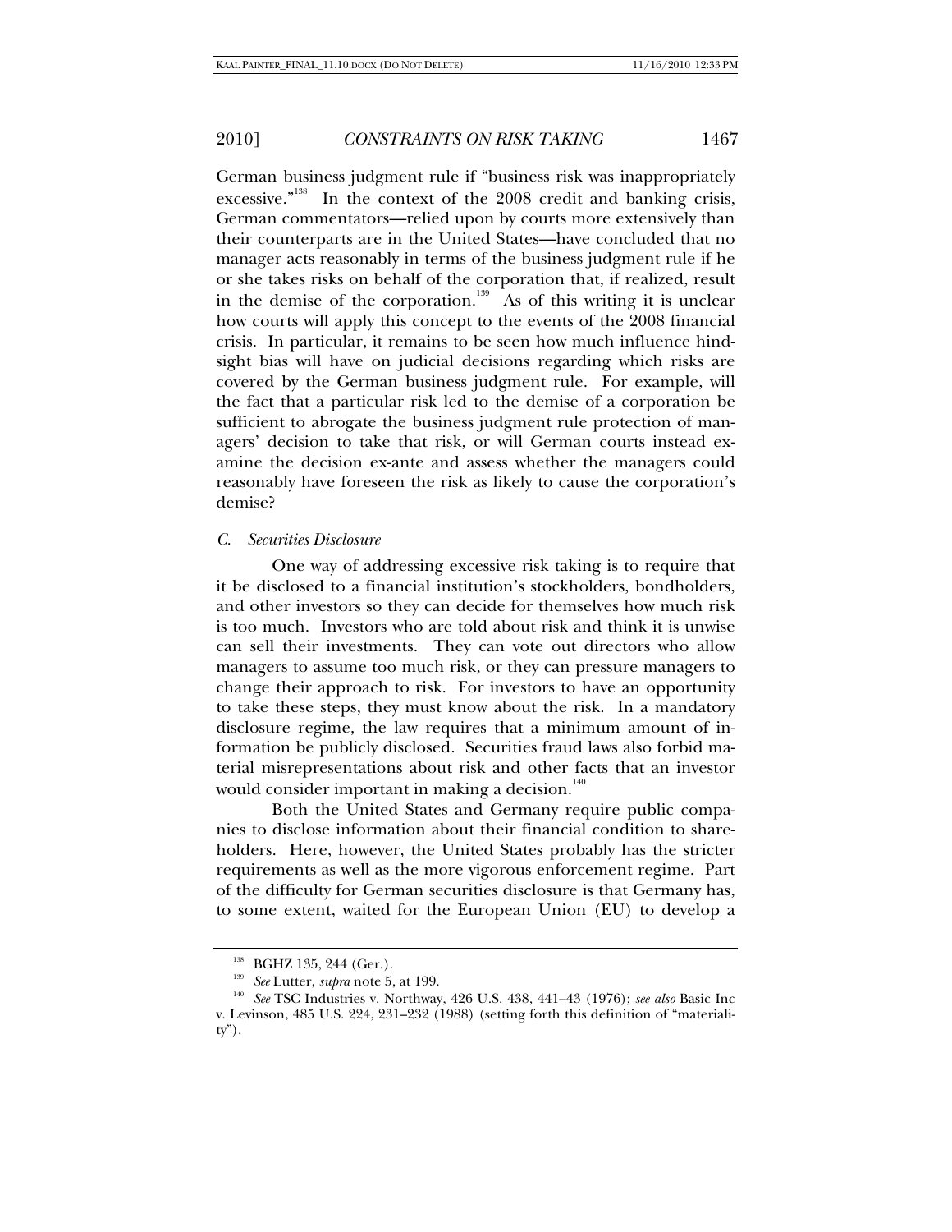German business judgment rule if "business risk was inappropriately excessive."[138] In the context of the 2008 credit and banking crisis, German commentators—relied upon by courts more extensively than their counterparts are in the United States—have concluded that no manager acts reasonably in terms of the business judgment rule if he or she takes risks on behalf of the corporation that, if realized, result in the demise of the corporation.[139] As of this writing it is unclear how courts will apply this concept to the events of the 2008 financial crisis. In particular, it remains to be seen how much influence hindsight bias will have on judicial decisions regarding which risks are covered by the German business judgment rule. For example, will the fact that a particular risk led to the demise of a corporation be sufficient to abrogate the business judgment rule protection of managers' decision to take that risk, or will German courts instead examine the decision ex-ante and assess whether the managers could reasonably have foreseen the risk as likely to cause the corporation's demise?

### *C. Securities Disclosure*

One way of addressing excessive risk taking is to require that it be disclosed to a financial institution's stockholders, bondholders, and other investors so they can decide for themselves how much risk is too much. Investors who are told about risk and think it is unwise can sell their investments. They can vote out directors who allow managers to assume too much risk, or they can pressure managers to change their approach to risk. For investors to have an opportunity to take these steps, they must know about the risk. In a mandatory disclosure regime, the law requires that a minimum amount of information be publicly disclosed. Securities fraud laws also forbid material misrepresentations about risk and other facts that an investor would consider important in making a decision.[140]

Both the United States and Germany require public companies to disclose information about their financial condition to shareholders. Here, however, the United States probably has the stricter requirements as well as the more vigorous enforcement regime. Part of the difficulty for German securities disclosure is that Germany has, to some extent, waited for the European Union (EU) to develop a

---

[138] BGHZ 135, 244 (Ger.).

[139] *See* Lutter, *supra* note 5, at 199.

[140] *See* TSC Industries v. Northway, 426 U.S. 438, 441–43 (1976); *see also* Basic Inc v. Levinson, 485 U.S. 224, 231–232 (1988) (setting forth this definition of "materiality").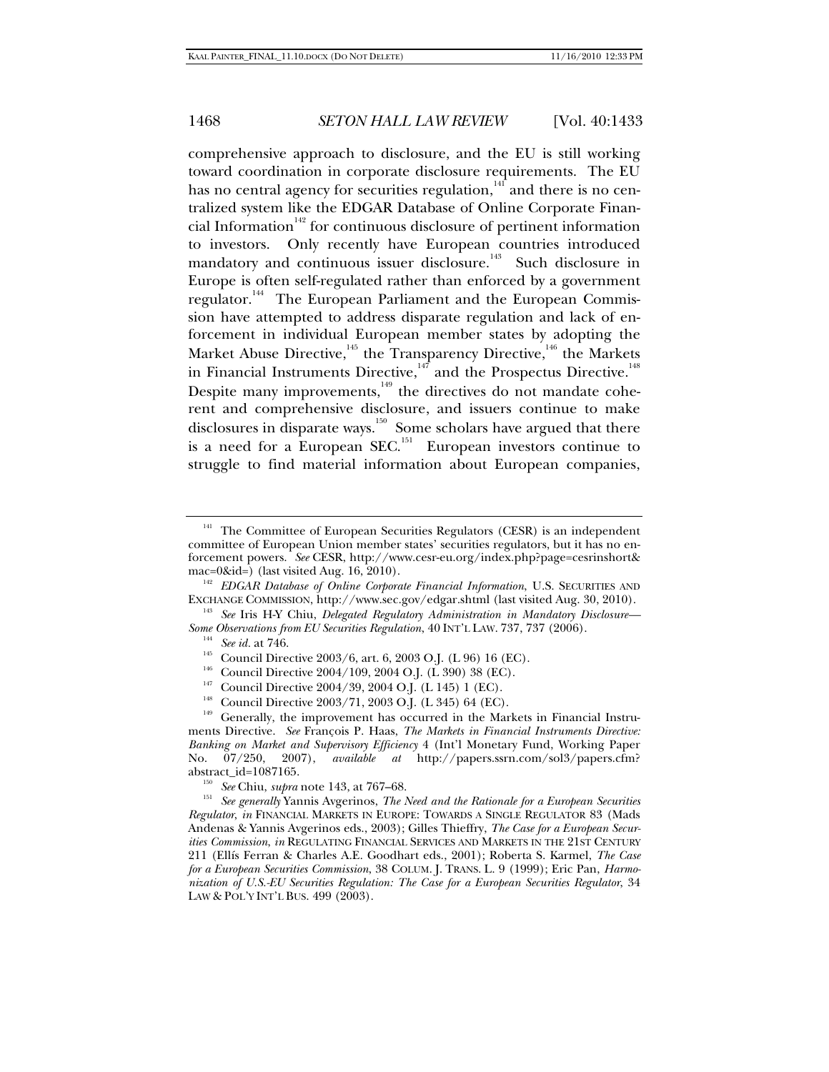comprehensive approach to disclosure, and the EU is still working toward coordination in corporate disclosure requirements. The EU has no central agency for securities regulation,[141] and there is no centralized system like the EDGAR Database of Online Corporate Financial Information[142] for continuous disclosure of pertinent information to investors. Only recently have European countries introduced mandatory and continuous issuer disclosure.[143] Such disclosure in Europe is often self-regulated rather than enforced by a government regulator.[144] The European Parliament and the European Commission have attempted to address disparate regulation and lack of enforcement in individual European member states by adopting the Market Abuse Directive,[145] the Transparency Directive,[146] the Markets in Financial Instruments Directive,[147] and the Prospectus Directive.[148] Despite many improvements,[149] the directives do not mandate coherent and comprehensive disclosure, and issuers continue to make disclosures in disparate ways.[150] Some scholars have argued that there is a need for a European SEC.[151] European investors continue to struggle to find material information about European companies,

---

[141] The Committee of European Securities Regulators (CESR) is an independent committee of European Union member states' securities regulators, but it has no enforcement powers. *See* CESR, http://www.cesr-eu.org/index.php?page=cesrinshort&mac=0&id=) (last visited Aug. 16, 2010).

[142] *EDGAR Database of Online Corporate Financial Information*, U.S. SECURITIES AND EXCHANGE COMMISSION, http://www.sec.gov/edgar.shtml (last visited Aug. 30, 2010).

[143] *See* Iris H-Y Chiu, *Delegated Regulatory Administration in Mandatory Disclosure—Some Observations from EU Securities Regulation*, 40 INT'L LAW. 737, 737 (2006).

[144] *See id.* at 746.

[145] Council Directive 2003/6, art. 6, 2003 O.J. (L 96) 16 (EC).

[146] Council Directive 2004/109, 2004 O.J. (L 390) 38 (EC).

[147] Council Directive 2004/39, 2004 O.J. (L 145) 1 (EC).

[148] Council Directive 2003/71, 2003 O.J. (L 345) 64 (EC).

[149] Generally, the improvement has occurred in the Markets in Financial Instruments Directive. *See* François P. Haas, *The Markets in Financial Instruments Directive: Banking on Market and Supervisory Efficiency* 4 (Int'l Monetary Fund, Working Paper No. 07/250, 2007), *available at* http://papers.ssrn.com/sol3/papers.cfm?abstract_id=1087165.

[150] *See* Chiu, *supra* note 143, at 767–68.

[151] *See generally* Yannis Avgerinos, *The Need and the Rationale for a European Securities Regulator*, *in* FINANCIAL MARKETS IN EUROPE: TOWARDS A SINGLE REGULATOR 83 (Mads Andenas & Yannis Avgerinos eds., 2003); Gilles Thieffry, *The Case for a European Securities Commission*, *in* REGULATING FINANCIAL SERVICES AND MARKETS IN THE 21ST CENTURY 211 (Ellís Ferran & Charles A.E. Goodhart eds., 2001); Roberta S. Karmel, *The Case for a European Securities Commission*, 38 COLUM. J. TRANS. L. 9 (1999); Eric Pan, *Harmonization of U.S.-EU Securities Regulation: The Case for a European Securities Regulator*, 34 LAW & POL'Y INT'L BUS. 499 (2003).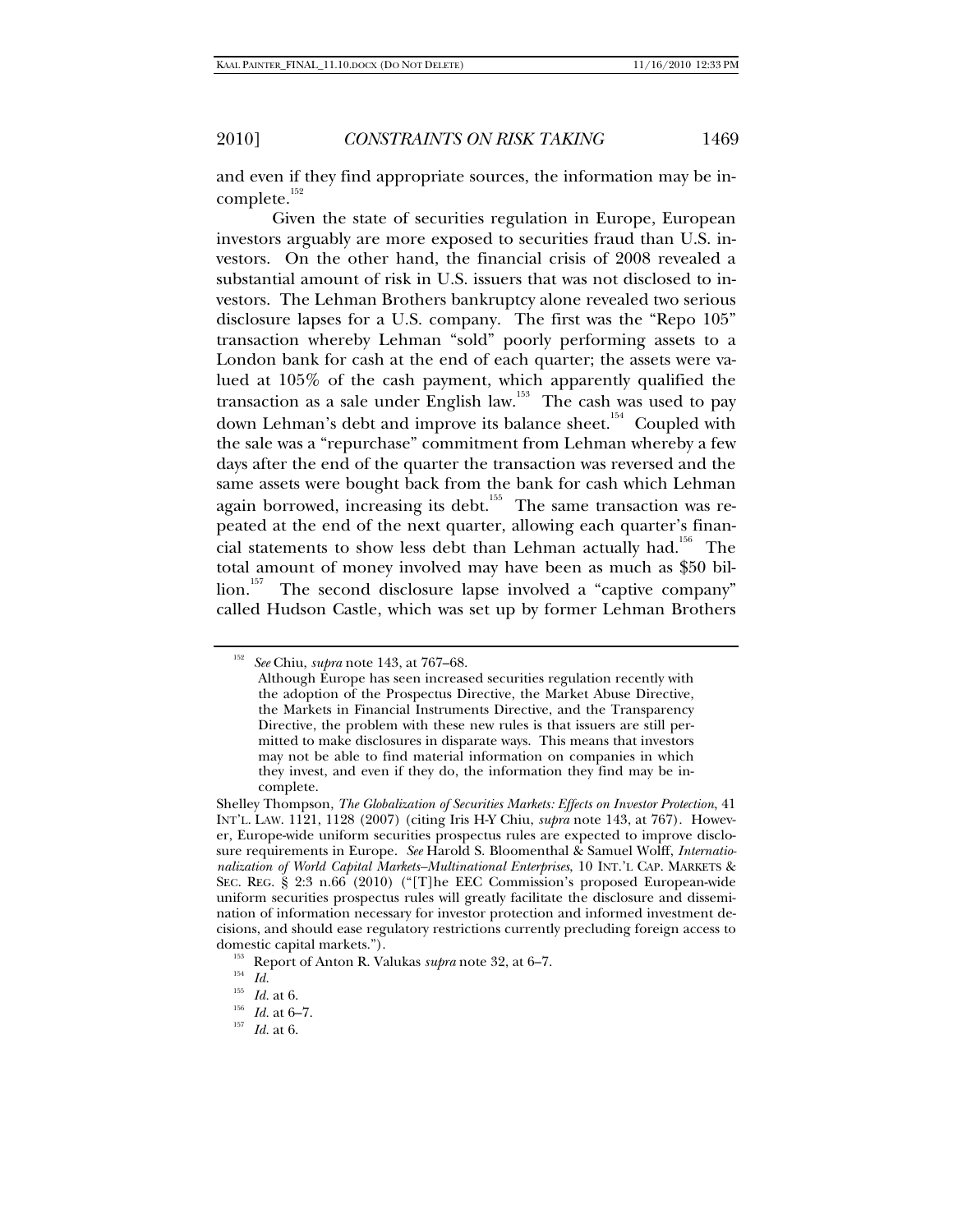and even if they find appropriate sources, the information may be incomplete.[152]

Given the state of securities regulation in Europe, European investors arguably are more exposed to securities fraud than U.S. investors. On the other hand, the financial crisis of 2008 revealed a substantial amount of risk in U.S. issuers that was not disclosed to investors. The Lehman Brothers bankruptcy alone revealed two serious disclosure lapses for a U.S. company. The first was the "Repo 105" transaction whereby Lehman "sold" poorly performing assets to a London bank for cash at the end of each quarter; the assets were valued at 105% of the cash payment, which apparently qualified the transaction as a sale under English law.[153] The cash was used to pay down Lehman's debt and improve its balance sheet.[154] Coupled with the sale was a "repurchase" commitment from Lehman whereby a few days after the end of the quarter the transaction was reversed and the same assets were bought back from the bank for cash which Lehman again borrowed, increasing its debt.[155] The same transaction was repeated at the end of the next quarter, allowing each quarter's financial statements to show less debt than Lehman actually had.[156] The total amount of money involved may have been as much as $50 billion.[157] The second disclosure lapse involved a "captive company" called Hudson Castle, which was set up by former Lehman Brothers

---

[152] *See* Chiu, *supra* note 143, at 767–68.

> Although Europe has seen increased securities regulation recently with the adoption of the Prospectus Directive, the Market Abuse Directive, the Markets in Financial Instruments Directive, and the Transparency Directive, the problem with these new rules is that issuers are still permitted to make disclosures in disparate ways. This means that investors may not be able to find material information on companies in which they invest, and even if they do, the information they find may be incomplete.

Shelley Thompson, *The Globalization of Securities Markets: Effects on Investor Protection*, 41 INT'L. LAW. 1121, 1128 (2007) (citing Iris H-Y Chiu, *supra* note 143, at 767). However, Europe-wide uniform securities prospectus rules are expected to improve disclosure requirements in Europe. *See* Harold S. Bloomenthal & Samuel Wolff, *Internationalization of World Capital Markets–Multinational Enterprises*, 10 INT.'L CAP. MARKETS & SEC. REG. § 2:3 n.66 (2010) ("[T]he EEC Commission's proposed European-wide uniform securities prospectus rules will greatly facilitate the disclosure and dissemination of information necessary for investor protection and informed investment decisions, and should ease regulatory restrictions currently precluding foreign access to domestic capital markets.").

[153] Report of Anton R. Valukas *supra* note 32, at 6–7.

[154] *Id.*

[155] *Id.* at 6.

[156] *Id.* at 6–7.

[157] *Id.* at 6.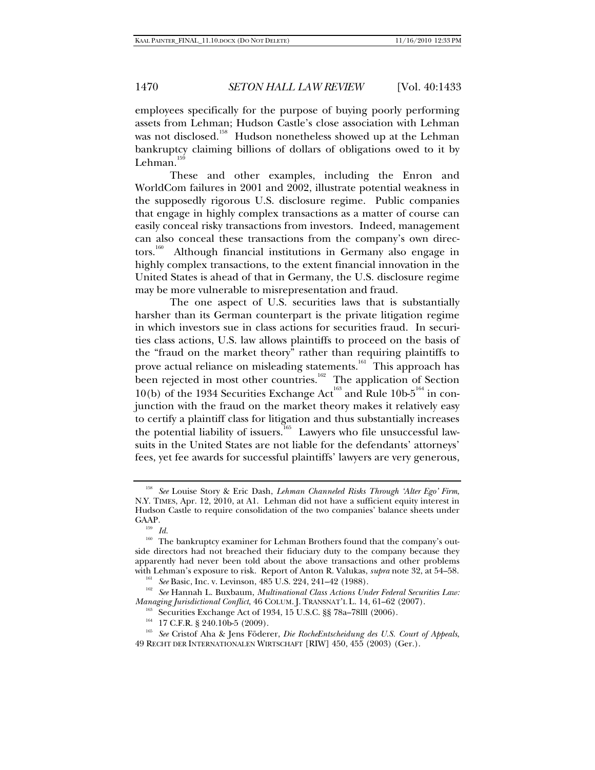employees specifically for the purpose of buying poorly performing assets from Lehman; Hudson Castle's close association with Lehman was not disclosed.[158] Hudson nonetheless showed up at the Lehman bankruptcy claiming billions of dollars of obligations owed to it by Lehman.[159]

These and other examples, including the Enron and WorldCom failures in 2001 and 2002, illustrate potential weakness in the supposedly rigorous U.S. disclosure regime. Public companies that engage in highly complex transactions as a matter of course can easily conceal risky transactions from investors. Indeed, management can also conceal these transactions from the company's own directors.[160] Although financial institutions in Germany also engage in highly complex transactions, to the extent financial innovation in the United States is ahead of that in Germany, the U.S. disclosure regime may be more vulnerable to misrepresentation and fraud.

The one aspect of U.S. securities laws that is substantially harsher than its German counterpart is the private litigation regime in which investors sue in class actions for securities fraud. In securities class actions, U.S. law allows plaintiffs to proceed on the basis of the "fraud on the market theory" rather than requiring plaintiffs to prove actual reliance on misleading statements.[161] This approach has been rejected in most other countries.[162] The application of Section 10(b) of the 1934 Securities Exchange Act[163] and Rule 10b-5[164] in conjunction with the fraud on the market theory makes it relatively easy to certify a plaintiff class for litigation and thus substantially increases the potential liability of issuers.[165] Lawyers who file unsuccessful lawsuits in the United States are not liable for the defendants' attorneys' fees, yet fee awards for successful plaintiffs' lawyers are very generous,

---

[158] *See* Louise Story & Eric Dash, *Lehman Channeled Risks Through 'Alter Ego' Firm*, N.Y. TIMES, Apr. 12, 2010, at A1. Lehman did not have a sufficient equity interest in Hudson Castle to require consolidation of the two companies' balance sheets under GAAP.

[159] *Id.*

[160] The bankruptcy examiner for Lehman Brothers found that the company's outside directors had not breached their fiduciary duty to the company because they apparently had never been told about the above transactions and other problems with Lehman's exposure to risk. Report of Anton R. Valukas, *supra* note 32, at 54–58.

[161] *See* Basic, Inc. v. Levinson, 485 U.S. 224, 241–42 (1988).

[162] *See* Hannah L. Buxbaum, *Multinational Class Actions Under Federal Securities Law: Managing Jurisdictional Conflict*, 46 COLUM. J. TRANSNAT'L L. 14, 61–62 (2007).

[163] Securities Exchange Act of 1934, 15 U.S.C. §§ 78a–78lll (2006).

[164] 17 C.F.R. § 240.10b-5 (2009).

[165] *See* Cristof Aha & Jens Föderer, *Die RocheEntscheidung des U.S. Court of Appeals*, 49 RECHT DER INTERNATIONALEN WIRTSCHAFT [RIW] 450, 455 (2003) (Ger.).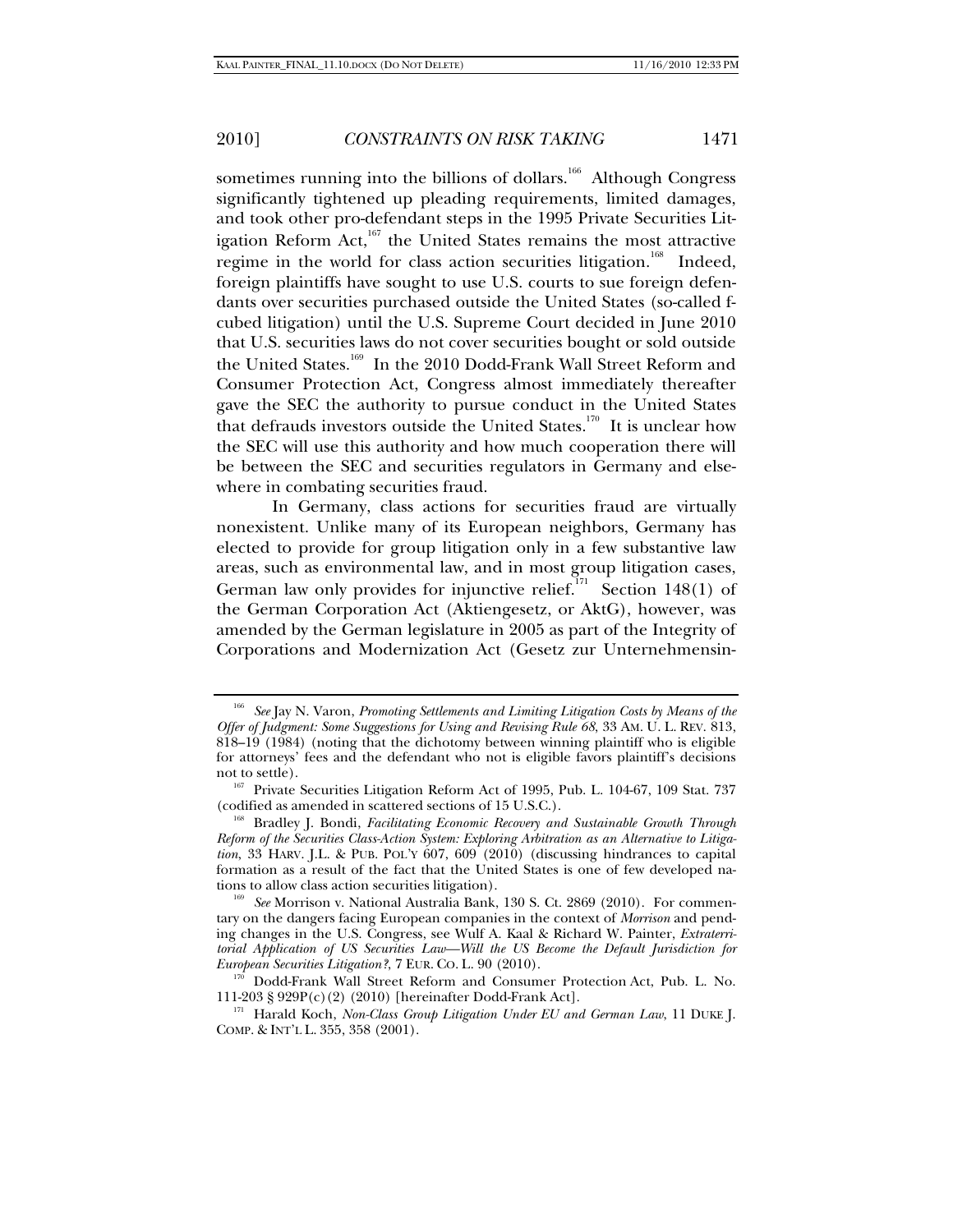sometimes running into the billions of dollars.[166] Although Congress significantly tightened up pleading requirements, limited damages, and took other pro-defendant steps in the 1995 Private Securities Litigation Reform Act,[167] the United States remains the most attractive regime in the world for class action securities litigation.[168] Indeed, foreign plaintiffs have sought to use U.S. courts to sue foreign defendants over securities purchased outside the United States (so-called f-cubed litigation) until the U.S. Supreme Court decided in June 2010 that U.S. securities laws do not cover securities bought or sold outside the United States.[169] In the 2010 Dodd-Frank Wall Street Reform and Consumer Protection Act, Congress almost immediately thereafter gave the SEC the authority to pursue conduct in the United States that defrauds investors outside the United States.[170] It is unclear how the SEC will use this authority and how much cooperation there will be between the SEC and securities regulators in Germany and elsewhere in combating securities fraud.

In Germany, class actions for securities fraud are virtually nonexistent. Unlike many of its European neighbors, Germany has elected to provide for group litigation only in a few substantive law areas, such as environmental law, and in most group litigation cases, German law only provides for injunctive relief.[171] Section 148(1) of the German Corporation Act (Aktiengesetz, or AktG), however, was amended by the German legislature in 2005 as part of the Integrity of Corporations and Modernization Act (Gesetz zur Unternehmensin-

---

[166] *See* Jay N. Varon, *Promoting Settlements and Limiting Litigation Costs by Means of the Offer of Judgment: Some Suggestions for Using and Revising Rule 68*, 33 AM. U. L. REV. 813, 818–19 (1984) (noting that the dichotomy between winning plaintiff who is eligible for attorneys' fees and the defendant who not is eligible favors plaintiff's decisions not to settle).

[167] Private Securities Litigation Reform Act of 1995, Pub. L. 104-67, 109 Stat. 737 (codified as amended in scattered sections of 15 U.S.C.).

[168] Bradley J. Bondi, *Facilitating Economic Recovery and Sustainable Growth Through Reform of the Securities Class-Action System: Exploring Arbitration as an Alternative to Litigation*, 33 HARV. J.L. & PUB. POL'Y 607, 609 (2010) (discussing hindrances to capital formation as a result of the fact that the United States is one of few developed nations to allow class action securities litigation).

[169] *See* Morrison v. National Australia Bank, 130 S. Ct. 2869 (2010). For commentary on the dangers facing European companies in the context of *Morrison* and pending changes in the U.S. Congress, see Wulf A. Kaal & Richard W. Painter, *Extraterritorial Application of US Securities Law—Will the US Become the Default Jurisdiction for European Securities Litigation?*, 7 EUR. CO. L. 90 (2010).

[170] Dodd-Frank Wall Street Reform and Consumer Protection Act, Pub. L. No. 111-203 § 929P(c)(2) (2010) [hereinafter Dodd-Frank Act].

[171] Harald Koch, *Non-Class Group Litigation Under EU and German Law*, 11 DUKE J. COMP. & INT'L L. 355, 358 (2001).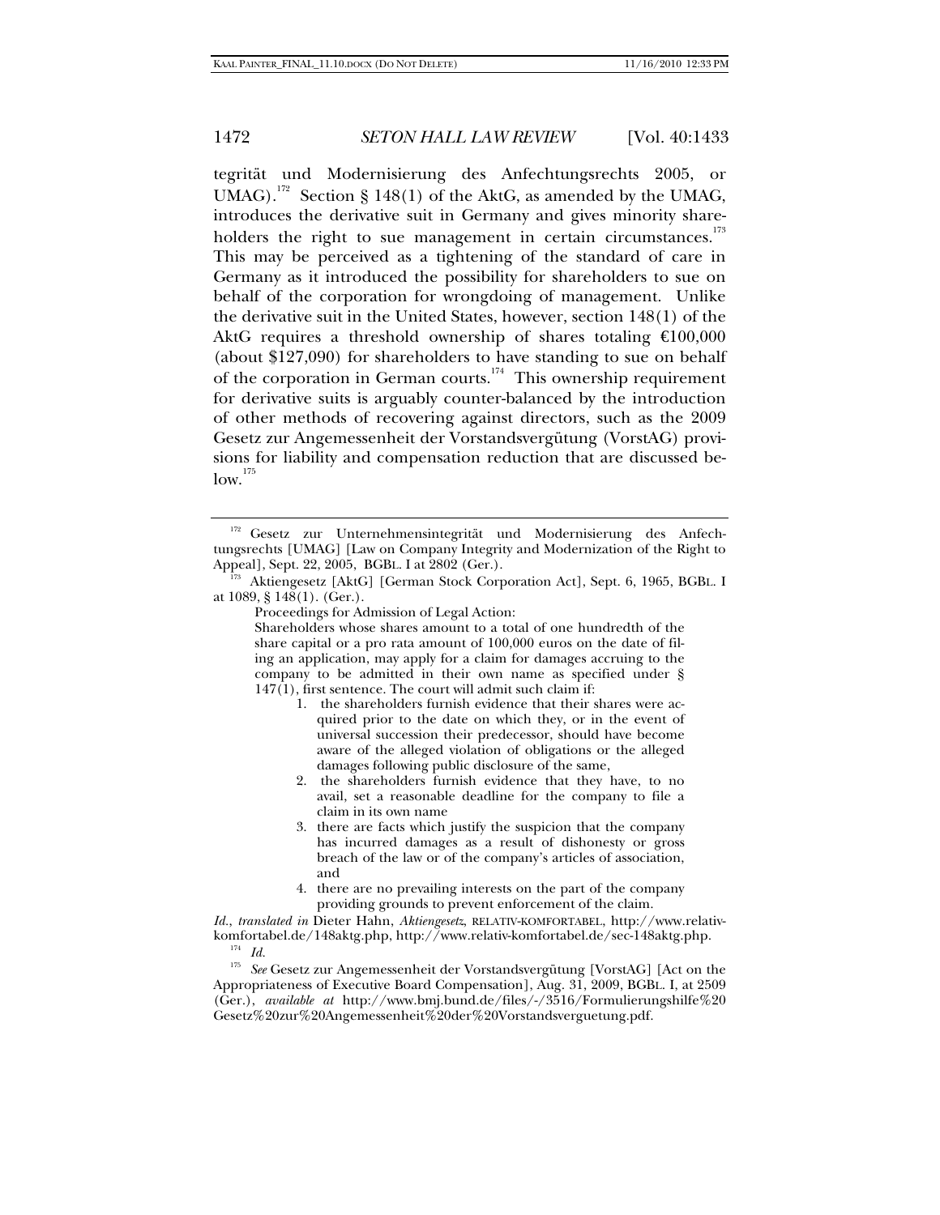tegrität und Modernisierung des Anfechtungsrechts 2005, or UMAG).[172] Section § 148(1) of the AktG, as amended by the UMAG, introduces the derivative suit in Germany and gives minority shareholders the right to sue management in certain circumstances.[173] This may be perceived as a tightening of the standard of care in Germany as it introduced the possibility for shareholders to sue on behalf of the corporation for wrongdoing of management. Unlike the derivative suit in the United States, however, section 148(1) of the AktG requires a threshold ownership of shares totaling €100,000 (about $127,090) for shareholders to have standing to sue on behalf of the corporation in German courts.[174] This ownership requirement for derivative suits is arguably counter-balanced by the introduction of other methods of recovering against directors, such as the 2009 Gesetz zur Angemessenheit der Vorstandsvergütung (VorstAG) provisions for liability and compensation reduction that are discussed below.[175]

---

[172] Gesetz zur Unternehmensintegrität und Modernisierung des Anfechtungsrechts [UMAG] [Law on Company Integrity and Modernization of the Right to Appeal], Sept. 22, 2005, BGBL. I at 2802 (Ger.).

[173] Aktiengesetz [AktG] [German Stock Corporation Act], Sept. 6, 1965, BGBL. I at 1089, § 148(1). (Ger.).

> Proceedings for Admission of Legal Action:
>
> Shareholders whose shares amount to a total of one hundredth of the share capital or a pro rata amount of 100,000 euros on the date of filing an application, may apply for a claim for damages accruing to the company to be admitted in their own name as specified under § 147(1), first sentence. The court will admit such claim if:
>
> 1. the shareholders furnish evidence that their shares were acquired prior to the date on which they, or in the event of universal succession their predecessor, should have become aware of the alleged violation of obligations or the alleged damages following public disclosure of the same,
> 2. the shareholders furnish evidence that they have, to no avail, set a reasonable deadline for the company to file a claim in its own name
> 3. there are facts which justify the suspicion that the company has incurred damages as a result of dishonesty or gross breach of the law or of the company's articles of association, and
> 4. there are no prevailing interests on the part of the company providing grounds to prevent enforcement of the claim.

*Id.*, *translated in* Dieter Hahn, *Aktiengesetz*, RELATIV-KOMFORTABEL, http://www.relativ-komfortabel.de/148aktg.php, http://www.relativ-komfortabel.de/sec-148aktg.php.

[174] *Id.*

[175] *See* Gesetz zur Angemessenheit der Vorstandsvergütung [VorstAG] [Act on the Appropriateness of Executive Board Compensation], Aug. 31, 2009, BGBL. I, at 2509 (Ger.), *available at* http://www.bmj.bund.de/files/-/3516/Formulierungshilfe%20Gesetz%20zur%20Angemessenheit%20der%20Vorstandsverguetung.pdf.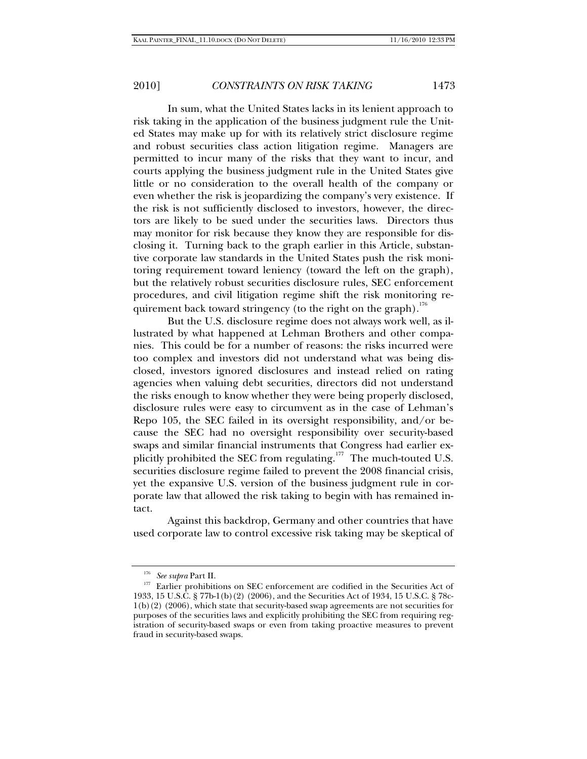In sum, what the United States lacks in its lenient approach to risk taking in the application of the business judgment rule the United States may make up for with its relatively strict disclosure regime and robust securities class action litigation regime. Managers are permitted to incur many of the risks that they want to incur, and courts applying the business judgment rule in the United States give little or no consideration to the overall health of the company or even whether the risk is jeopardizing the company's very existence. If the risk is not sufficiently disclosed to investors, however, the directors are likely to be sued under the securities laws. Directors thus may monitor for risk because they know they are responsible for disclosing it. Turning back to the graph earlier in this Article, substantive corporate law standards in the United States push the risk monitoring requirement toward leniency (toward the left on the graph), but the relatively robust securities disclosure rules, SEC enforcement procedures, and civil litigation regime shift the risk monitoring requirement back toward stringency (to the right on the graph).[176]

But the U.S. disclosure regime does not always work well, as illustrated by what happened at Lehman Brothers and other companies. This could be for a number of reasons: the risks incurred were too complex and investors did not understand what was being disclosed, investors ignored disclosures and instead relied on rating agencies when valuing debt securities, directors did not understand the risks enough to know whether they were being properly disclosed, disclosure rules were easy to circumvent as in the case of Lehman's Repo 105, the SEC failed in its oversight responsibility, and/or because the SEC had no oversight responsibility over security-based swaps and similar financial instruments that Congress had earlier explicitly prohibited the SEC from regulating.[177] The much-touted U.S. securities disclosure regime failed to prevent the 2008 financial crisis, yet the expansive U.S. version of the business judgment rule in corporate law that allowed the risk taking to begin with has remained intact.

Against this backdrop, Germany and other countries that have used corporate law to control excessive risk taking may be skeptical of

---

[176] *See supra* Part II.

[177] Earlier prohibitions on SEC enforcement are codified in the Securities Act of 1933, 15 U.S.C. § 77b-1(b)(2) (2006), and the Securities Act of 1934, 15 U.S.C. § 78c-1(b)(2) (2006), which state that security-based swap agreements are not securities for purposes of the securities laws and explicitly prohibiting the SEC from requiring registration of security-based swaps or even from taking proactive measures to prevent fraud in security-based swaps.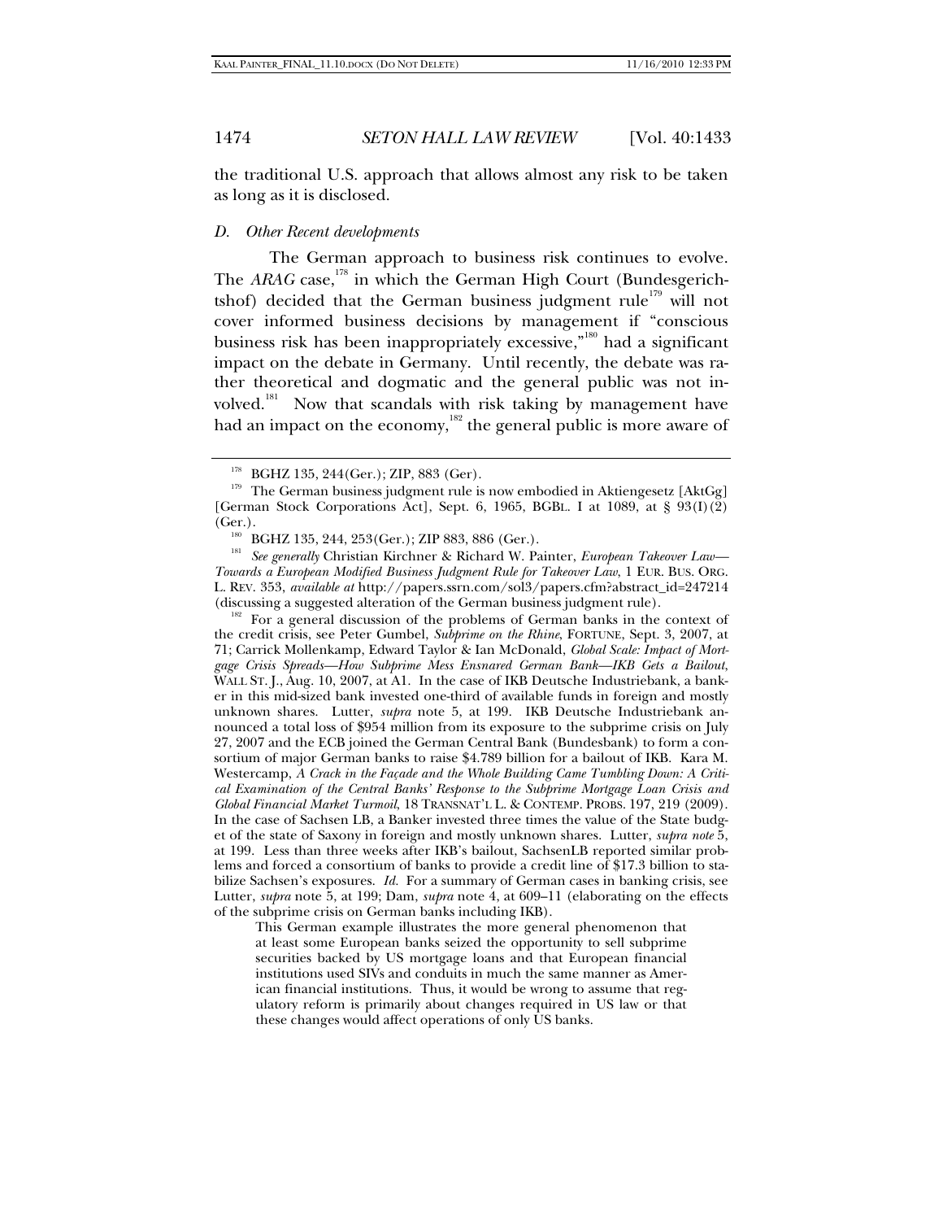the traditional U.S. approach that allows almost any risk to be taken as long as it is disclosed.

### D. Other Recent developments

The German approach to business risk continues to evolve. The *ARAG* case,[178] in which the German High Court (Bundesgerichtshof) decided that the German business judgment rule[179] will not cover informed business decisions by management if "conscious business risk has been inappropriately excessive,"[180] had a significant impact on the debate in Germany. Until recently, the debate was rather theoretical and dogmatic and the general public was not involved.[181] Now that scandals with risk taking by management have had an impact on the economy,[182] the general public is more aware of

---

[178] BGHZ 135, 244(Ger.); ZIP, 883 (Ger).

[179] The German business judgment rule is now embodied in Aktiengesetz [AktGg] [German Stock Corporations Act], Sept. 6, 1965, BGBL. I at 1089, at § 93(I)(2) (Ger.).

[180] BGHZ 135, 244, 253(Ger.); ZIP 883, 886 (Ger.).

[181] *See generally* Christian Kirchner & Richard W. Painter, *European Takeover Law—Towards a European Modified Business Judgment Rule for Takeover Law*, 1 EUR. BUS. ORG. L. REV. 353, *available at* http://papers.ssrn.com/sol3/papers.cfm?abstract_id=247214 (discussing a suggested alteration of the German business judgment rule).

[182] For a general discussion of the problems of German banks in the context of the credit crisis, see Peter Gumbel, *Subprime on the Rhine*, FORTUNE, Sept. 3, 2007, at 71; Carrick Mollenkamp, Edward Taylor & Ian McDonald, *Global Scale: Impact of Mortgage Crisis Spreads—How Subprime Mess Ensnared German Bank—IKB Gets a Bailout*, WALL ST. J., Aug. 10, 2007, at A1. In the case of IKB Deutsche Industriebank, a banker in this mid-sized bank invested one-third of available funds in foreign and mostly unknown shares. Lutter, *supra* note 5, at 199. IKB Deutsche Industriebank announced a total loss of $954 million from its exposure to the subprime crisis on July 27, 2007 and the ECB joined the German Central Bank (Bundesbank) to form a consortium of major German banks to raise $4.789 billion for a bailout of IKB. Kara M. Westercamp, *A Crack in the Façade and the Whole Building Came Tumbling Down: A Critical Examination of the Central Banks' Response to the Subprime Mortgage Loan Crisis and Global Financial Market Turmoil*, 18 TRANSNAT'L L. & CONTEMP. PROBS. 197, 219 (2009). In the case of Sachsen LB, a Banker invested three times the value of the State budget of the state of Saxony in foreign and mostly unknown shares. Lutter, *supra note* 5, at 199. Less than three weeks after IKB's bailout, SachsenLB reported similar problems and forced a consortium of banks to provide a credit line of $17.3 billion to stabilize Sachsen's exposures. *Id.* For a summary of German cases in banking crisis, see Lutter, *supra* note 5, at 199; Dam, *supra* note 4, at 609–11 (elaborating on the effects of the subprime crisis on German banks including IKB).

> This German example illustrates the more general phenomenon that at least some European banks seized the opportunity to sell subprime securities backed by US mortgage loans and that European financial institutions used SIVs and conduits in much the same manner as American financial institutions. Thus, it would be wrong to assume that regulatory reform is primarily about changes required in US law or that these changes would affect operations of only US banks.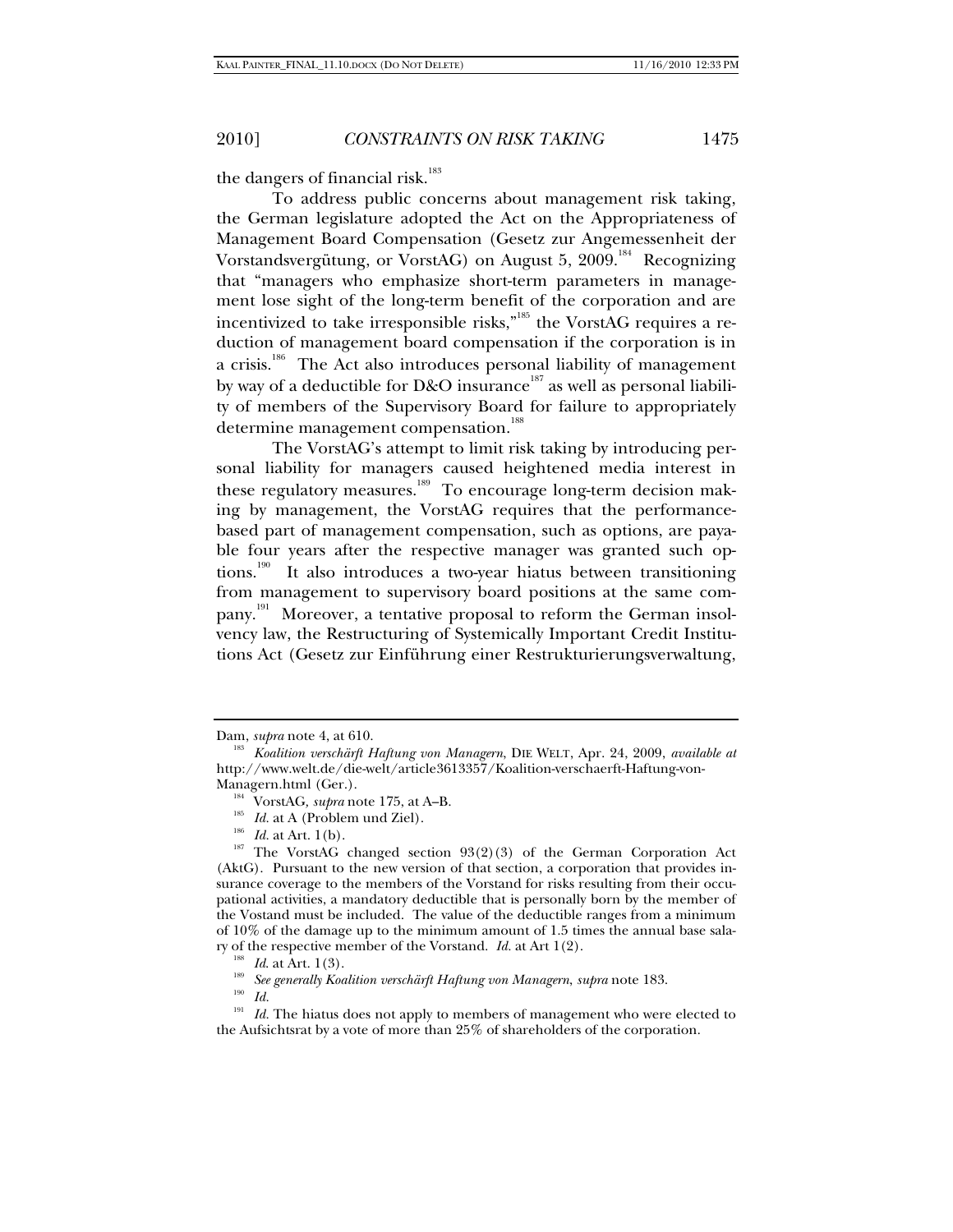the dangers of financial risk.[183]

To address public concerns about management risk taking, the German legislature adopted the Act on the Appropriateness of Management Board Compensation (Gesetz zur Angemessenheit der Vorstandsvergütung, or VorstAG) on August 5, 2009.[184] Recognizing that "managers who emphasize short-term parameters in management lose sight of the long-term benefit of the corporation and are incentivized to take irresponsible risks,"[185] the VorstAG requires a reduction of management board compensation if the corporation is in a crisis.[186] The Act also introduces personal liability of management by way of a deductible for D&O insurance[187] as well as personal liability of members of the Supervisory Board for failure to appropriately determine management compensation.[188]

The VorstAG's attempt to limit risk taking by introducing personal liability for managers caused heightened media interest in these regulatory measures.[189] To encourage long-term decision making by management, the VorstAG requires that the performance-based part of management compensation, such as options, are payable four years after the respective manager was granted such options.[190] It also introduces a two-year hiatus between transitioning from management to supervisory board positions at the same company.[191] Moreover, a tentative proposal to reform the German insolvency law, the Restructuring of Systemically Important Credit Institutions Act (Gesetz zur Einführung einer Restrukturierungsverwaltung,

---

Dam, *supra* note 4, at 610.

[183] *Koalition verschärft Haftung von Managern*, DIE WELT, Apr. 24, 2009, *available at* http://www.welt.de/die-welt/article3613357/Koalition-verschaerft-Haftung-von-Managern.html (Ger.).

[184] VorstAG, *supra* note 175, at A–B.

[185] *Id.* at A (Problem und Ziel).

[186] *Id.* at Art. 1(b).

[187] The VorstAG changed section 93(2)(3) of the German Corporation Act (AktG). Pursuant to the new version of that section, a corporation that provides insurance coverage to the members of the Vorstand for risks resulting from their occupational activities, a mandatory deductible that is personally born by the member of the Vostand must be included. The value of the deductible ranges from a minimum of 10% of the damage up to the minimum amount of 1.5 times the annual base salary of the respective member of the Vorstand. *Id.* at Art 1(2).

[188] *Id.* at Art. 1(3).

[189] *See generally Koalition verschärft Haftung von Managern*, *supra* note 183.

[190] *Id.*

[191] *Id.* The hiatus does not apply to members of management who were elected to the Aufsichtsrat by a vote of more than 25% of shareholders of the corporation.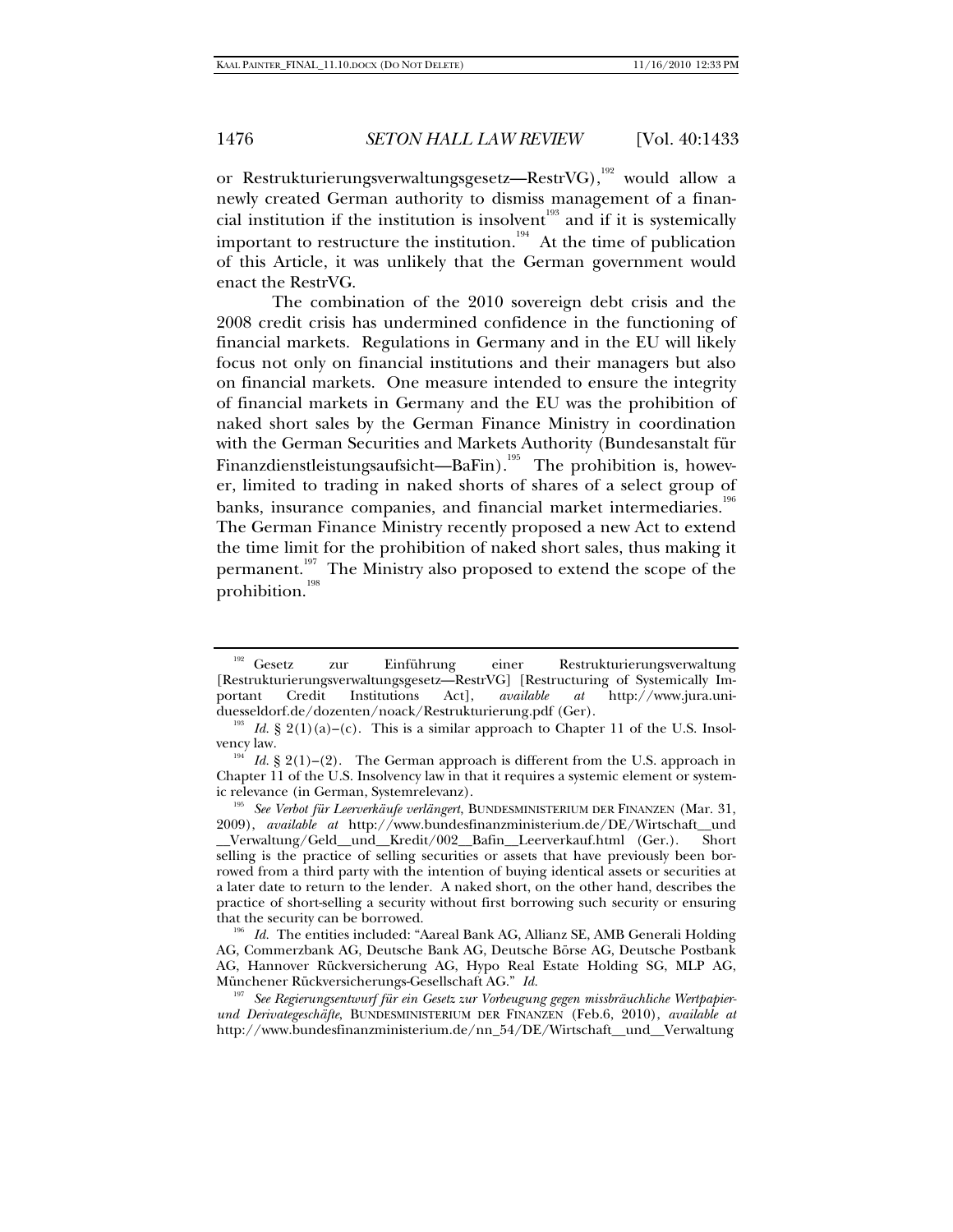or Restrukturierungsverwaltungsgesetz—RestrVG),[192] would allow a newly created German authority to dismiss management of a financial institution if the institution is insolvent[193] and if it is systemically important to restructure the institution.[194] At the time of publication of this Article, it was unlikely that the German government would enact the RestrVG.

The combination of the 2010 sovereign debt crisis and the 2008 credit crisis has undermined confidence in the functioning of financial markets. Regulations in Germany and in the EU will likely focus not only on financial institutions and their managers but also on financial markets. One measure intended to ensure the integrity of financial markets in Germany and the EU was the prohibition of naked short sales by the German Finance Ministry in coordination with the German Securities and Markets Authority (Bundesanstalt für Finanzdienstleistungsaufsicht—BaFin).[195] The prohibition is, however, limited to trading in naked shorts of shares of a select group of banks, insurance companies, and financial market intermediaries.[196] The German Finance Ministry recently proposed a new Act to extend the time limit for the prohibition of naked short sales, thus making it permanent.[197] The Ministry also proposed to extend the scope of the prohibition.[198]

---

[192] Gesetz zur Einführung einer Restrukturierungsverwaltung [Restrukturierungsverwaltungsgesetz—RestrVG] [Restructuring of Systemically Important Credit Institutions Act], *available at* http://www.jura.uni-duesseldorf.de/dozenten/noack/Restrukturierung.pdf (Ger).

[193] *Id.* § 2(1)(a)–(c). This is a similar approach to Chapter 11 of the U.S. Insolvency law.

[194] *Id.* § 2(1)–(2). The German approach is different from the U.S. approach in Chapter 11 of the U.S. Insolvency law in that it requires a systemic element or systemic relevance (in German, Systemrelevanz).

[195] *See Verbot für Leerverkäufe verlängert*, BUNDESMINISTERIUM DER FINANZEN (Mar. 31, 2009), *available at* http://www.bundesfinanzministerium.de/DE/Wirtschaft__und__Verwaltung/Geld__und__Kredit/002__Bafin__Leerverkauf.html (Ger.). Short selling is the practice of selling securities or assets that have previously been borrowed from a third party with the intention of buying identical assets or securities at a later date to return to the lender. A naked short, on the other hand, describes the practice of short-selling a security without first borrowing such security or ensuring that the security can be borrowed.

[196] *Id.* The entities included: "Aareal Bank AG, Allianz SE, AMB Generali Holding AG, Commerzbank AG, Deutsche Bank AG, Deutsche Börse AG, Deutsche Postbank AG, Hannover Rückversicherung AG, Hypo Real Estate Holding SG, MLP AG, Münchener Rückversicherungs-Gesellschaft AG." *Id.*

[197] *See Regierungsentwurf für ein Gesetz zur Vorbeugung gegen missbräuchliche Wertpapier- und Derivategeschäfte*, BUNDESMINISTERIUM DER FINANZEN (Feb.6, 2010), *available at* http://www.bundesfinanzministerium.de/nn_54/DE/Wirtschaft__und__Verwaltung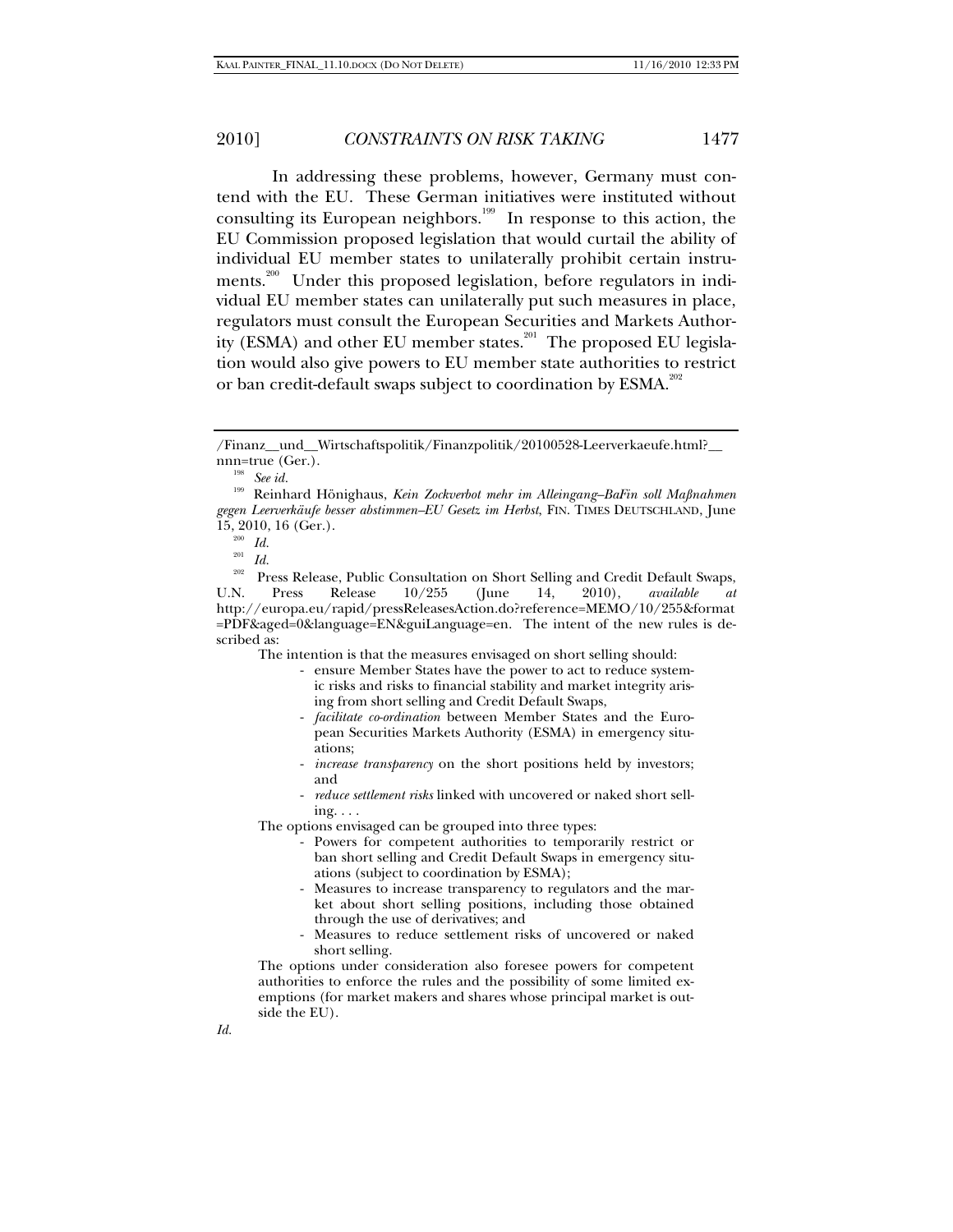In addressing these problems, however, Germany must contend with the EU. These German initiatives were instituted without consulting its European neighbors.[199] In response to this action, the EU Commission proposed legislation that would curtail the ability of individual EU member states to unilaterally prohibit certain instruments.[200] Under this proposed legislation, before regulators in individual EU member states can unilaterally put such measures in place, regulators must consult the European Securities and Markets Authority (ESMA) and other EU member states.[201] The proposed EU legislation would also give powers to EU member state authorities to restrict or ban credit-default swaps subject to coordination by ESMA.[202]

---

/Finanz__und__Wirtschaftspolitik/Finanzpolitik/20100528-Leerverkaeufe.html?__nnn=true (Ger.).

[198] *See id.*

[199] Reinhard Hönighaus, *Kein Zockverbot mehr im Alleingang–BaFin soll Maßnahmen gegen Leerverkäufe besser abstimmen–EU Gesetz im Herbst*, FIN. TIMES DEUTSCHLAND, June 15, 2010, 16 (Ger.).

[200] *Id.*

[201] *Id.*

[202] Press Release, Public Consultation on Short Selling and Credit Default Swaps, U.N. Press Release 10/255 (June 14, 2010), *available at* http://europa.eu/rapid/pressReleasesAction.do?reference=MEMO/10/255&format=PDF&aged=0&language=EN&guiLanguage=en. The intent of the new rules is described as:

> The intention is that the measures envisaged on short selling should:
>
> - ensure Member States have the power to act to reduce systemic risks and risks to financial stability and market integrity arising from short selling and Credit Default Swaps,
> - *facilitate co-ordination* between Member States and the European Securities Markets Authority (ESMA) in emergency situations;
> - *increase transparency* on the short positions held by investors; and
> - *reduce settlement risks* linked with uncovered or naked short selling. . . .
>
> The options envisaged can be grouped into three types:
>
> - Powers for competent authorities to temporarily restrict or ban short selling and Credit Default Swaps in emergency situations (subject to coordination by ESMA);
> - Measures to increase transparency to regulators and the market about short selling positions, including those obtained through the use of derivatives; and
> - Measures to reduce settlement risks of uncovered or naked short selling.
>
> The options under consideration also foresee powers for competent authorities to enforce the rules and the possibility of some limited exemptions (for market makers and shares whose principal market is outside the EU).

*Id.*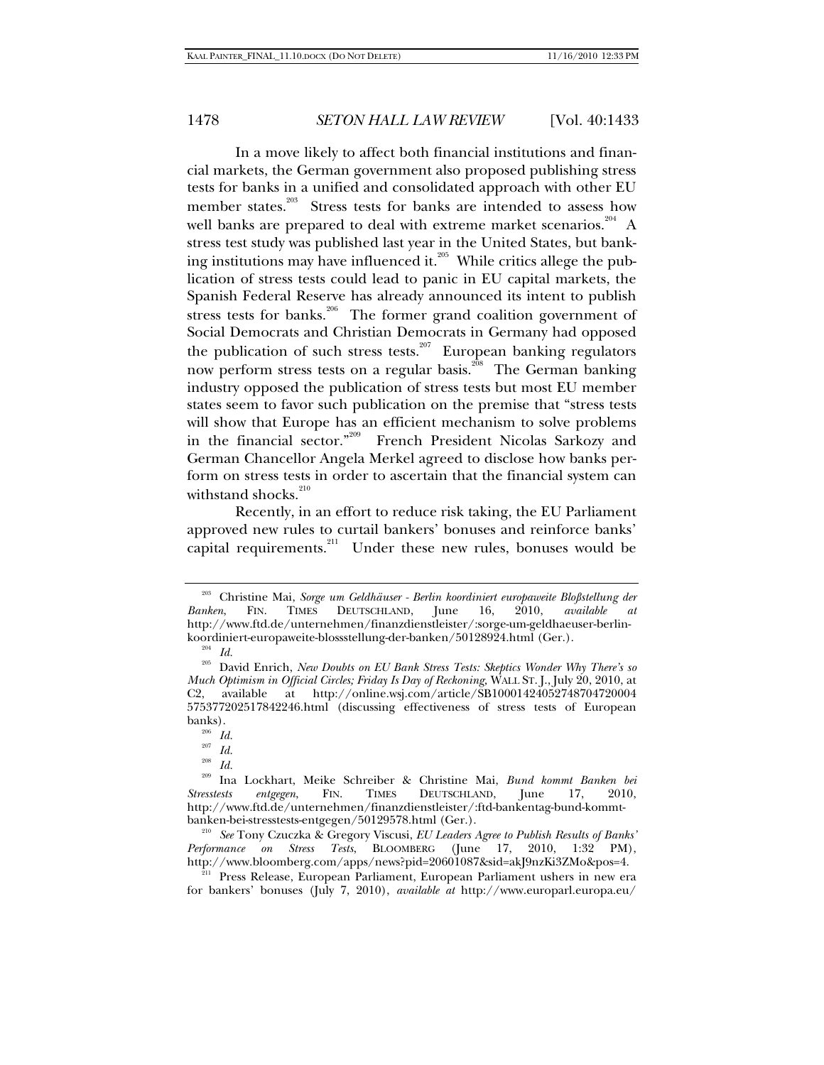In a move likely to affect both financial institutions and financial markets, the German government also proposed publishing stress tests for banks in a unified and consolidated approach with other EU member states.[203] Stress tests for banks are intended to assess how well banks are prepared to deal with extreme market scenarios.[204] A stress test study was published last year in the United States, but banking institutions may have influenced it.[205] While critics allege the publication of stress tests could lead to panic in EU capital markets, the Spanish Federal Reserve has already announced its intent to publish stress tests for banks.[206] The former grand coalition government of Social Democrats and Christian Democrats in Germany had opposed the publication of such stress tests.[207] European banking regulators now perform stress tests on a regular basis.[208] The German banking industry opposed the publication of stress tests but most EU member states seem to favor such publication on the premise that "stress tests will show that Europe has an efficient mechanism to solve problems in the financial sector."[209] French President Nicolas Sarkozy and German Chancellor Angela Merkel agreed to disclose how banks perform on stress tests in order to ascertain that the financial system can withstand shocks.[210]

Recently, in an effort to reduce risk taking, the EU Parliament approved new rules to curtail bankers' bonuses and reinforce banks' capital requirements.[211] Under these new rules, bonuses would be

---

[203] Christine Mai, *Sorge um Geldhäuser - Berlin koordiniert europaweite Bloßstellung der Banken*, FIN. TIMES DEUTSCHLAND, June 16, 2010, *available at* http://www.ftd.de/unternehmen/finanzdienstleister/:sorge-um-geldhaeuser-berlin-koordiniert-europaweite-blossstellung-der-banken/50128924.html (Ger.).

[204] *Id.*

[205] David Enrich, *New Doubts on EU Bank Stress Tests: Skeptics Wonder Why There's so Much Optimism in Official Circles; Friday Is Day of Reckoning*, WALL ST. J., July 20, 2010, at C2, available at http://online.wsj.com/article/SB10001424052748704720004575377202517842246.html (discussing effectiveness of stress tests of European banks).

[206] *Id.*

[207] *Id.*

[208] *Id.*

[209] Ina Lockhart, Meike Schreiber & Christine Mai, *Bund kommt Banken bei Stresstests entgegen*, FIN. TIMES DEUTSCHLAND, June 17, 2010, http://www.ftd.de/unternehmen/finanzdienstleister/:ftd-bankentag-bund-kommt-banken-bei-stresstests-entgegen/50129578.html (Ger.).

[210] *See* Tony Czuczka & Gregory Viscusi, *EU Leaders Agree to Publish Results of Banks' Performance on Stress Tests*, BLOOMBERG (June 17, 2010, 1:32 PM), http://www.bloomberg.com/apps/news?pid=20601087&sid=akJ9nzKi3ZMo&pos=4.

[211] Press Release, European Parliament, European Parliament ushers in new era for bankers' bonuses (July 7, 2010), *available at* http://www.europarl.europa.eu/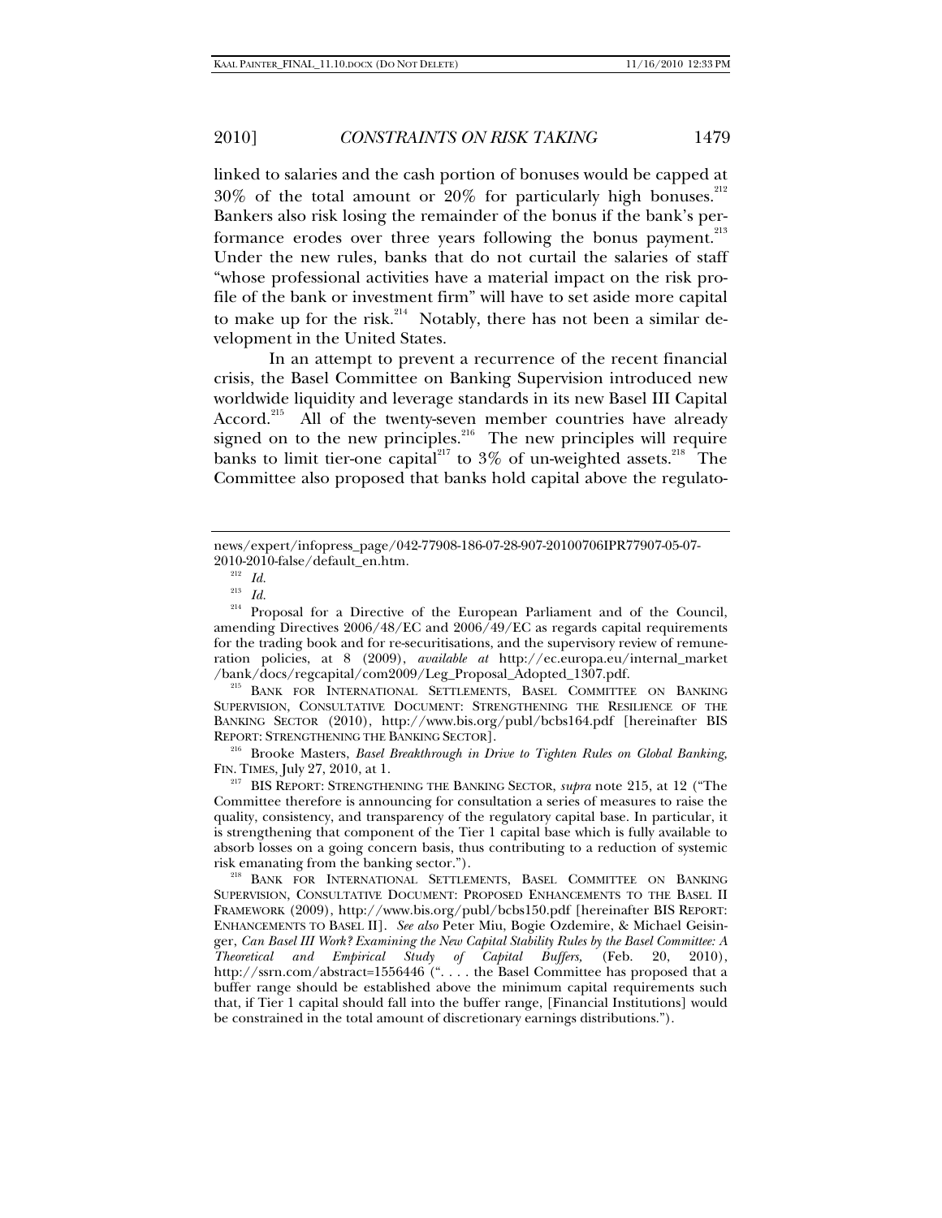linked to salaries and the cash portion of bonuses would be capped at 30% of the total amount or 20% for particularly high bonuses.[212] Bankers also risk losing the remainder of the bonus if the bank's performance erodes over three years following the bonus payment.[213] Under the new rules, banks that do not curtail the salaries of staff "whose professional activities have a material impact on the risk profile of the bank or investment firm" will have to set aside more capital to make up for the risk.[214] Notably, there has not been a similar development in the United States.

In an attempt to prevent a recurrence of the recent financial crisis, the Basel Committee on Banking Supervision introduced new worldwide liquidity and leverage standards in its new Basel III Capital Accord.[215] All of the twenty-seven member countries have already signed on to the new principles.[216] The new principles will require banks to limit tier-one capital[217] to 3% of un-weighted assets.[218] The Committee also proposed that banks hold capital above the regulato-

---

news/expert/infopress_page/042-77908-186-07-28-907-20100706IPR77907-05-07-2010-2010-false/default_en.htm.

[212] *Id.*

[213] *Id.*

[214] Proposal for a Directive of the European Parliament and of the Council, amending Directives 2006/48/EC and 2006/49/EC as regards capital requirements for the trading book and for re-securitisations, and the supervisory review of remuneration policies, at 8 (2009), *available at* http://ec.europa.eu/internal_market/bank/docs/regcapital/com2009/Leg_Proposal_Adopted_1307.pdf.

[215] BANK FOR INTERNATIONAL SETTLEMENTS, BASEL COMMITTEE ON BANKING SUPERVISION, CONSULTATIVE DOCUMENT: STRENGTHENING THE RESILIENCE OF THE BANKING SECTOR (2010), http://www.bis.org/publ/bcbs164.pdf [hereinafter BIS REPORT: STRENGTHENING THE BANKING SECTOR].

[216] Brooke Masters, *Basel Breakthrough in Drive to Tighten Rules on Global Banking,* FIN. TIMES, July 27, 2010, at 1.

[217] BIS REPORT: STRENGTHENING THE BANKING SECTOR, *supra* note 215, at 12 ("The Committee therefore is announcing for consultation a series of measures to raise the quality, consistency, and transparency of the regulatory capital base. In particular, it is strengthening that component of the Tier 1 capital base which is fully available to absorb losses on a going concern basis, thus contributing to a reduction of systemic risk emanating from the banking sector.").

[218] BANK FOR INTERNATIONAL SETTLEMENTS, BASEL COMMITTEE ON BANKING SUPERVISION, CONSULTATIVE DOCUMENT: PROPOSED ENHANCEMENTS TO THE BASEL II FRAMEWORK (2009), http://www.bis.org/publ/bcbs150.pdf [hereinafter BIS REPORT: ENHANCEMENTS TO BASEL II]. *See also* Peter Miu, Bogie Ozdemire, & Michael Geisinger, *Can Basel III Work? Examining the New Capital Stability Rules by the Basel Committee: A Theoretical and Empirical Study of Capital Buffers,* (Feb. 20, 2010), http://ssrn.com/abstract=1556446 (". . . . the Basel Committee has proposed that a buffer range should be established above the minimum capital requirements such that, if Tier 1 capital should fall into the buffer range, [Financial Institutions] would be constrained in the total amount of discretionary earnings distributions.").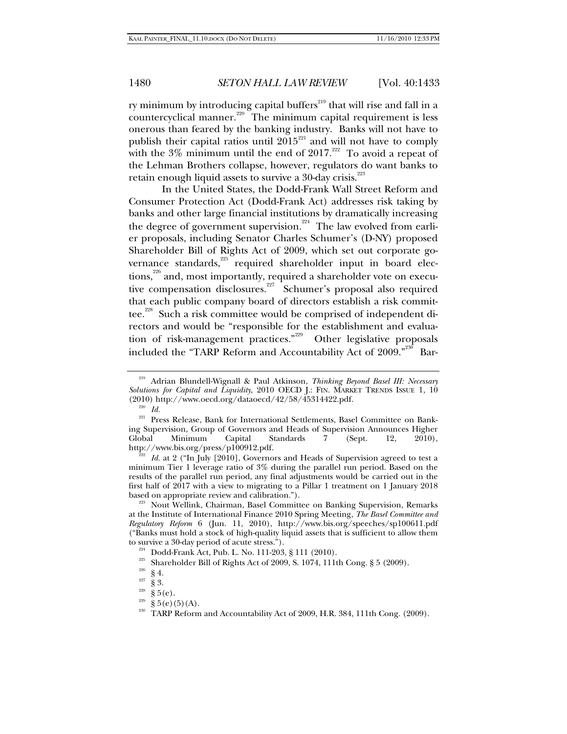ry minimum by introducing capital buffers[219] that will rise and fall in a countercyclical manner.[220] The minimum capital requirement is less onerous than feared by the banking industry. Banks will not have to publish their capital ratios until 2015[221] and will not have to comply with the 3% minimum until the end of 2017.[222] To avoid a repeat of the Lehman Brothers collapse, however, regulators do want banks to retain enough liquid assets to survive a 30-day crisis.[223]

In the United States, the Dodd-Frank Wall Street Reform and Consumer Protection Act (Dodd-Frank Act) addresses risk taking by banks and other large financial institutions by dramatically increasing the degree of government supervision.[224] The law evolved from earlier proposals, including Senator Charles Schumer's (D-NY) proposed Shareholder Bill of Rights Act of 2009, which set out corporate governance standards,[225] required shareholder input in board elections,[226] and, most importantly, required a shareholder vote on executive compensation disclosures.[227] Schumer's proposal also required that each public company board of directors establish a risk committee.[228] Such a risk committee would be comprised of independent directors and would be "responsible for the establishment and evaluation of risk-management practices."[229] Other legislative proposals included the "TARP Reform and Accountability Act of 2009."[230] Bar-

---

[219] Adrian Blundell-Wignall & Paul Atkinson, *Thinking Beyond Basel III: Necessary Solutions for Capital and Liquidity*, 2010 OECD J.: FIN. MARKET TRENDS ISSUE 1, 10 (2010) http://www.oecd.org/dataoecd/42/58/45314422.pdf.

[220] *Id.*

[221] Press Release, Bank for International Settlements, Basel Committee on Banking Supervision, Group of Governors and Heads of Supervision Announces Higher Global Minimum Capital Standards 7 (Sept. 12, 2010), http://www.bis.org/press/p100912.pdf.

[222] *Id.* at 2 ("In July [2010], Governors and Heads of Supervision agreed to test a minimum Tier 1 leverage ratio of 3% during the parallel run period. Based on the results of the parallel run period, any final adjustments would be carried out in the first half of 2017 with a view to migrating to a Pillar 1 treatment on 1 January 2018 based on appropriate review and calibration.").

[223] Nout Wellink, Chairman, Basel Committee on Banking Supervision, Remarks at the Institute of International Finance 2010 Spring Meeting, *The Basel Committee and Regulatory Reform* 6 (Jun. 11, 2010), http://www.bis.org/speeches/sp100611.pdf ("Banks must hold a stock of high-quality liquid assets that is sufficient to allow them to survive a 30-day period of acute stress.").

[224] Dodd-Frank Act, Pub. L. No. 111-203, § 111 (2010).

[225] Shareholder Bill of Rights Act of 2009, S. 1074, 111th Cong. § 5 (2009).

[226] § 4.

[227] § 3.

[228] § 5(e).

[229] § 5(e)(5)(A).

[230] TARP Reform and Accountability Act of 2009, H.R. 384, 111th Cong. (2009).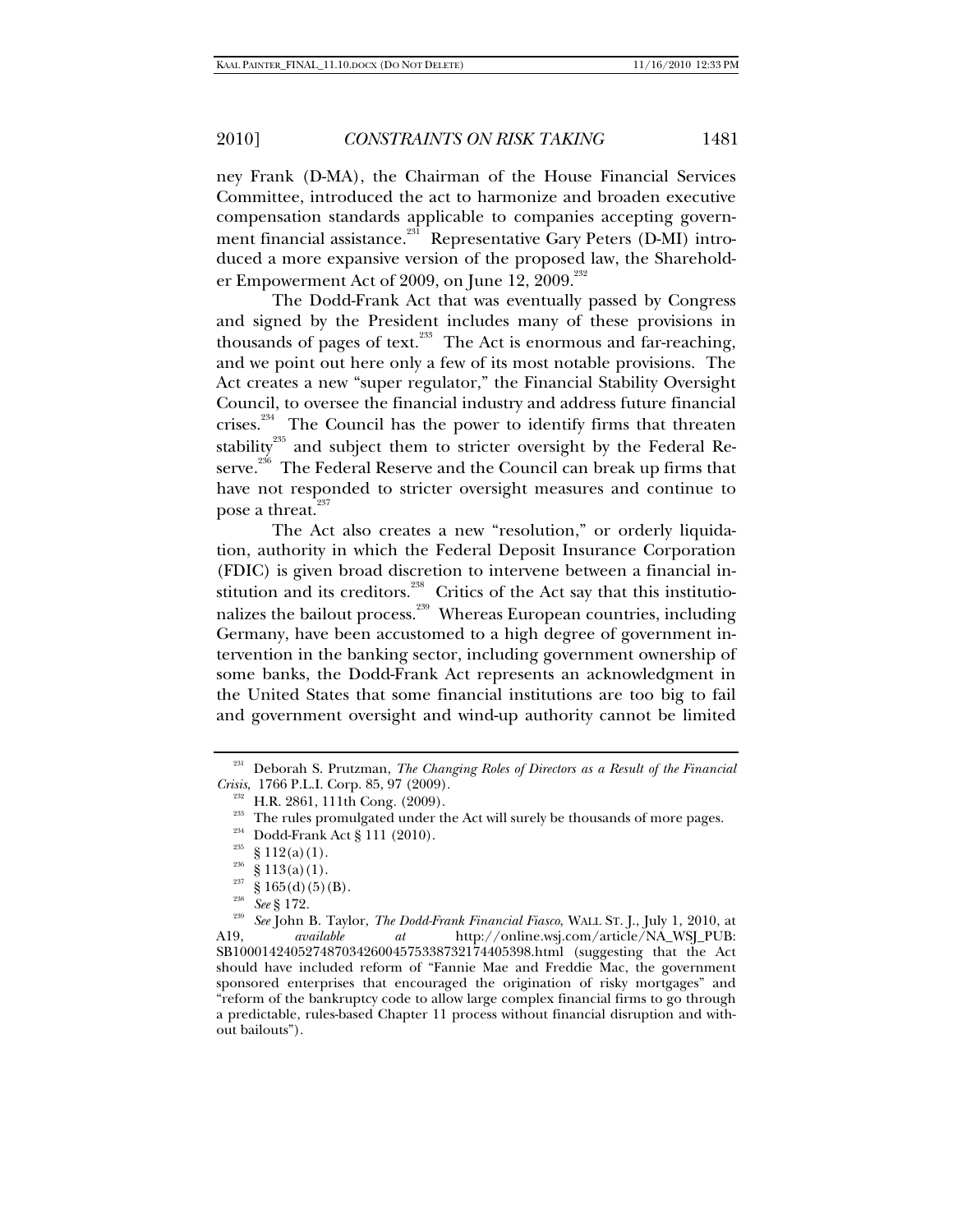ney Frank (D-MA), the Chairman of the House Financial Services Committee, introduced the act to harmonize and broaden executive compensation standards applicable to companies accepting government financial assistance.[231] Representative Gary Peters (D-MI) introduced a more expansive version of the proposed law, the Shareholder Empowerment Act of 2009, on June 12, 2009.[232]

The Dodd-Frank Act that was eventually passed by Congress and signed by the President includes many of these provisions in thousands of pages of text.[233] The Act is enormous and far-reaching, and we point out here only a few of its most notable provisions. The Act creates a new "super regulator," the Financial Stability Oversight Council, to oversee the financial industry and address future financial crises.[234] The Council has the power to identify firms that threaten stability[235] and subject them to stricter oversight by the Federal Reserve.[236] The Federal Reserve and the Council can break up firms that have not responded to stricter oversight measures and continue to pose a threat.[237]

The Act also creates a new "resolution," or orderly liquidation, authority in which the Federal Deposit Insurance Corporation (FDIC) is given broad discretion to intervene between a financial institution and its creditors.[238] Critics of the Act say that this institutionalizes the bailout process.[239] Whereas European countries, including Germany, have been accustomed to a high degree of government intervention in the banking sector, including government ownership of some banks, the Dodd-Frank Act represents an acknowledgment in the United States that some financial institutions are too big to fail and government oversight and wind-up authority cannot be limited

---

[231] Deborah S. Prutzman, *The Changing Roles of Directors as a Result of the Financial Crisis*, 1766 P.L.I. Corp. 85, 97 (2009).

[232] H.R. 2861, 111th Cong. (2009).

[233] The rules promulgated under the Act will surely be thousands of more pages.

[234] Dodd-Frank Act § 111 (2010).

[235] § 112(a)(1).

[236] § 113(a)(1).

[237] § 165(d)(5)(B).

[238] *See* § 172.

[239] *See* John B. Taylor, *The Dodd-Frank Financial Fiasco*, WALL ST. J., July 1, 2010, at A19, *available at* http://online.wsj.com/article/NA_WSJ_PUB:SB10001424052748703426004575338732174405398.html (suggesting that the Act should have included reform of "Fannie Mae and Freddie Mac, the government sponsored enterprises that encouraged the origination of risky mortgages" and "reform of the bankruptcy code to allow large complex financial firms to go through a predictable, rules-based Chapter 11 process without financial disruption and without bailouts").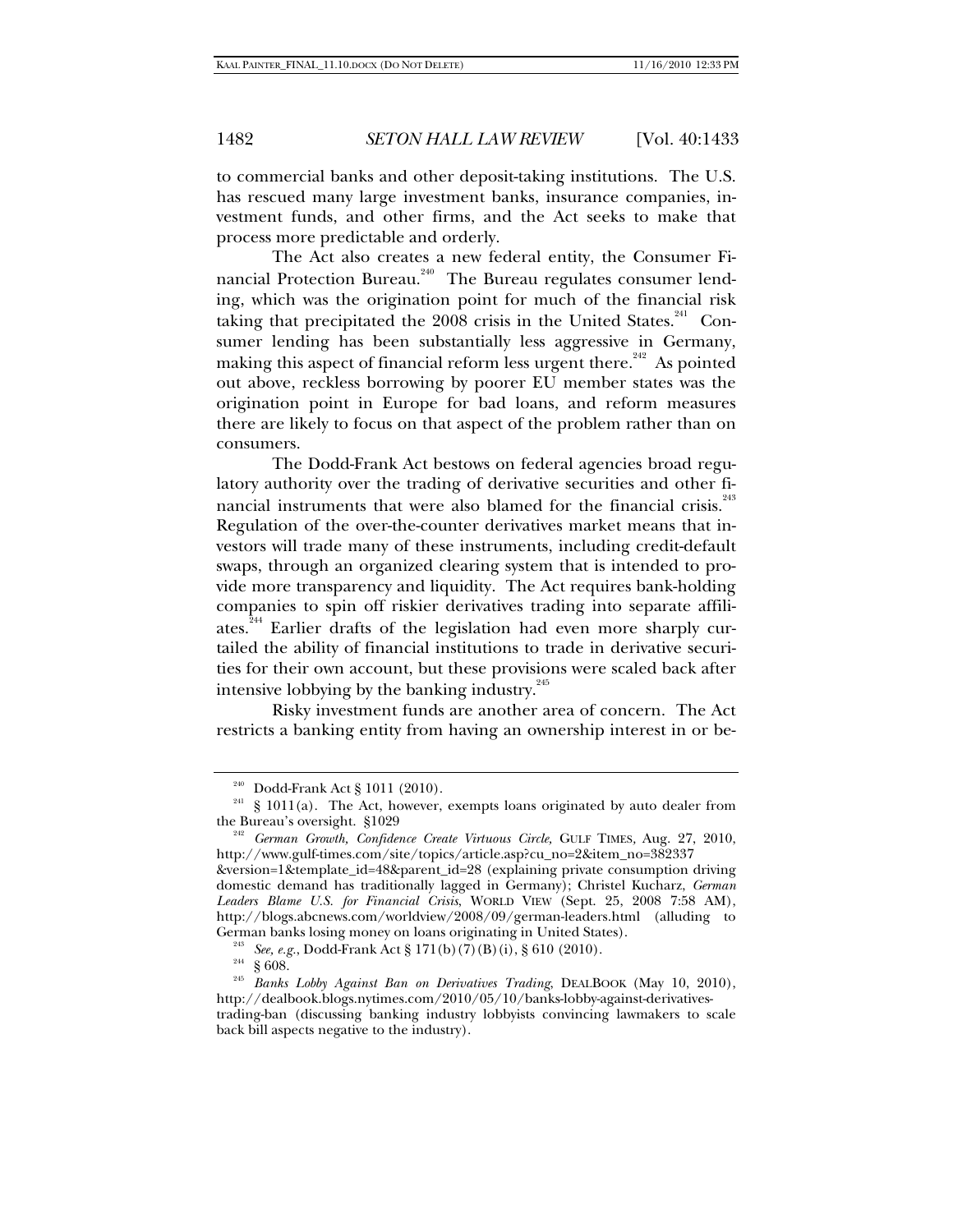to commercial banks and other deposit-taking institutions. The U.S. has rescued many large investment banks, insurance companies, investment funds, and other firms, and the Act seeks to make that process more predictable and orderly.

The Act also creates a new federal entity, the Consumer Financial Protection Bureau.[240] The Bureau regulates consumer lending, which was the origination point for much of the financial risk taking that precipitated the 2008 crisis in the United States.[241] Consumer lending has been substantially less aggressive in Germany, making this aspect of financial reform less urgent there.[242] As pointed out above, reckless borrowing by poorer EU member states was the origination point in Europe for bad loans, and reform measures there are likely to focus on that aspect of the problem rather than on consumers.

The Dodd-Frank Act bestows on federal agencies broad regulatory authority over the trading of derivative securities and other financial instruments that were also blamed for the financial crisis.[243] Regulation of the over-the-counter derivatives market means that investors will trade many of these instruments, including credit-default swaps, through an organized clearing system that is intended to provide more transparency and liquidity. The Act requires bank-holding companies to spin off riskier derivatives trading into separate affiliates.[244] Earlier drafts of the legislation had even more sharply curtailed the ability of financial institutions to trade in derivative securities for their own account, but these provisions were scaled back after intensive lobbying by the banking industry.[245]

Risky investment funds are another area of concern. The Act restricts a banking entity from having an ownership interest in or be-

---

[240] Dodd-Frank Act § 1011 (2010).

[241] § 1011(a). The Act, however, exempts loans originated by auto dealer from the Bureau's oversight. §1029

[242] *German Growth, Confidence Create Virtuous Circle*, GULF TIMES, Aug. 27, 2010, http://www.gulf-times.com/site/topics/article.asp?cu_no=2&item_no=382337&version=1&template_id=48&parent_id=28 (explaining private consumption driving domestic demand has traditionally lagged in Germany); Christel Kucharz, *German Leaders Blame U.S. for Financial Crisis*, WORLD VIEW (Sept. 25, 2008 7:58 AM), http://blogs.abcnews.com/worldview/2008/09/german-leaders.html (alluding to German banks losing money on loans originating in United States).

[243] *See, e.g.*, Dodd-Frank Act § 171(b)(7)(B)(i), § 610 (2010).

[244] § 608.

[245] *Banks Lobby Against Ban on Derivatives Trading*, DEALBOOK (May 10, 2010), http://dealbook.blogs.nytimes.com/2010/05/10/banks-lobby-against-derivatives-trading-ban (discussing banking industry lobbyists convincing lawmakers to scale back bill aspects negative to the industry).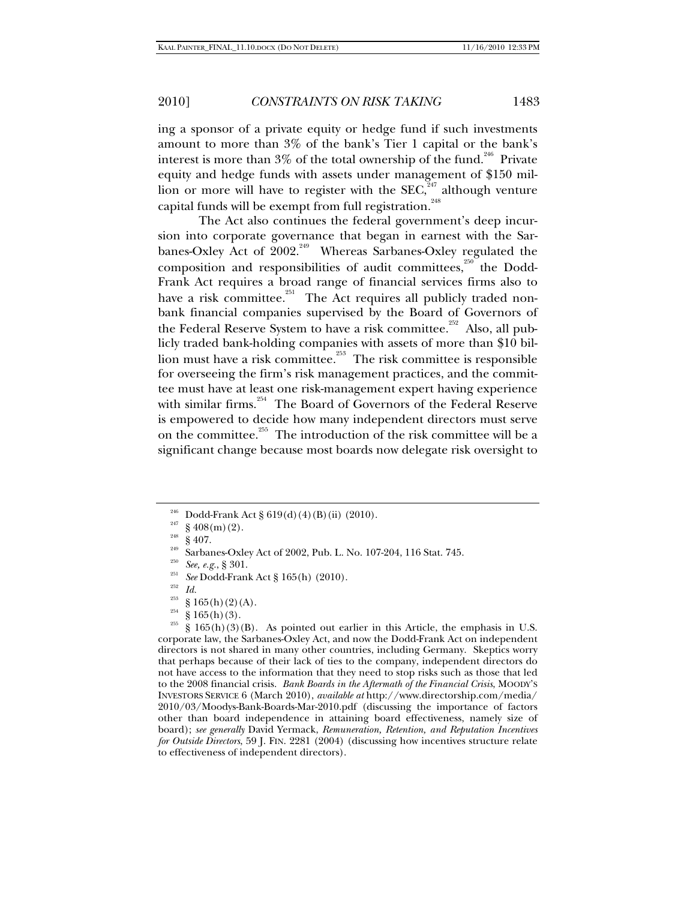ing a sponsor of a private equity or hedge fund if such investments amount to more than 3% of the bank's Tier 1 capital or the bank's interest is more than 3% of the total ownership of the fund.[246] Private equity and hedge funds with assets under management of $150 million or more will have to register with the SEC,[247] although venture capital funds will be exempt from full registration.[248]

The Act also continues the federal government's deep incursion into corporate governance that began in earnest with the Sarbanes-Oxley Act of 2002.[249] Whereas Sarbanes-Oxley regulated the composition and responsibilities of audit committees,[250] the Dodd-Frank Act requires a broad range of financial services firms also to have a risk committee.[251] The Act requires all publicly traded nonbank financial companies supervised by the Board of Governors of the Federal Reserve System to have a risk committee.[252] Also, all publicly traded bank-holding companies with assets of more than $10 billion must have a risk committee.[253] The risk committee is responsible for overseeing the firm's risk management practices, and the committee must have at least one risk-management expert having experience with similar firms.[254] The Board of Governors of the Federal Reserve is empowered to decide how many independent directors must serve on the committee.[255] The introduction of the risk committee will be a significant change because most boards now delegate risk oversight to

---

[246] Dodd-Frank Act § 619(d)(4)(B)(ii) (2010).

[247] § 408(m)(2).

[248] § 407.

[249] Sarbanes-Oxley Act of 2002, Pub. L. No. 107-204, 116 Stat. 745.

[250] *See, e.g.*, § 301.

[251] *See* Dodd-Frank Act § 165(h) (2010).

[252] *Id.*

[253] § 165(h)(2)(A).

[254] § 165(h)(3).

[255] § 165(h)(3)(B). As pointed out earlier in this Article, the emphasis in U.S. corporate law, the Sarbanes-Oxley Act, and now the Dodd-Frank Act on independent directors is not shared in many other countries, including Germany. Skeptics worry that perhaps because of their lack of ties to the company, independent directors do not have access to the information that they need to stop risks such as those that led to the 2008 financial crisis. *Bank Boards in the Aftermath of the Financial Crisis*, MOODY'S INVESTORS SERVICE 6 (March 2010), *available at* http://www.directorship.com/media/2010/03/Moodys-Bank-Boards-Mar-2010.pdf (discussing the importance of factors other than board independence in attaining board effectiveness, namely size of board); *see generally* David Yermack, *Remuneration, Retention, and Reputation Incentives for Outside Directors*, 59 J. FIN. 2281 (2004) (discussing how incentives structure relate to effectiveness of independent directors).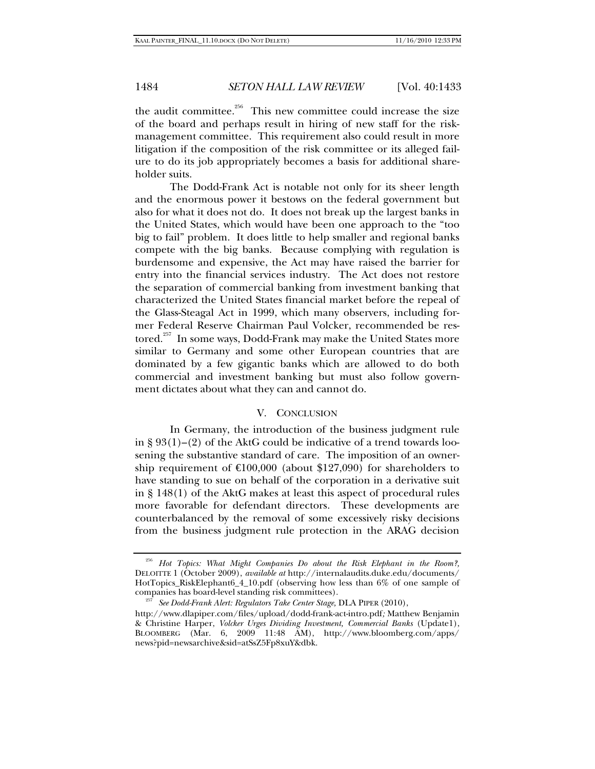the audit committee.[256] This new committee could increase the size of the board and perhaps result in hiring of new staff for the risk-management committee. This requirement also could result in more litigation if the composition of the risk committee or its alleged failure to do its job appropriately becomes a basis for additional shareholder suits.

The Dodd-Frank Act is notable not only for its sheer length and the enormous power it bestows on the federal government but also for what it does not do. It does not break up the largest banks in the United States, which would have been one approach to the "too big to fail" problem. It does little to help smaller and regional banks compete with the big banks. Because complying with regulation is burdensome and expensive, the Act may have raised the barrier for entry into the financial services industry. The Act does not restore the separation of commercial banking from investment banking that characterized the United States financial market before the repeal of the Glass-Steagal Act in 1999, which many observers, including former Federal Reserve Chairman Paul Volcker, recommended be restored.[257] In some ways, Dodd-Frank may make the United States more similar to Germany and some other European countries that are dominated by a few gigantic banks which are allowed to do both commercial and investment banking but must also follow government dictates about what they can and cannot do.

## V. CONCLUSION

In Germany, the introduction of the business judgment rule in § 93(1)–(2) of the AktG could be indicative of a trend towards loosening the substantive standard of care. The imposition of an ownership requirement of €100,000 (about $127,090) for shareholders to have standing to sue on behalf of the corporation in a derivative suit in § 148(1) of the AktG makes at least this aspect of procedural rules more favorable for defendant directors. These developments are counterbalanced by the removal of some excessively risky decisions from the business judgment rule protection in the ARAG decision

---

[256] *Hot Topics: What Might Companies Do about the Risk Elephant in the Room?*, DELOITTE 1 (October 2009), *available at* http://internalaudits.duke.edu/documents/HotTopics_RiskElephant6_4_10.pdf (observing how less than 6% of one sample of companies has board-level standing risk committees).

[257] *See Dodd-Frank Alert: Regulators Take Center Stage*, DLA PIPER (2010), http://www.dlapiper.com/files/upload/dodd-frank-act-intro.pdf; Matthew Benjamin & Christine Harper, *Volcker Urges Dividing Investment, Commercial Banks* (Update1), BLOOMBERG (Mar. 6, 2009 11:48 AM), http://www.bloomberg.com/apps/news?pid=newsarchive&sid=atSsZ5Fp8xuY&dbk.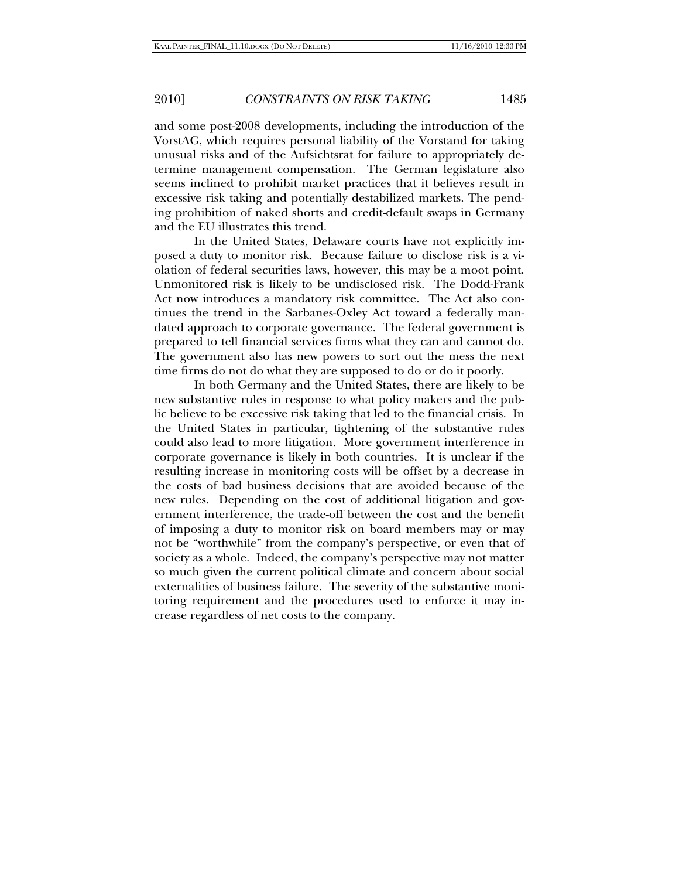and some post-2008 developments, including the introduction of the VorstAG, which requires personal liability of the Vorstand for taking unusual risks and of the Aufsichtsrat for failure to appropriately determine management compensation. The German legislature also seems inclined to prohibit market practices that it believes result in excessive risk taking and potentially destabilized markets. The pending prohibition of naked shorts and credit-default swaps in Germany and the EU illustrates this trend.

In the United States, Delaware courts have not explicitly imposed a duty to monitor risk. Because failure to disclose risk is a violation of federal securities laws, however, this may be a moot point. Unmonitored risk is likely to be undisclosed risk. The Dodd-Frank Act now introduces a mandatory risk committee. The Act also continues the trend in the Sarbanes-Oxley Act toward a federally mandated approach to corporate governance. The federal government is prepared to tell financial services firms what they can and cannot do. The government also has new powers to sort out the mess the next time firms do not do what they are supposed to do or do it poorly.

In both Germany and the United States, there are likely to be new substantive rules in response to what policy makers and the public believe to be excessive risk taking that led to the financial crisis. In the United States in particular, tightening of the substantive rules could also lead to more litigation. More government interference in corporate governance is likely in both countries. It is unclear if the resulting increase in monitoring costs will be offset by a decrease in the costs of bad business decisions that are avoided because of the new rules. Depending on the cost of additional litigation and government interference, the trade-off between the cost and the benefit of imposing a duty to monitor risk on board members may or may not be "worthwhile" from the company's perspective, or even that of society as a whole. Indeed, the company's perspective may not matter so much given the current political climate and concern about social externalities of business failure. The severity of the substantive monitoring requirement and the procedures used to enforce it may increase regardless of net costs to the company.